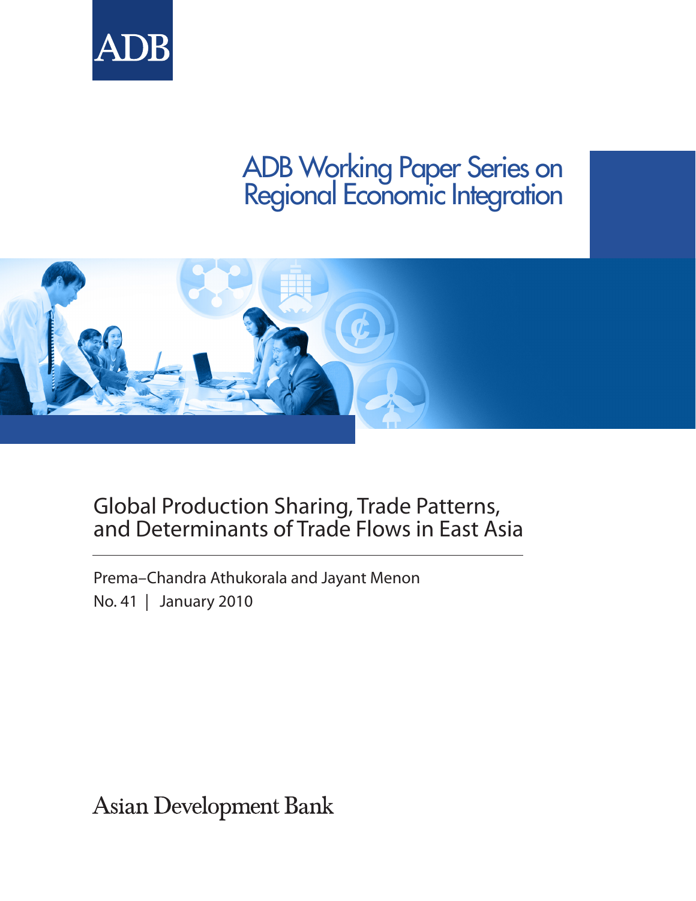ADB

# ADB Working Paper Series on Regional Economic Integration

## Global Production Sharing, Trade Patterns, and Determinants of Trade Flows in East Asia

Prema–Chandra Athukorala and Jayant Menon

No. 41 | January 2010

Asian Development Bank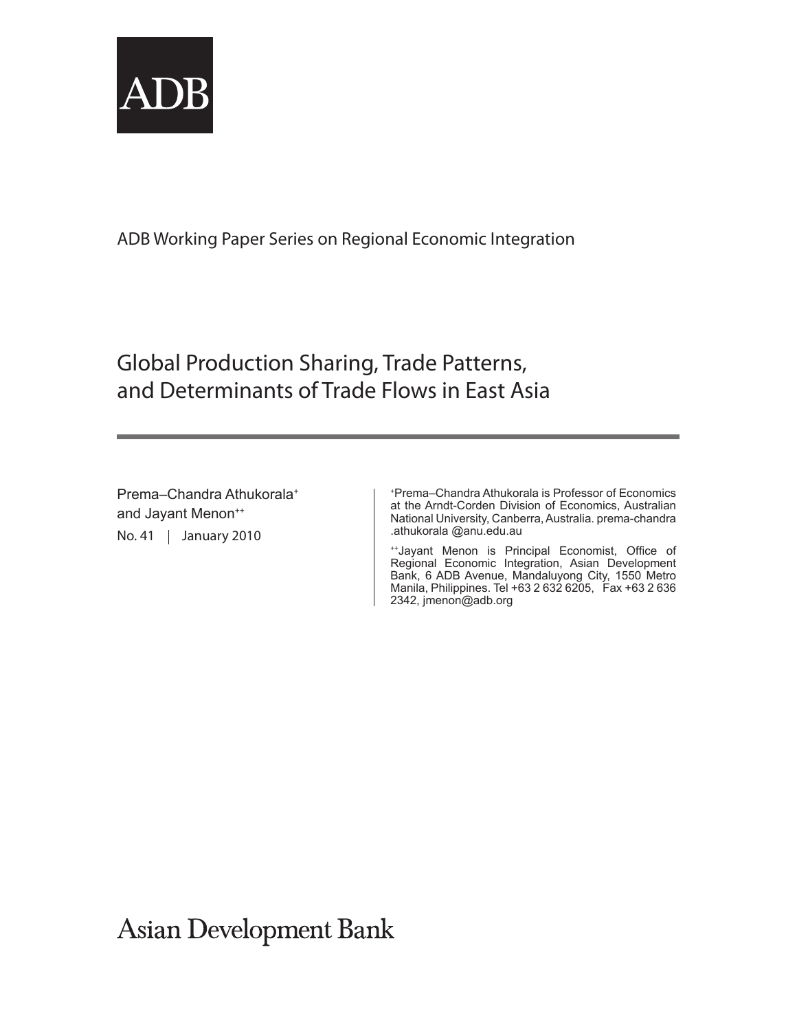ADB

ADB Working Paper Series on Regional Economic Integration

# Global Production Sharing, Trade Patterns, and Determinants of Trade Flows in East Asia

Prema–Chandra Athukorala[+] and Jayant Menon[++]

No. 41 | January 2010

[+]Prema–Chandra Athukorala is Professor of Economics at the Arndt-Corden Division of Economics, Australian National University, Canberra, Australia. prema-chandra .athukorala @anu.edu.au

[++]Jayant Menon is Principal Economist, Office of Regional Economic Integration, Asian Development Bank, 6 ADB Avenue, Mandaluyong City, 1550 Metro Manila, Philippines. Tel +63 2 632 6205, Fax +63 2 636 2342, jmenon@adb.org

Asian Development Bank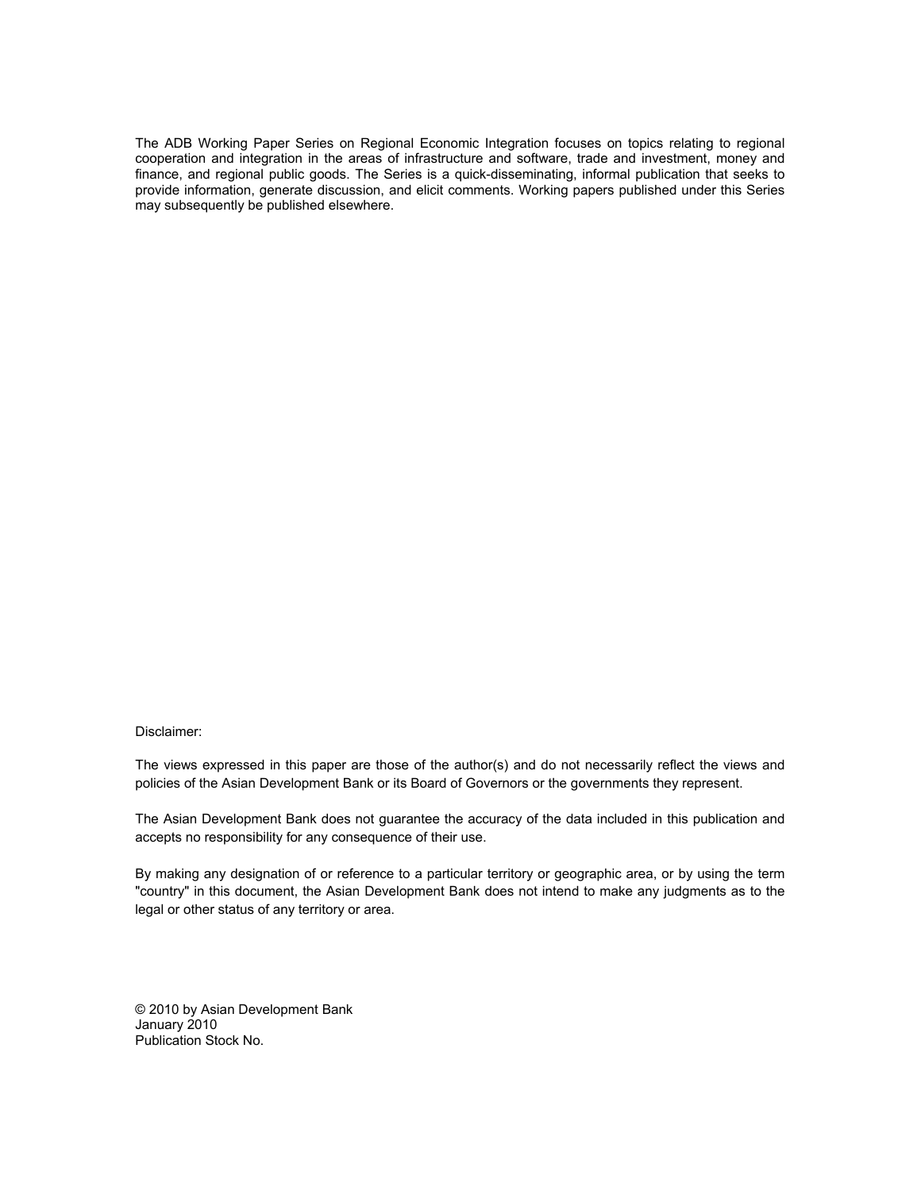The ADB Working Paper Series on Regional Economic Integration focuses on topics relating to regional cooperation and integration in the areas of infrastructure and software, trade and investment, money and finance, and regional public goods. The Series is a quick-disseminating, informal publication that seeks to provide information, generate discussion, and elicit comments. Working papers published under this Series may subsequently be published elsewhere.

Disclaimer:

The views expressed in this paper are those of the author(s) and do not necessarily reflect the views and policies of the Asian Development Bank or its Board of Governors or the governments they represent.

The Asian Development Bank does not guarantee the accuracy of the data included in this publication and accepts no responsibility for any consequence of their use.

By making any designation of or reference to a particular territory or geographic area, or by using the term "country" in this document, the Asian Development Bank does not intend to make any judgments as to the legal or other status of any territory or area.

© 2010 by Asian Development Bank
January 2010
Publication Stock No.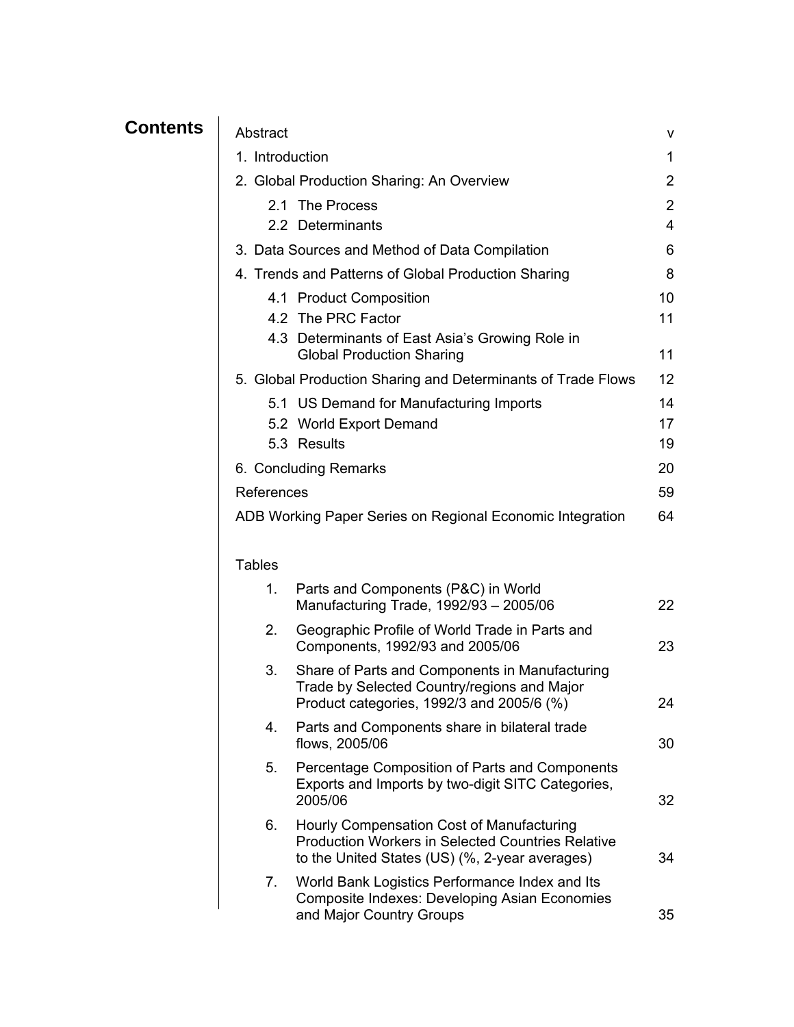# Contents

| | |
|---|---|
| Abstract | v |
| 1. Introduction | 1 |
| 2. Global Production Sharing: An Overview | 2 |
| 2.1 The Process | 2 |
| 2.2 Determinants | 4 |
| 3. Data Sources and Method of Data Compilation | 6 |
| 4. Trends and Patterns of Global Production Sharing | 8 |
| 4.1 Product Composition | 10 |
| 4.2 The PRC Factor | 11 |
| 4.3 Determinants of East Asia's Growing Role in Global Production Sharing | 11 |
| 5. Global Production Sharing and Determinants of Trade Flows | 12 |
| 5.1 US Demand for Manufacturing Imports | 14 |
| 5.2 World Export Demand | 17 |
| 5.3 Results | 19 |
| 6. Concluding Remarks | 20 |
| References | 59 |
| ADB Working Paper Series on Regional Economic Integration | 64 |

Tables

| | | |
|---|---|---|
| 1. | Parts and Components (P&C) in World Manufacturing Trade, 1992/93 – 2005/06 | 22 |
| 2. | Geographic Profile of World Trade in Parts and Components, 1992/93 and 2005/06 | 23 |
| 3. | Share of Parts and Components in Manufacturing Trade by Selected Country/regions and Major Product categories, 1992/3 and 2005/6 (%) | 24 |
| 4. | Parts and Components share in bilateral trade flows, 2005/06 | 30 |
| 5. | Percentage Composition of Parts and Components Exports and Imports by two-digit SITC Categories, 2005/06 | 32 |
| 6. | Hourly Compensation Cost of Manufacturing Production Workers in Selected Countries Relative to the United States (US) (%, 2-year averages) | 34 |
| 7. | World Bank Logistics Performance Index and Its Composite Indexes: Developing Asian Economies and Major Country Groups | 35 |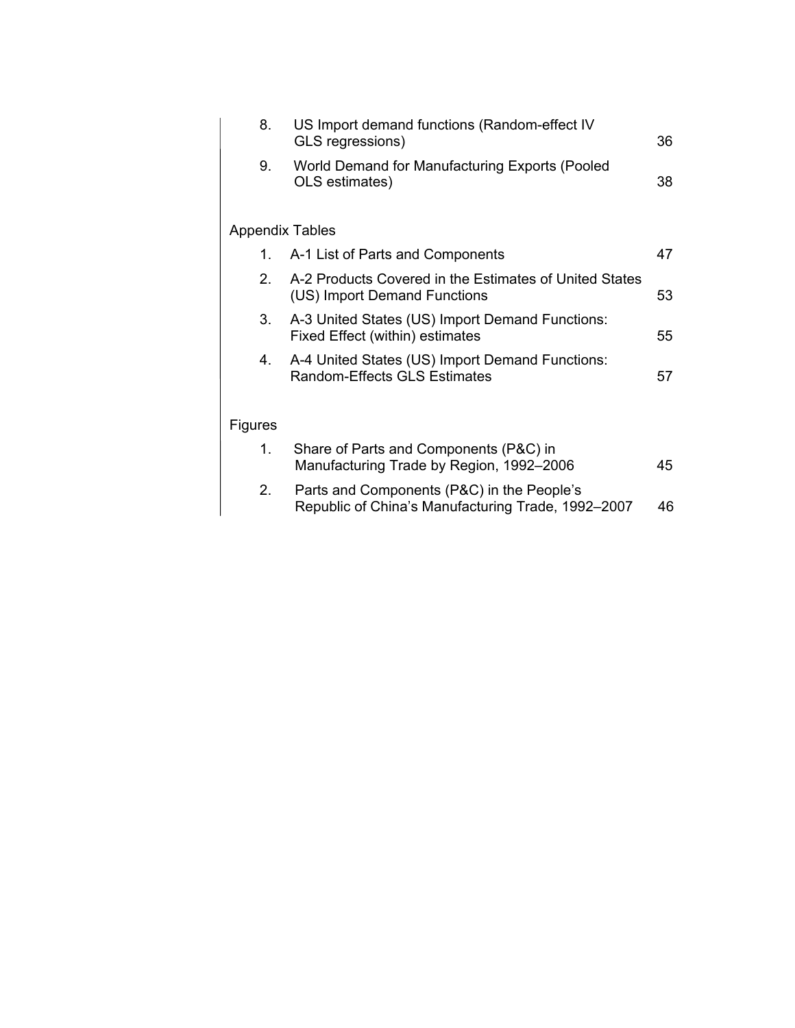| | | |
|---|---|---|
| 8. | US Import demand functions (Random-effect IV GLS regressions) | 36 |
| 9. | World Demand for Manufacturing Exports (Pooled OLS estimates) | 38 |

Appendix Tables

| | | |
|---|---|---|
| 1. | A-1 List of Parts and Components | 47 |
| 2. | A-2 Products Covered in the Estimates of United States (US) Import Demand Functions | 53 |
| 3. | A-3 United States (US) Import Demand Functions: Fixed Effect (within) estimates | 55 |
| 4. | A-4 United States (US) Import Demand Functions: Random-Effects GLS Estimates | 57 |

Figures

| | | |
|---|---|---|
| 1. | Share of Parts and Components (P&C) in Manufacturing Trade by Region, 1992–2006 | 45 |
| 2. | Parts and Components (P&C) in the People's Republic of China's Manufacturing Trade, 1992–2007 | 46 |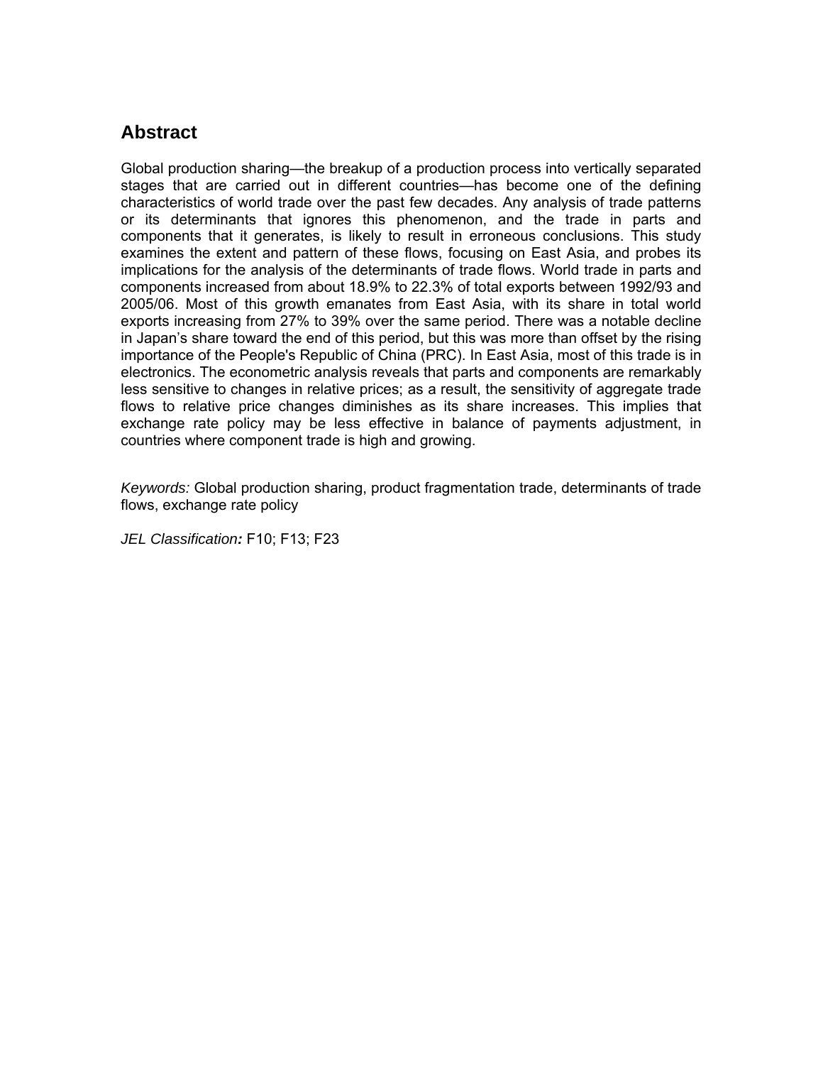## Abstract

Global production sharing—the breakup of a production process into vertically separated stages that are carried out in different countries—has become one of the defining characteristics of world trade over the past few decades. Any analysis of trade patterns or its determinants that ignores this phenomenon, and the trade in parts and components that it generates, is likely to result in erroneous conclusions. This study examines the extent and pattern of these flows, focusing on East Asia, and probes its implications for the analysis of the determinants of trade flows. World trade in parts and components increased from about 18.9% to 22.3% of total exports between 1992/93 and 2005/06. Most of this growth emanates from East Asia, with its share in total world exports increasing from 27% to 39% over the same period. There was a notable decline in Japan's share toward the end of this period, but this was more than offset by the rising importance of the People's Republic of China (PRC). In East Asia, most of this trade is in electronics. The econometric analysis reveals that parts and components are remarkably less sensitive to changes in relative prices; as a result, the sensitivity of aggregate trade flows to relative price changes diminishes as its share increases. This implies that exchange rate policy may be less effective in balance of payments adjustment, in countries where component trade is high and growing.

*Keywords:* Global production sharing, product fragmentation trade, determinants of trade flows, exchange rate policy

*JEL Classification:* F10; F13; F23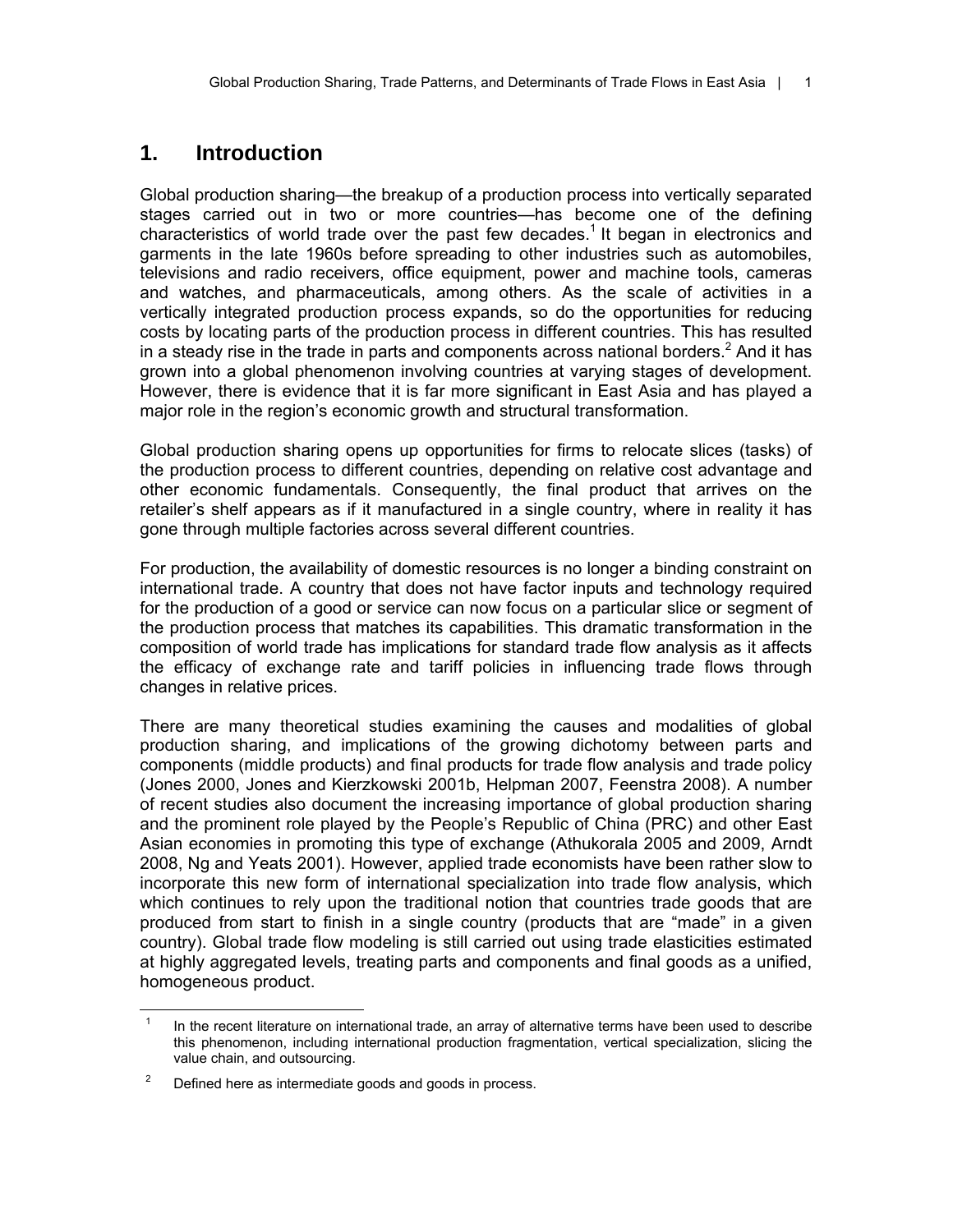## 1. Introduction

Global production sharing—the breakup of a production process into vertically separated stages carried out in two or more countries—has become one of the defining characteristics of world trade over the past few decades.[1] It began in electronics and garments in the late 1960s before spreading to other industries such as automobiles, televisions and radio receivers, office equipment, power and machine tools, cameras and watches, and pharmaceuticals, among others. As the scale of activities in a vertically integrated production process expands, so do the opportunities for reducing costs by locating parts of the production process in different countries. This has resulted in a steady rise in the trade in parts and components across national borders.[2] And it has grown into a global phenomenon involving countries at varying stages of development. However, there is evidence that it is far more significant in East Asia and has played a major role in the region's economic growth and structural transformation.

Global production sharing opens up opportunities for firms to relocate slices (tasks) of the production process to different countries, depending on relative cost advantage and other economic fundamentals. Consequently, the final product that arrives on the retailer's shelf appears as if it manufactured in a single country, where in reality it has gone through multiple factories across several different countries.

For production, the availability of domestic resources is no longer a binding constraint on international trade. A country that does not have factor inputs and technology required for the production of a good or service can now focus on a particular slice or segment of the production process that matches its capabilities. This dramatic transformation in the composition of world trade has implications for standard trade flow analysis as it affects the efficacy of exchange rate and tariff policies in influencing trade flows through changes in relative prices.

There are many theoretical studies examining the causes and modalities of global production sharing, and implications of the growing dichotomy between parts and components (middle products) and final products for trade flow analysis and trade policy (Jones 2000, Jones and Kierzkowski 2001b, Helpman 2007, Feenstra 2008). A number of recent studies also document the increasing importance of global production sharing and the prominent role played by the People's Republic of China (PRC) and other East Asian economies in promoting this type of exchange (Athukorala 2005 and 2009, Arndt 2008, Ng and Yeats 2001). However, applied trade economists have been rather slow to incorporate this new form of international specialization into trade flow analysis, which which continues to rely upon the traditional notion that countries trade goods that are produced from start to finish in a single country (products that are "made" in a given country). Global trade flow modeling is still carried out using trade elasticities estimated at highly aggregated levels, treating parts and components and final goods as a unified, homogeneous product.

[1] In the recent literature on international trade, an array of alternative terms have been used to describe this phenomenon, including international production fragmentation, vertical specialization, slicing the value chain, and outsourcing.

[2] Defined here as intermediate goods and goods in process.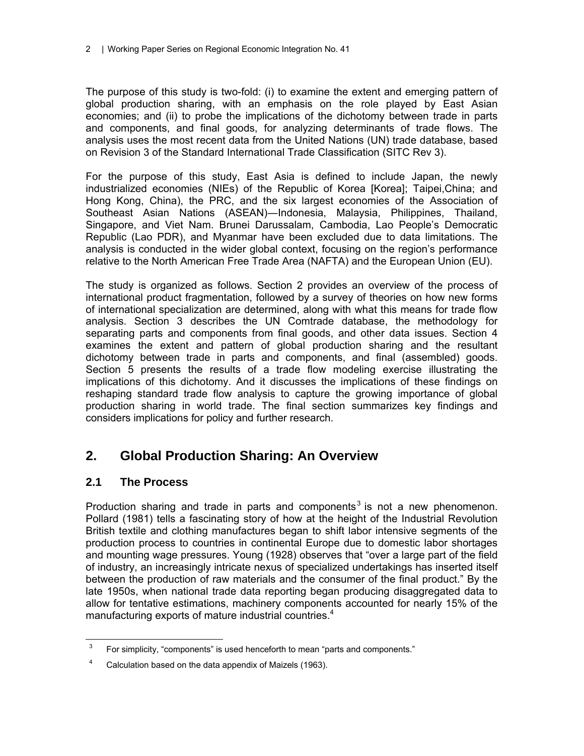The purpose of this study is two-fold: (i) to examine the extent and emerging pattern of global production sharing, with an emphasis on the role played by East Asian economies; and (ii) to probe the implications of the dichotomy between trade in parts and components, and final goods, for analyzing determinants of trade flows. The analysis uses the most recent data from the United Nations (UN) trade database, based on Revision 3 of the Standard International Trade Classification (SITC Rev 3).

For the purpose of this study, East Asia is defined to include Japan, the newly industrialized economies (NIEs) of the Republic of Korea [Korea]; Taipei,China; and Hong Kong, China), the PRC, and the six largest economies of the Association of Southeast Asian Nations (ASEAN)—Indonesia, Malaysia, Philippines, Thailand, Singapore, and Viet Nam. Brunei Darussalam, Cambodia, Lao People's Democratic Republic (Lao PDR), and Myanmar have been excluded due to data limitations. The analysis is conducted in the wider global context, focusing on the region's performance relative to the North American Free Trade Area (NAFTA) and the European Union (EU).

The study is organized as follows. Section 2 provides an overview of the process of international product fragmentation, followed by a survey of theories on how new forms of international specialization are determined, along with what this means for trade flow analysis. Section 3 describes the UN Comtrade database, the methodology for separating parts and components from final goods, and other data issues. Section 4 examines the extent and pattern of global production sharing and the resultant dichotomy between trade in parts and components, and final (assembled) goods. Section 5 presents the results of a trade flow modeling exercise illustrating the implications of this dichotomy. And it discusses the implications of these findings on reshaping standard trade flow analysis to capture the growing importance of global production sharing in world trade. The final section summarizes key findings and considers implications for policy and further research.

## 2. Global Production Sharing: An Overview

### 2.1 The Process

Production sharing and trade in parts and components[3] is not a new phenomenon. Pollard (1981) tells a fascinating story of how at the height of the Industrial Revolution British textile and clothing manufactures began to shift labor intensive segments of the production process to countries in continental Europe due to domestic labor shortages and mounting wage pressures. Young (1928) observes that "over a large part of the field of industry, an increasingly intricate nexus of specialized undertakings has inserted itself between the production of raw materials and the consumer of the final product." By the late 1950s, when national trade data reporting began producing disaggregated data to allow for tentative estimations, machinery components accounted for nearly 15% of the manufacturing exports of mature industrial countries.[4]

[3] For simplicity, "components" is used henceforth to mean "parts and components."

[4] Calculation based on the data appendix of Maizels (1963).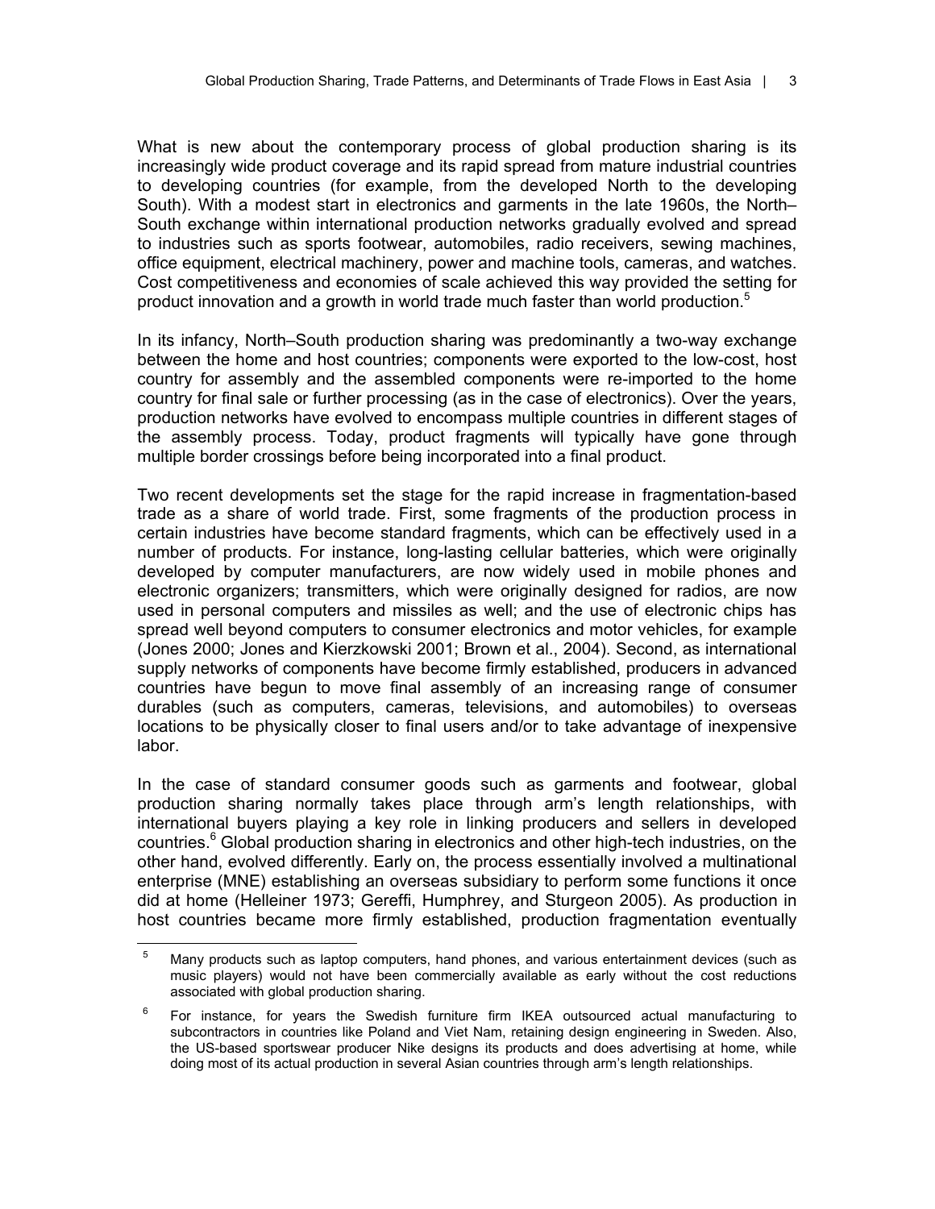What is new about the contemporary process of global production sharing is its increasingly wide product coverage and its rapid spread from mature industrial countries to developing countries (for example, from the developed North to the developing South). With a modest start in electronics and garments in the late 1960s, the North–South exchange within international production networks gradually evolved and spread to industries such as sports footwear, automobiles, radio receivers, sewing machines, office equipment, electrical machinery, power and machine tools, cameras, and watches. Cost competitiveness and economies of scale achieved this way provided the setting for product innovation and a growth in world trade much faster than world production.[5]

In its infancy, North–South production sharing was predominantly a two-way exchange between the home and host countries; components were exported to the low-cost, host country for assembly and the assembled components were re-imported to the home country for final sale or further processing (as in the case of electronics). Over the years, production networks have evolved to encompass multiple countries in different stages of the assembly process. Today, product fragments will typically have gone through multiple border crossings before being incorporated into a final product.

Two recent developments set the stage for the rapid increase in fragmentation-based trade as a share of world trade. First, some fragments of the production process in certain industries have become standard fragments, which can be effectively used in a number of products. For instance, long-lasting cellular batteries, which were originally developed by computer manufacturers, are now widely used in mobile phones and electronic organizers; transmitters, which were originally designed for radios, are now used in personal computers and missiles as well; and the use of electronic chips has spread well beyond computers to consumer electronics and motor vehicles, for example (Jones 2000; Jones and Kierzkowski 2001; Brown et al., 2004). Second, as international supply networks of components have become firmly established, producers in advanced countries have begun to move final assembly of an increasing range of consumer durables (such as computers, cameras, televisions, and automobiles) to overseas locations to be physically closer to final users and/or to take advantage of inexpensive labor.

In the case of standard consumer goods such as garments and footwear, global production sharing normally takes place through arm's length relationships, with international buyers playing a key role in linking producers and sellers in developed countries.[6] Global production sharing in electronics and other high-tech industries, on the other hand, evolved differently. Early on, the process essentially involved a multinational enterprise (MNE) establishing an overseas subsidiary to perform some functions it once did at home (Helleiner 1973; Gereffi, Humphrey, and Sturgeon 2005). As production in host countries became more firmly established, production fragmentation eventually

[5] Many products such as laptop computers, hand phones, and various entertainment devices (such as music players) would not have been commercially available as early without the cost reductions associated with global production sharing.

[6] For instance, for years the Swedish furniture firm IKEA outsourced actual manufacturing to subcontractors in countries like Poland and Viet Nam, retaining design engineering in Sweden. Also, the US-based sportswear producer Nike designs its products and does advertising at home, while doing most of its actual production in several Asian countries through arm's length relationships.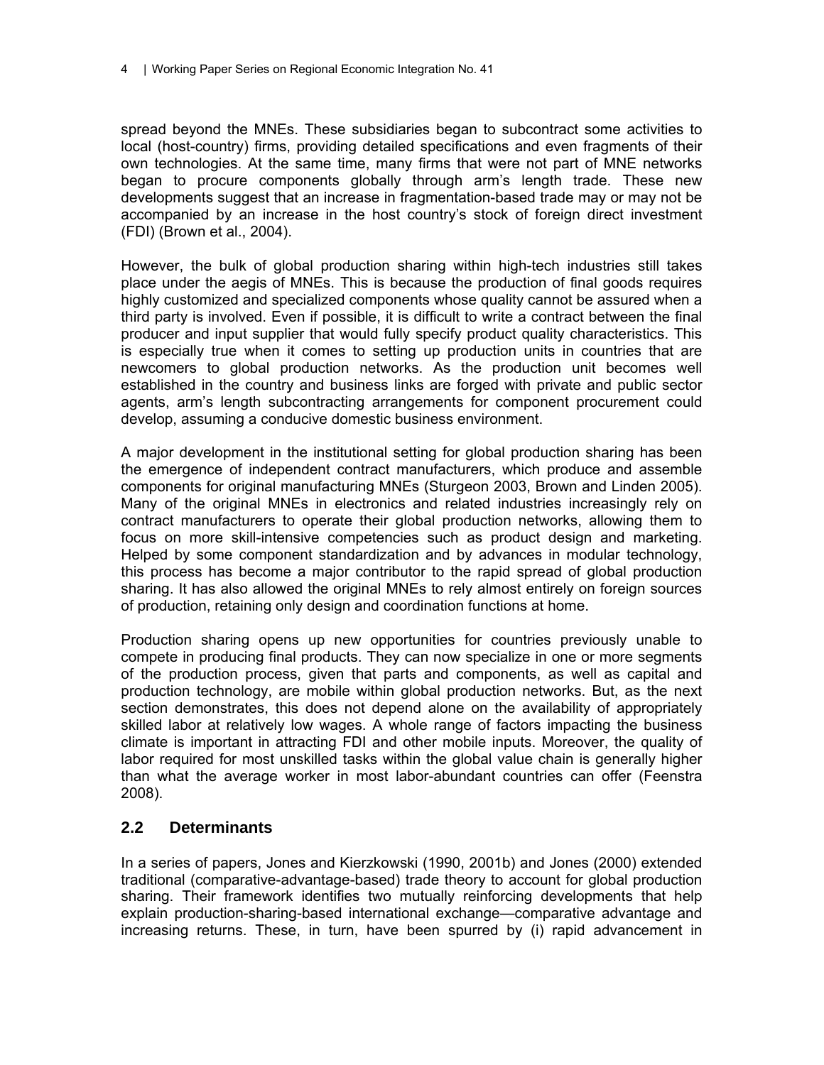spread beyond the MNEs. These subsidiaries began to subcontract some activities to local (host-country) firms, providing detailed specifications and even fragments of their own technologies. At the same time, many firms that were not part of MNE networks began to procure components globally through arm's length trade. These new developments suggest that an increase in fragmentation-based trade may or may not be accompanied by an increase in the host country's stock of foreign direct investment (FDI) (Brown et al., 2004).

However, the bulk of global production sharing within high-tech industries still takes place under the aegis of MNEs. This is because the production of final goods requires highly customized and specialized components whose quality cannot be assured when a third party is involved. Even if possible, it is difficult to write a contract between the final producer and input supplier that would fully specify product quality characteristics. This is especially true when it comes to setting up production units in countries that are newcomers to global production networks. As the production unit becomes well established in the country and business links are forged with private and public sector agents, arm's length subcontracting arrangements for component procurement could develop, assuming a conducive domestic business environment.

A major development in the institutional setting for global production sharing has been the emergence of independent contract manufacturers, which produce and assemble components for original manufacturing MNEs (Sturgeon 2003, Brown and Linden 2005). Many of the original MNEs in electronics and related industries increasingly rely on contract manufacturers to operate their global production networks, allowing them to focus on more skill-intensive competencies such as product design and marketing. Helped by some component standardization and by advances in modular technology, this process has become a major contributor to the rapid spread of global production sharing. It has also allowed the original MNEs to rely almost entirely on foreign sources of production, retaining only design and coordination functions at home.

Production sharing opens up new opportunities for countries previously unable to compete in producing final products. They can now specialize in one or more segments of the production process, given that parts and components, as well as capital and production technology, are mobile within global production networks. But, as the next section demonstrates, this does not depend alone on the availability of appropriately skilled labor at relatively low wages. A whole range of factors impacting the business climate is important in attracting FDI and other mobile inputs. Moreover, the quality of labor required for most unskilled tasks within the global value chain is generally higher than what the average worker in most labor-abundant countries can offer (Feenstra 2008).

## 2.2 Determinants

In a series of papers, Jones and Kierzkowski (1990, 2001b) and Jones (2000) extended traditional (comparative-advantage-based) trade theory to account for global production sharing. Their framework identifies two mutually reinforcing developments that help explain production-sharing-based international exchange—comparative advantage and increasing returns. These, in turn, have been spurred by (i) rapid advancement in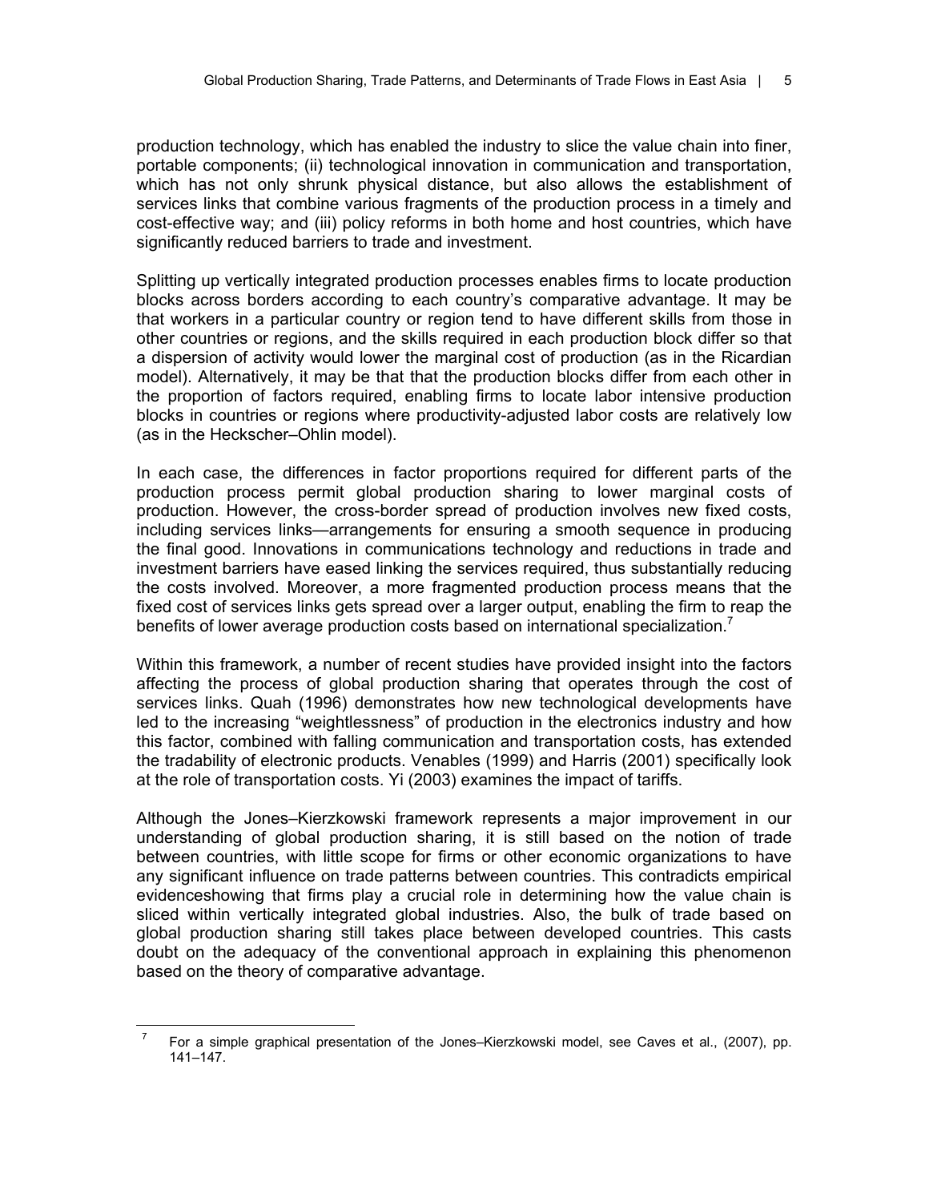production technology, which has enabled the industry to slice the value chain into finer, portable components; (ii) technological innovation in communication and transportation, which has not only shrunk physical distance, but also allows the establishment of services links that combine various fragments of the production process in a timely and cost-effective way; and (iii) policy reforms in both home and host countries, which have significantly reduced barriers to trade and investment.

Splitting up vertically integrated production processes enables firms to locate production blocks across borders according to each country's comparative advantage. It may be that workers in a particular country or region tend to have different skills from those in other countries or regions, and the skills required in each production block differ so that a dispersion of activity would lower the marginal cost of production (as in the Ricardian model). Alternatively, it may be that that the production blocks differ from each other in the proportion of factors required, enabling firms to locate labor intensive production blocks in countries or regions where productivity-adjusted labor costs are relatively low (as in the Heckscher–Ohlin model).

In each case, the differences in factor proportions required for different parts of the production process permit global production sharing to lower marginal costs of production. However, the cross-border spread of production involves new fixed costs, including services links—arrangements for ensuring a smooth sequence in producing the final good. Innovations in communications technology and reductions in trade and investment barriers have eased linking the services required, thus substantially reducing the costs involved. Moreover, a more fragmented production process means that the fixed cost of services links gets spread over a larger output, enabling the firm to reap the benefits of lower average production costs based on international specialization.[7]

Within this framework, a number of recent studies have provided insight into the factors affecting the process of global production sharing that operates through the cost of services links. Quah (1996) demonstrates how new technological developments have led to the increasing "weightlessness" of production in the electronics industry and how this factor, combined with falling communication and transportation costs, has extended the tradability of electronic products. Venables (1999) and Harris (2001) specifically look at the role of transportation costs. Yi (2003) examines the impact of tariffs.

Although the Jones–Kierzkowski framework represents a major improvement in our understanding of global production sharing, it is still based on the notion of trade between countries, with little scope for firms or other economic organizations to have any significant influence on trade patterns between countries. This contradicts empirical evidenceshowing that firms play a crucial role in determining how the value chain is sliced within vertically integrated global industries. Also, the bulk of trade based on global production sharing still takes place between developed countries. This casts doubt on the adequacy of the conventional approach in explaining this phenomenon based on the theory of comparative advantage.

[7] For a simple graphical presentation of the Jones–Kierzkowski model, see Caves et al., (2007), pp. 141–147.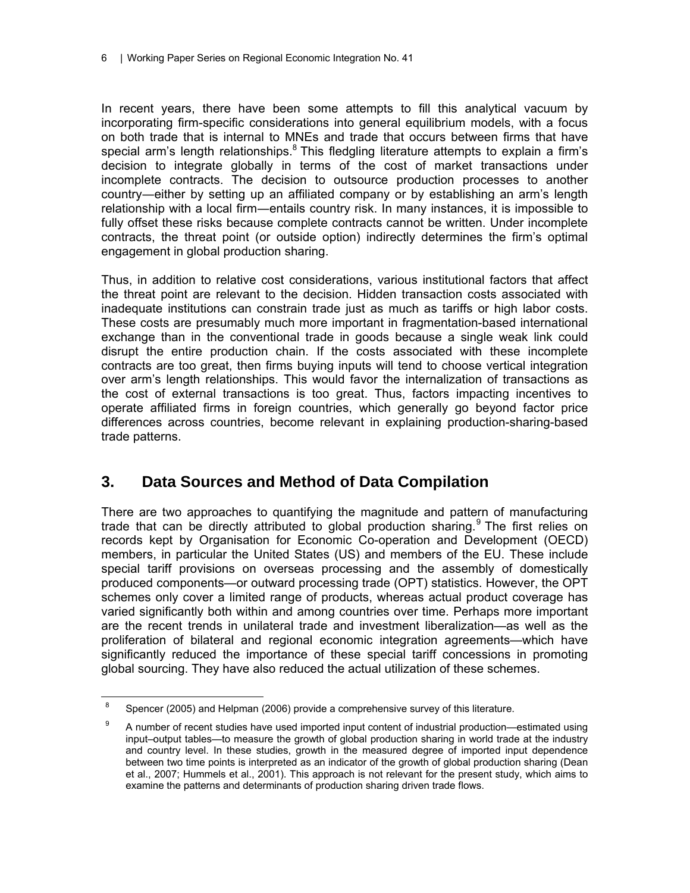In recent years, there have been some attempts to fill this analytical vacuum by incorporating firm-specific considerations into general equilibrium models, with a focus on both trade that is internal to MNEs and trade that occurs between firms that have special arm's length relationships.[8] This fledgling literature attempts to explain a firm's decision to integrate globally in terms of the cost of market transactions under incomplete contracts. The decision to outsource production processes to another country—either by setting up an affiliated company or by establishing an arm's length relationship with a local firm—entails country risk. In many instances, it is impossible to fully offset these risks because complete contracts cannot be written. Under incomplete contracts, the threat point (or outside option) indirectly determines the firm's optimal engagement in global production sharing.

Thus, in addition to relative cost considerations, various institutional factors that affect the threat point are relevant to the decision. Hidden transaction costs associated with inadequate institutions can constrain trade just as much as tariffs or high labor costs. These costs are presumably much more important in fragmentation-based international exchange than in the conventional trade in goods because a single weak link could disrupt the entire production chain. If the costs associated with these incomplete contracts are too great, then firms buying inputs will tend to choose vertical integration over arm's length relationships. This would favor the internalization of transactions as the cost of external transactions is too great. Thus, factors impacting incentives to operate affiliated firms in foreign countries, which generally go beyond factor price differences across countries, become relevant in explaining production-sharing-based trade patterns.

## 3. Data Sources and Method of Data Compilation

There are two approaches to quantifying the magnitude and pattern of manufacturing trade that can be directly attributed to global production sharing.[9] The first relies on records kept by Organisation for Economic Co-operation and Development (OECD) members, in particular the United States (US) and members of the EU. These include special tariff provisions on overseas processing and the assembly of domestically produced components—or outward processing trade (OPT) statistics. However, the OPT schemes only cover a limited range of products, whereas actual product coverage has varied significantly both within and among countries over time. Perhaps more important are the recent trends in unilateral trade and investment liberalization—as well as the proliferation of bilateral and regional economic integration agreements—which have significantly reduced the importance of these special tariff concessions in promoting global sourcing. They have also reduced the actual utilization of these schemes.

---

[8] Spencer (2005) and Helpman (2006) provide a comprehensive survey of this literature.

[9] A number of recent studies have used imported input content of industrial production—estimated using input–output tables—to measure the growth of global production sharing in world trade at the industry and country level. In these studies, growth in the measured degree of imported input dependence between two time points is interpreted as an indicator of the growth of global production sharing (Dean et al., 2007; Hummels et al., 2001). This approach is not relevant for the present study, which aims to examine the patterns and determinants of production sharing driven trade flows.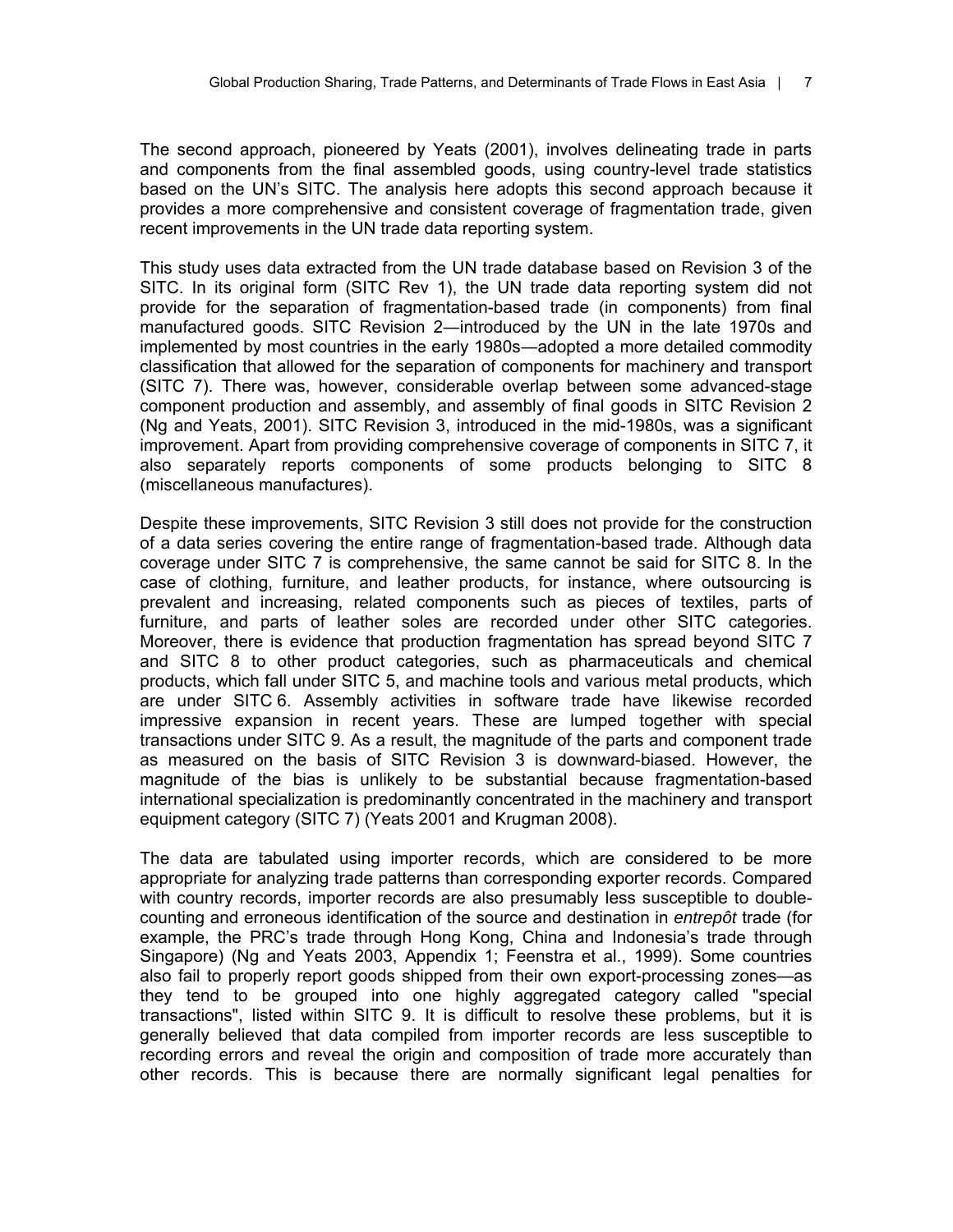The second approach, pioneered by Yeats (2001), involves delineating trade in parts and components from the final assembled goods, using country-level trade statistics based on the UN's SITC. The analysis here adopts this second approach because it provides a more comprehensive and consistent coverage of fragmentation trade, given recent improvements in the UN trade data reporting system.

This study uses data extracted from the UN trade database based on Revision 3 of the SITC. In its original form (SITC Rev 1), the UN trade data reporting system did not provide for the separation of fragmentation-based trade (in components) from final manufactured goods. SITC Revision 2—introduced by the UN in the late 1970s and implemented by most countries in the early 1980s—adopted a more detailed commodity classification that allowed for the separation of components for machinery and transport (SITC 7). There was, however, considerable overlap between some advanced-stage component production and assembly, and assembly of final goods in SITC Revision 2 (Ng and Yeats, 2001). SITC Revision 3, introduced in the mid-1980s, was a significant improvement. Apart from providing comprehensive coverage of components in SITC 7, it also separately reports components of some products belonging to SITC 8 (miscellaneous manufactures).

Despite these improvements, SITC Revision 3 still does not provide for the construction of a data series covering the entire range of fragmentation-based trade. Although data coverage under SITC 7 is comprehensive, the same cannot be said for SITC 8. In the case of clothing, furniture, and leather products, for instance, where outsourcing is prevalent and increasing, related components such as pieces of textiles, parts of furniture, and parts of leather soles are recorded under other SITC categories. Moreover, there is evidence that production fragmentation has spread beyond SITC 7 and SITC 8 to other product categories, such as pharmaceuticals and chemical products, which fall under SITC 5, and machine tools and various metal products, which are under SITC 6. Assembly activities in software trade have likewise recorded impressive expansion in recent years. These are lumped together with special transactions under SITC 9. As a result, the magnitude of the parts and component trade as measured on the basis of SITC Revision 3 is downward-biased. However, the magnitude of the bias is unlikely to be substantial because fragmentation-based international specialization is predominantly concentrated in the machinery and transport equipment category (SITC 7) (Yeats 2001 and Krugman 2008).

The data are tabulated using importer records, which are considered to be more appropriate for analyzing trade patterns than corresponding exporter records. Compared with country records, importer records are also presumably less susceptible to double-counting and erroneous identification of the source and destination in *entrepôt* trade (for example, the PRC's trade through Hong Kong, China and Indonesia's trade through Singapore) (Ng and Yeats 2003, Appendix 1; Feenstra et al., 1999). Some countries also fail to properly report goods shipped from their own export-processing zones—as they tend to be grouped into one highly aggregated category called "special transactions", listed within SITC 9. It is difficult to resolve these problems, but it is generally believed that data compiled from importer records are less susceptible to recording errors and reveal the origin and composition of trade more accurately than other records. This is because there are normally significant legal penalties for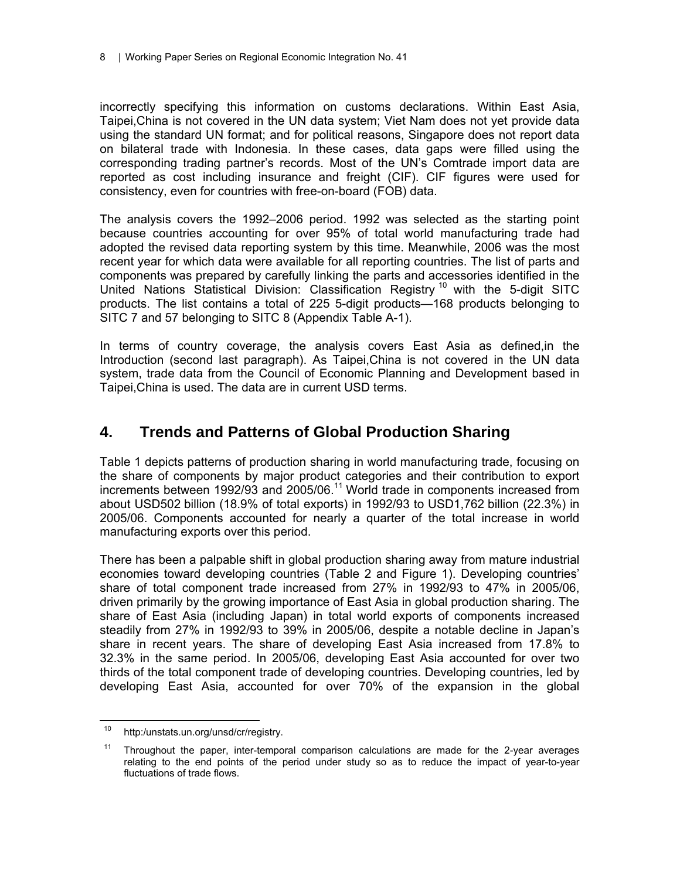incorrectly specifying this information on customs declarations. Within East Asia, Taipei,China is not covered in the UN data system; Viet Nam does not yet provide data using the standard UN format; and for political reasons, Singapore does not report data on bilateral trade with Indonesia. In these cases, data gaps were filled using the corresponding trading partner's records. Most of the UN's Comtrade import data are reported as cost including insurance and freight (CIF). CIF figures were used for consistency, even for countries with free-on-board (FOB) data.

The analysis covers the 1992–2006 period. 1992 was selected as the starting point because countries accounting for over 95% of total world manufacturing trade had adopted the revised data reporting system by this time. Meanwhile, 2006 was the most recent year for which data were available for all reporting countries. The list of parts and components was prepared by carefully linking the parts and accessories identified in the United Nations Statistical Division: Classification Registry [10] with the 5-digit SITC products. The list contains a total of 225 5-digit products—168 products belonging to SITC 7 and 57 belonging to SITC 8 (Appendix Table A-1).

In terms of country coverage, the analysis covers East Asia as defined,in the Introduction (second last paragraph). As Taipei,China is not covered in the UN data system, trade data from the Council of Economic Planning and Development based in Taipei,China is used. The data are in current USD terms.

## 4. Trends and Patterns of Global Production Sharing

Table 1 depicts patterns of production sharing in world manufacturing trade, focusing on the share of components by major product categories and their contribution to export increments between 1992/93 and 2005/06.[11] World trade in components increased from about USD502 billion (18.9% of total exports) in 1992/93 to USD1,762 billion (22.3%) in 2005/06. Components accounted for nearly a quarter of the total increase in world manufacturing exports over this period.

There has been a palpable shift in global production sharing away from mature industrial economies toward developing countries (Table 2 and Figure 1). Developing countries' share of total component trade increased from 27% in 1992/93 to 47% in 2005/06, driven primarily by the growing importance of East Asia in global production sharing. The share of East Asia (including Japan) in total world exports of components increased steadily from 27% in 1992/93 to 39% in 2005/06, despite a notable decline in Japan's share in recent years. The share of developing East Asia increased from 17.8% to 32.3% in the same period. In 2005/06, developing East Asia accounted for over two thirds of the total component trade of developing countries. Developing countries, led by developing East Asia, accounted for over 70% of the expansion in the global

---

[10] http:/unstats.un.org/unsd/cr/registry.

[11] Throughout the paper, inter-temporal comparison calculations are made for the 2-year averages relating to the end points of the period under study so as to reduce the impact of year-to-year fluctuations of trade flows.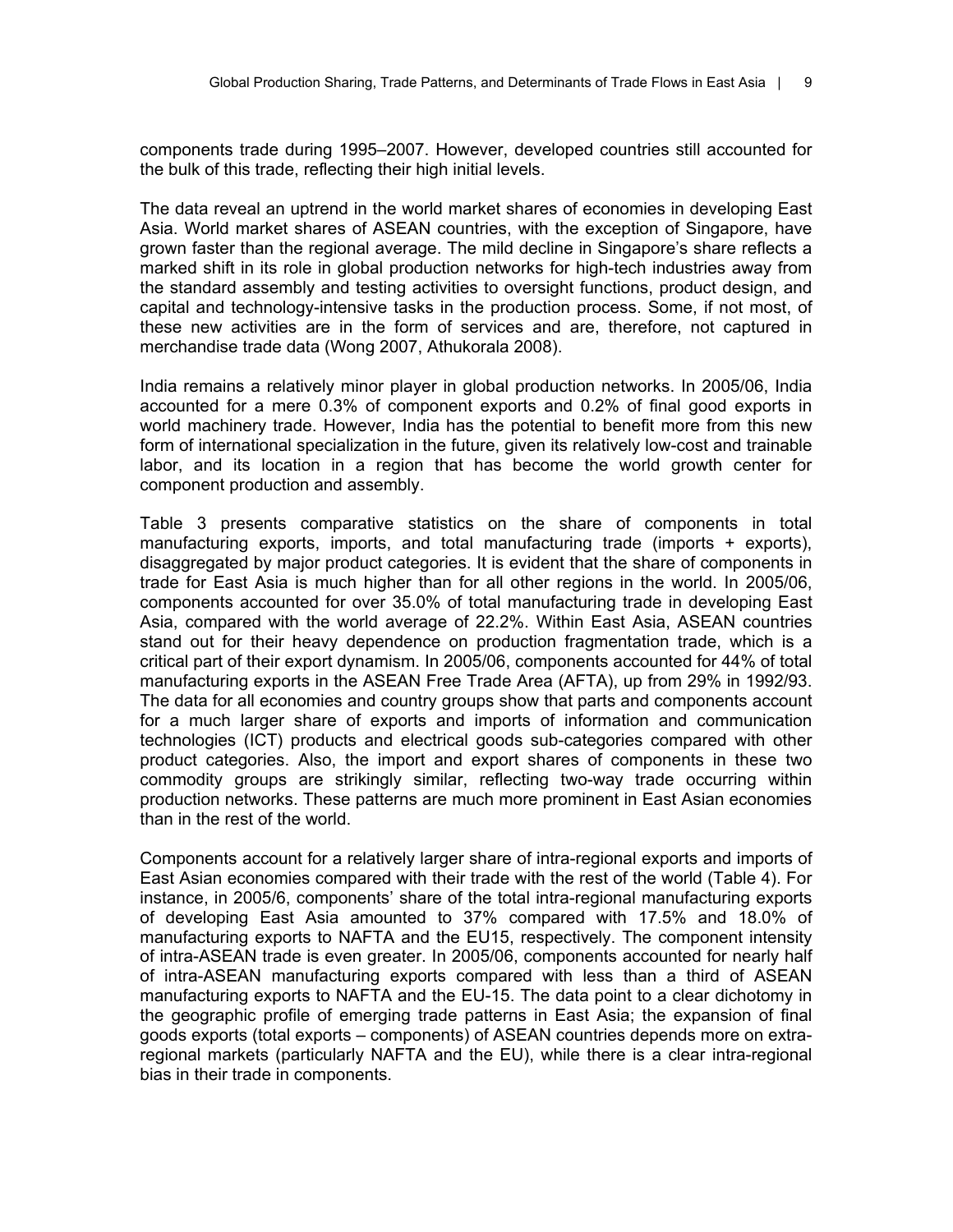components trade during 1995–2007. However, developed countries still accounted for the bulk of this trade, reflecting their high initial levels.

The data reveal an uptrend in the world market shares of economies in developing East Asia. World market shares of ASEAN countries, with the exception of Singapore, have grown faster than the regional average. The mild decline in Singapore's share reflects a marked shift in its role in global production networks for high-tech industries away from the standard assembly and testing activities to oversight functions, product design, and capital and technology-intensive tasks in the production process. Some, if not most, of these new activities are in the form of services and are, therefore, not captured in merchandise trade data (Wong 2007, Athukorala 2008).

India remains a relatively minor player in global production networks. In 2005/06, India accounted for a mere 0.3% of component exports and 0.2% of final good exports in world machinery trade. However, India has the potential to benefit more from this new form of international specialization in the future, given its relatively low-cost and trainable labor, and its location in a region that has become the world growth center for component production and assembly.

Table 3 presents comparative statistics on the share of components in total manufacturing exports, imports, and total manufacturing trade (imports + exports), disaggregated by major product categories. It is evident that the share of components in trade for East Asia is much higher than for all other regions in the world. In 2005/06, components accounted for over 35.0% of total manufacturing trade in developing East Asia, compared with the world average of 22.2%. Within East Asia, ASEAN countries stand out for their heavy dependence on production fragmentation trade, which is a critical part of their export dynamism. In 2005/06, components accounted for 44% of total manufacturing exports in the ASEAN Free Trade Area (AFTA), up from 29% in 1992/93. The data for all economies and country groups show that parts and components account for a much larger share of exports and imports of information and communication technologies (ICT) products and electrical goods sub-categories compared with other product categories. Also, the import and export shares of components in these two commodity groups are strikingly similar, reflecting two-way trade occurring within production networks. These patterns are much more prominent in East Asian economies than in the rest of the world.

Components account for a relatively larger share of intra-regional exports and imports of East Asian economies compared with their trade with the rest of the world (Table 4). For instance, in 2005/6, components' share of the total intra-regional manufacturing exports of developing East Asia amounted to 37% compared with 17.5% and 18.0% of manufacturing exports to NAFTA and the EU15, respectively. The component intensity of intra-ASEAN trade is even greater. In 2005/06, components accounted for nearly half of intra-ASEAN manufacturing exports compared with less than a third of ASEAN manufacturing exports to NAFTA and the EU-15. The data point to a clear dichotomy in the geographic profile of emerging trade patterns in East Asia; the expansion of final goods exports (total exports – components) of ASEAN countries depends more on extra-regional markets (particularly NAFTA and the EU), while there is a clear intra-regional bias in their trade in components.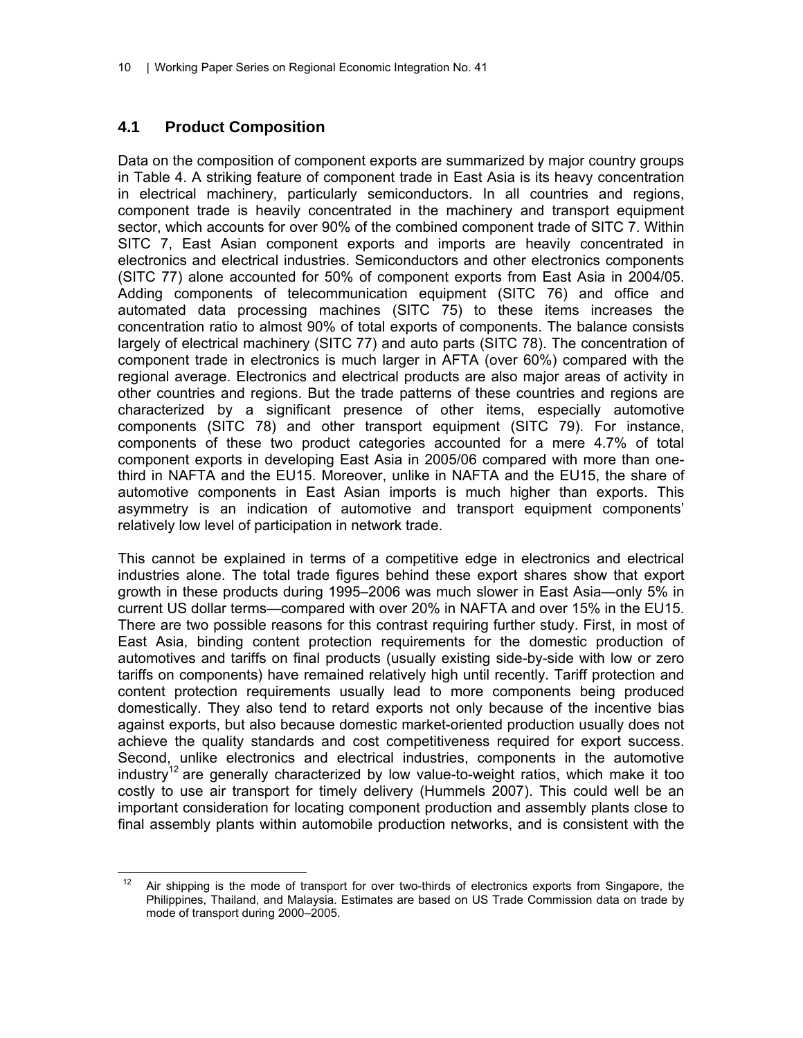## 4.1 Product Composition

Data on the composition of component exports are summarized by major country groups in Table 4. A striking feature of component trade in East Asia is its heavy concentration in electrical machinery, particularly semiconductors. In all countries and regions, component trade is heavily concentrated in the machinery and transport equipment sector, which accounts for over 90% of the combined component trade of SITC 7. Within SITC 7, East Asian component exports and imports are heavily concentrated in electronics and electrical industries. Semiconductors and other electronics components (SITC 77) alone accounted for 50% of component exports from East Asia in 2004/05. Adding components of telecommunication equipment (SITC 76) and office and automated data processing machines (SITC 75) to these items increases the concentration ratio to almost 90% of total exports of components. The balance consists largely of electrical machinery (SITC 77) and auto parts (SITC 78). The concentration of component trade in electronics is much larger in AFTA (over 60%) compared with the regional average. Electronics and electrical products are also major areas of activity in other countries and regions. But the trade patterns of these countries and regions are characterized by a significant presence of other items, especially automotive components (SITC 78) and other transport equipment (SITC 79). For instance, components of these two product categories accounted for a mere 4.7% of total component exports in developing East Asia in 2005/06 compared with more than one-third in NAFTA and the EU15. Moreover, unlike in NAFTA and the EU15, the share of automotive components in East Asian imports is much higher than exports. This asymmetry is an indication of automotive and transport equipment components' relatively low level of participation in network trade.

This cannot be explained in terms of a competitive edge in electronics and electrical industries alone. The total trade figures behind these export shares show that export growth in these products during 1995–2006 was much slower in East Asia—only 5% in current US dollar terms—compared with over 20% in NAFTA and over 15% in the EU15. There are two possible reasons for this contrast requiring further study. First, in most of East Asia, binding content protection requirements for the domestic production of automotives and tariffs on final products (usually existing side-by-side with low or zero tariffs on components) have remained relatively high until recently. Tariff protection and content protection requirements usually lead to more components being produced domestically. They also tend to retard exports not only because of the incentive bias against exports, but also because domestic market-oriented production usually does not achieve the quality standards and cost competitiveness required for export success. Second, unlike electronics and electrical industries, components in the automotive industry[12] are generally characterized by low value-to-weight ratios, which make it too costly to use air transport for timely delivery (Hummels 2007). This could well be an important consideration for locating component production and assembly plants close to final assembly plants within automobile production networks, and is consistent with the

[12] Air shipping is the mode of transport for over two-thirds of electronics exports from Singapore, the Philippines, Thailand, and Malaysia. Estimates are based on US Trade Commission data on trade by mode of transport during 2000–2005.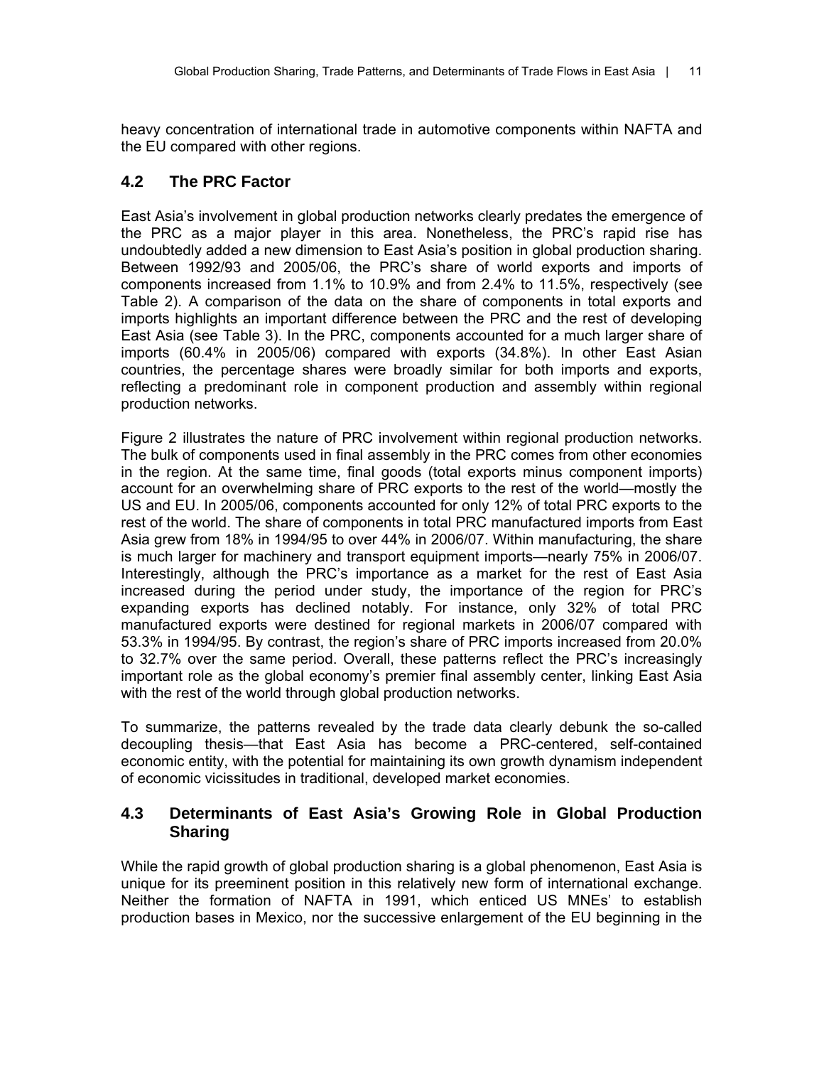heavy concentration of international trade in automotive components within NAFTA and the EU compared with other regions.

## 4.2 The PRC Factor

East Asia's involvement in global production networks clearly predates the emergence of the PRC as a major player in this area. Nonetheless, the PRC's rapid rise has undoubtedly added a new dimension to East Asia's position in global production sharing. Between 1992/93 and 2005/06, the PRC's share of world exports and imports of components increased from 1.1% to 10.9% and from 2.4% to 11.5%, respectively (see Table 2). A comparison of the data on the share of components in total exports and imports highlights an important difference between the PRC and the rest of developing East Asia (see Table 3). In the PRC, components accounted for a much larger share of imports (60.4% in 2005/06) compared with exports (34.8%). In other East Asian countries, the percentage shares were broadly similar for both imports and exports, reflecting a predominant role in component production and assembly within regional production networks.

Figure 2 illustrates the nature of PRC involvement within regional production networks. The bulk of components used in final assembly in the PRC comes from other economies in the region. At the same time, final goods (total exports minus component imports) account for an overwhelming share of PRC exports to the rest of the world—mostly the US and EU. In 2005/06, components accounted for only 12% of total PRC exports to the rest of the world. The share of components in total PRC manufactured imports from East Asia grew from 18% in 1994/95 to over 44% in 2006/07. Within manufacturing, the share is much larger for machinery and transport equipment imports—nearly 75% in 2006/07. Interestingly, although the PRC's importance as a market for the rest of East Asia increased during the period under study, the importance of the region for PRC's expanding exports has declined notably. For instance, only 32% of total PRC manufactured exports were destined for regional markets in 2006/07 compared with 53.3% in 1994/95. By contrast, the region's share of PRC imports increased from 20.0% to 32.7% over the same period. Overall, these patterns reflect the PRC's increasingly important role as the global economy's premier final assembly center, linking East Asia with the rest of the world through global production networks.

To summarize, the patterns revealed by the trade data clearly debunk the so-called decoupling thesis—that East Asia has become a PRC-centered, self-contained economic entity, with the potential for maintaining its own growth dynamism independent of economic vicissitudes in traditional, developed market economies.

## 4.3 Determinants of East Asia's Growing Role in Global Production Sharing

While the rapid growth of global production sharing is a global phenomenon, East Asia is unique for its preeminent position in this relatively new form of international exchange. Neither the formation of NAFTA in 1991, which enticed US MNEs' to establish production bases in Mexico, nor the successive enlargement of the EU beginning in the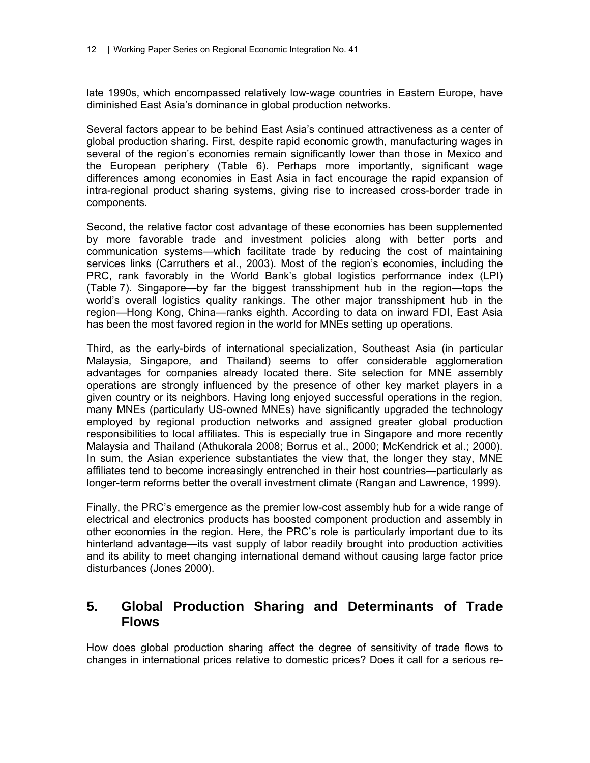late 1990s, which encompassed relatively low-wage countries in Eastern Europe, have diminished East Asia's dominance in global production networks.

Several factors appear to be behind East Asia's continued attractiveness as a center of global production sharing. First, despite rapid economic growth, manufacturing wages in several of the region's economies remain significantly lower than those in Mexico and the European periphery (Table 6). Perhaps more importantly, significant wage differences among economies in East Asia in fact encourage the rapid expansion of intra-regional product sharing systems, giving rise to increased cross-border trade in components.

Second, the relative factor cost advantage of these economies has been supplemented by more favorable trade and investment policies along with better ports and communication systems—which facilitate trade by reducing the cost of maintaining services links (Carruthers et al., 2003). Most of the region's economies, including the PRC, rank favorably in the World Bank's global logistics performance index (LPI) (Table 7). Singapore—by far the biggest transshipment hub in the region—tops the world's overall logistics quality rankings. The other major transshipment hub in the region—Hong Kong, China—ranks eighth. According to data on inward FDI, East Asia has been the most favored region in the world for MNEs setting up operations.

Third, as the early-birds of international specialization, Southeast Asia (in particular Malaysia, Singapore, and Thailand) seems to offer considerable agglomeration advantages for companies already located there. Site selection for MNE assembly operations are strongly influenced by the presence of other key market players in a given country or its neighbors. Having long enjoyed successful operations in the region, many MNEs (particularly US-owned MNEs) have significantly upgraded the technology employed by regional production networks and assigned greater global production responsibilities to local affiliates. This is especially true in Singapore and more recently Malaysia and Thailand (Athukorala 2008; Borrus et al., 2000; McKendrick et al.; 2000). In sum, the Asian experience substantiates the view that, the longer they stay, MNE affiliates tend to become increasingly entrenched in their host countries—particularly as longer-term reforms better the overall investment climate (Rangan and Lawrence, 1999).

Finally, the PRC's emergence as the premier low-cost assembly hub for a wide range of electrical and electronics products has boosted component production and assembly in other economies in the region. Here, the PRC's role is particularly important due to its hinterland advantage—its vast supply of labor readily brought into production activities and its ability to meet changing international demand without causing large factor price disturbances (Jones 2000).

## 5. Global Production Sharing and Determinants of Trade Flows

How does global production sharing affect the degree of sensitivity of trade flows to changes in international prices relative to domestic prices? Does it call for a serious re-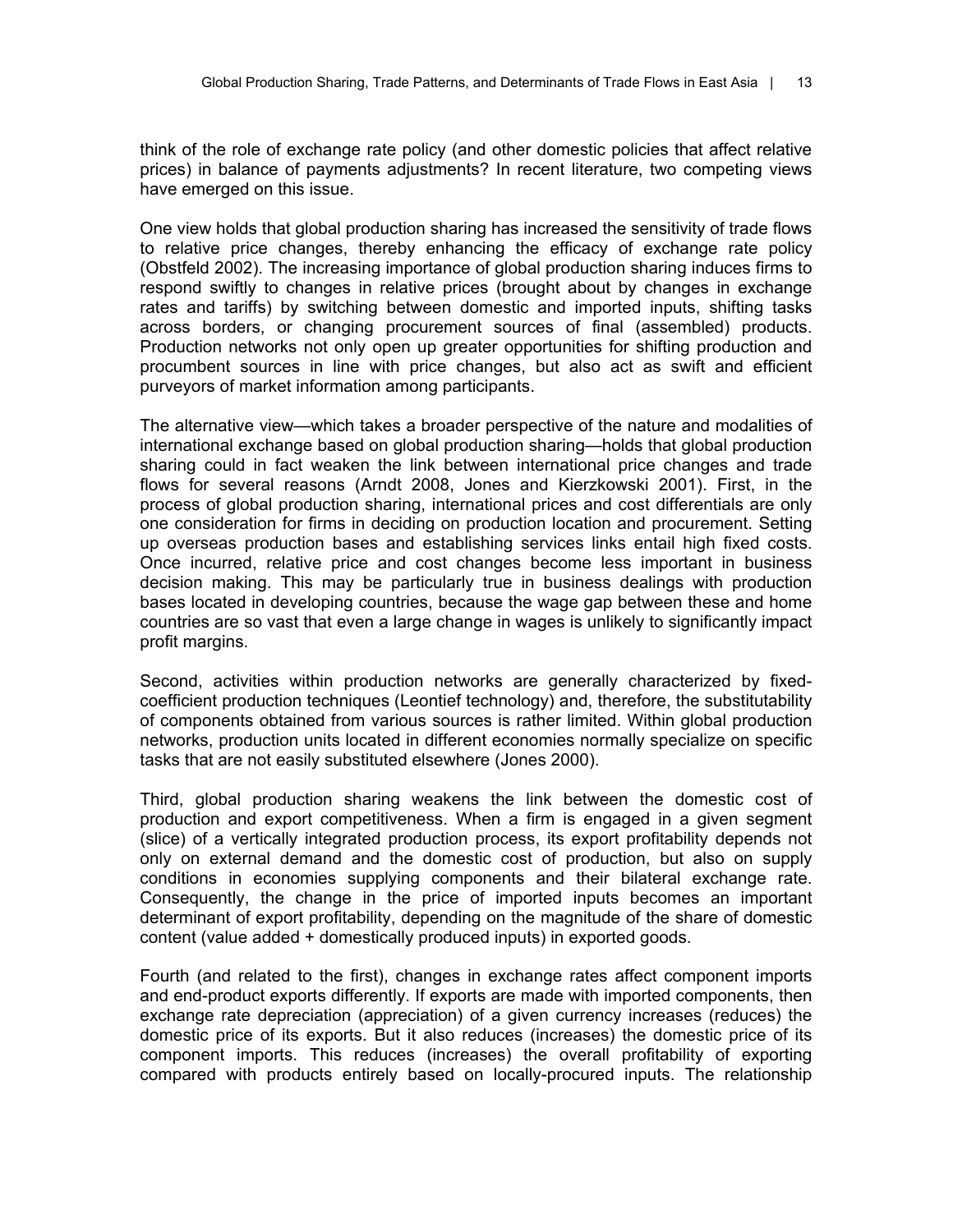think of the role of exchange rate policy (and other domestic policies that affect relative prices) in balance of payments adjustments? In recent literature, two competing views have emerged on this issue.

One view holds that global production sharing has increased the sensitivity of trade flows to relative price changes, thereby enhancing the efficacy of exchange rate policy (Obstfeld 2002). The increasing importance of global production sharing induces firms to respond swiftly to changes in relative prices (brought about by changes in exchange rates and tariffs) by switching between domestic and imported inputs, shifting tasks across borders, or changing procurement sources of final (assembled) products. Production networks not only open up greater opportunities for shifting production and procumbent sources in line with price changes, but also act as swift and efficient purveyors of market information among participants.

The alternative view—which takes a broader perspective of the nature and modalities of international exchange based on global production sharing—holds that global production sharing could in fact weaken the link between international price changes and trade flows for several reasons (Arndt 2008, Jones and Kierzkowski 2001). First, in the process of global production sharing, international prices and cost differentials are only one consideration for firms in deciding on production location and procurement. Setting up overseas production bases and establishing services links entail high fixed costs. Once incurred, relative price and cost changes become less important in business decision making. This may be particularly true in business dealings with production bases located in developing countries, because the wage gap between these and home countries are so vast that even a large change in wages is unlikely to significantly impact profit margins.

Second, activities within production networks are generally characterized by fixed-coefficient production techniques (Leontief technology) and, therefore, the substitutability of components obtained from various sources is rather limited. Within global production networks, production units located in different economies normally specialize on specific tasks that are not easily substituted elsewhere (Jones 2000).

Third, global production sharing weakens the link between the domestic cost of production and export competitiveness. When a firm is engaged in a given segment (slice) of a vertically integrated production process, its export profitability depends not only on external demand and the domestic cost of production, but also on supply conditions in economies supplying components and their bilateral exchange rate. Consequently, the change in the price of imported inputs becomes an important determinant of export profitability, depending on the magnitude of the share of domestic content (value added + domestically produced inputs) in exported goods.

Fourth (and related to the first), changes in exchange rates affect component imports and end-product exports differently. If exports are made with imported components, then exchange rate depreciation (appreciation) of a given currency increases (reduces) the domestic price of its exports. But it also reduces (increases) the domestic price of its component imports. This reduces (increases) the overall profitability of exporting compared with products entirely based on locally-procured inputs. The relationship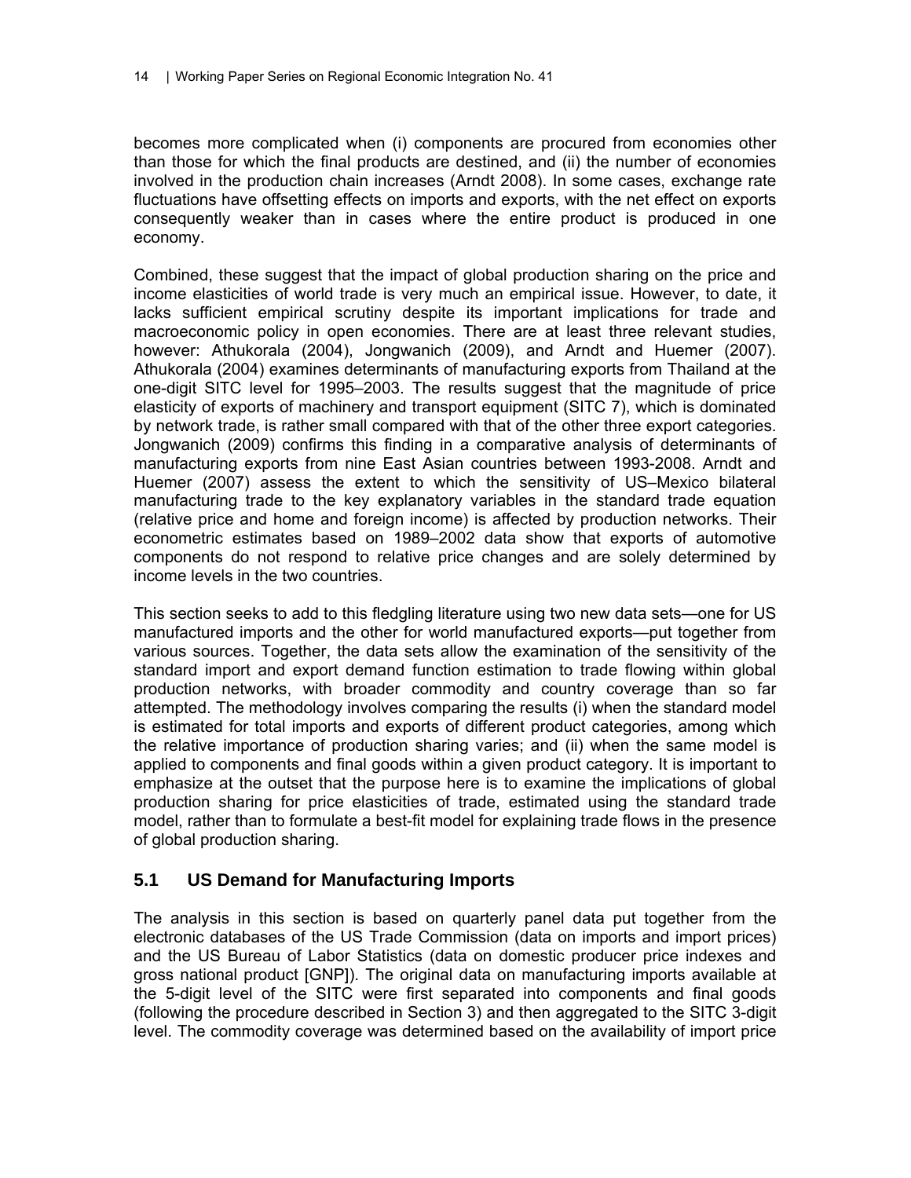becomes more complicated when (i) components are procured from economies other than those for which the final products are destined, and (ii) the number of economies involved in the production chain increases (Arndt 2008). In some cases, exchange rate fluctuations have offsetting effects on imports and exports, with the net effect on exports consequently weaker than in cases where the entire product is produced in one economy.

Combined, these suggest that the impact of global production sharing on the price and income elasticities of world trade is very much an empirical issue. However, to date, it lacks sufficient empirical scrutiny despite its important implications for trade and macroeconomic policy in open economies. There are at least three relevant studies, however: Athukorala (2004), Jongwanich (2009), and Arndt and Huemer (2007). Athukorala (2004) examines determinants of manufacturing exports from Thailand at the one-digit SITC level for 1995–2003. The results suggest that the magnitude of price elasticity of exports of machinery and transport equipment (SITC 7), which is dominated by network trade, is rather small compared with that of the other three export categories. Jongwanich (2009) confirms this finding in a comparative analysis of determinants of manufacturing exports from nine East Asian countries between 1993-2008. Arndt and Huemer (2007) assess the extent to which the sensitivity of US–Mexico bilateral manufacturing trade to the key explanatory variables in the standard trade equation (relative price and home and foreign income) is affected by production networks. Their econometric estimates based on 1989–2002 data show that exports of automotive components do not respond to relative price changes and are solely determined by income levels in the two countries.

This section seeks to add to this fledgling literature using two new data sets—one for US manufactured imports and the other for world manufactured exports—put together from various sources. Together, the data sets allow the examination of the sensitivity of the standard import and export demand function estimation to trade flowing within global production networks, with broader commodity and country coverage than so far attempted. The methodology involves comparing the results (i) when the standard model is estimated for total imports and exports of different product categories, among which the relative importance of production sharing varies; and (ii) when the same model is applied to components and final goods within a given product category. It is important to emphasize at the outset that the purpose here is to examine the implications of global production sharing for price elasticities of trade, estimated using the standard trade model, rather than to formulate a best-fit model for explaining trade flows in the presence of global production sharing.

## 5.1 US Demand for Manufacturing Imports

The analysis in this section is based on quarterly panel data put together from the electronic databases of the US Trade Commission (data on imports and import prices) and the US Bureau of Labor Statistics (data on domestic producer price indexes and gross national product [GNP]). The original data on manufacturing imports available at the 5-digit level of the SITC were first separated into components and final goods (following the procedure described in Section 3) and then aggregated to the SITC 3-digit level. The commodity coverage was determined based on the availability of import price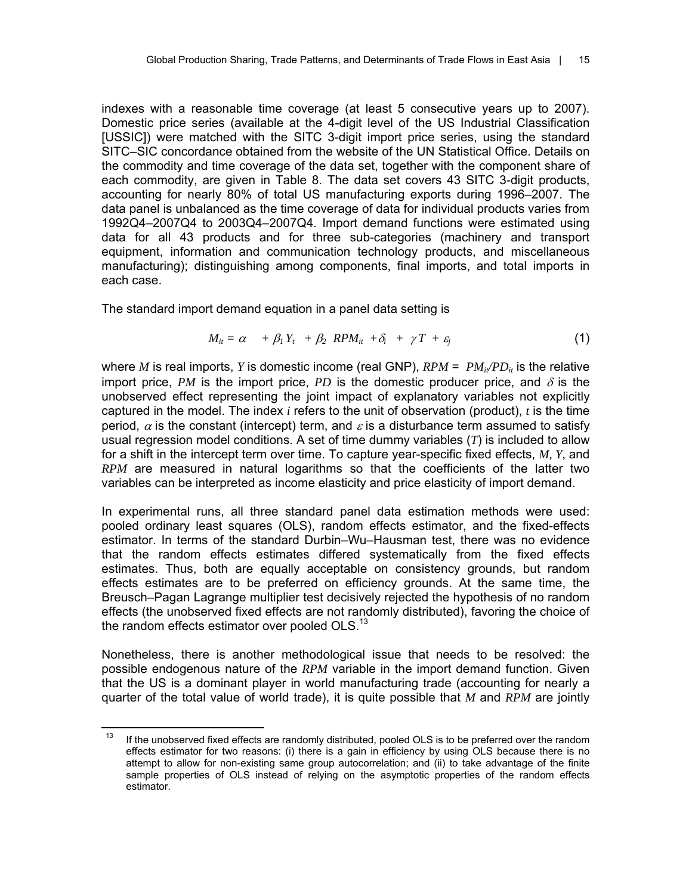indexes with a reasonable time coverage (at least 5 consecutive years up to 2007). Domestic price series (available at the 4-digit level of the US Industrial Classification [USSIC]) were matched with the SITC 3-digit import price series, using the standard SITC–SIC concordance obtained from the website of the UN Statistical Office. Details on the commodity and time coverage of the data set, together with the component share of each commodity, are given in Table 8. The data set covers 43 SITC 3-digit products, accounting for nearly 80% of total US manufacturing exports during 1996–2007. The data panel is unbalanced as the time coverage of data for individual products varies from 1992Q4–2007Q4 to 2003Q4–2007Q4. Import demand functions were estimated using data for all 43 products and for three sub-categories (machinery and transport equipment, information and communication technology products, and miscellaneous manufacturing); distinguishing among components, final imports, and total imports in each case.

The standard import demand equation in a panel data setting is

$$M_{it} = \alpha + \beta_1 Y_t + \beta_2 \; RPM_{it} + \delta_i + \gamma T + \varepsilon_j \tag{1}$$

where $M$ is real imports, $Y$ is domestic income (real GNP), $RPM = PM_{it}/PD_{it}$ is the relative import price, $PM$ is the import price, $PD$ is the domestic producer price, and $\delta$ is the unobserved effect representing the joint impact of explanatory variables not explicitly captured in the model. The index $i$ refers to the unit of observation (product), $t$ is the time period, $\alpha$ is the constant (intercept) term, and $\varepsilon$ is a disturbance term assumed to satisfy usual regression model conditions. A set of time dummy variables ($T$) is included to allow for a shift in the intercept term over time. To capture year-specific fixed effects, $M$, $Y$, and $RPM$ are measured in natural logarithms so that the coefficients of the latter two variables can be interpreted as income elasticity and price elasticity of import demand.

In experimental runs, all three standard panel data estimation methods were used: pooled ordinary least squares (OLS), random effects estimator, and the fixed-effects estimator. In terms of the standard Durbin–Wu–Hausman test, there was no evidence that the random effects estimates differed systematically from the fixed effects estimates. Thus, both are equally acceptable on consistency grounds, but random effects estimates are to be preferred on efficiency grounds. At the same time, the Breusch–Pagan Lagrange multiplier test decisively rejected the hypothesis of no random effects (the unobserved fixed effects are not randomly distributed), favoring the choice of the random effects estimator over pooled OLS.[13]

Nonetheless, there is another methodological issue that needs to be resolved: the possible endogenous nature of the $RPM$ variable in the import demand function. Given that the US is a dominant player in world manufacturing trade (accounting for nearly a quarter of the total value of world trade), it is quite possible that $M$ and $RPM$ are jointly

[13] If the unobserved fixed effects are randomly distributed, pooled OLS is to be preferred over the random effects estimator for two reasons: (i) there is a gain in efficiency by using OLS because there is no attempt to allow for non-existing same group autocorrelation; and (ii) to take advantage of the finite sample properties of OLS instead of relying on the asymptotic properties of the random effects estimator.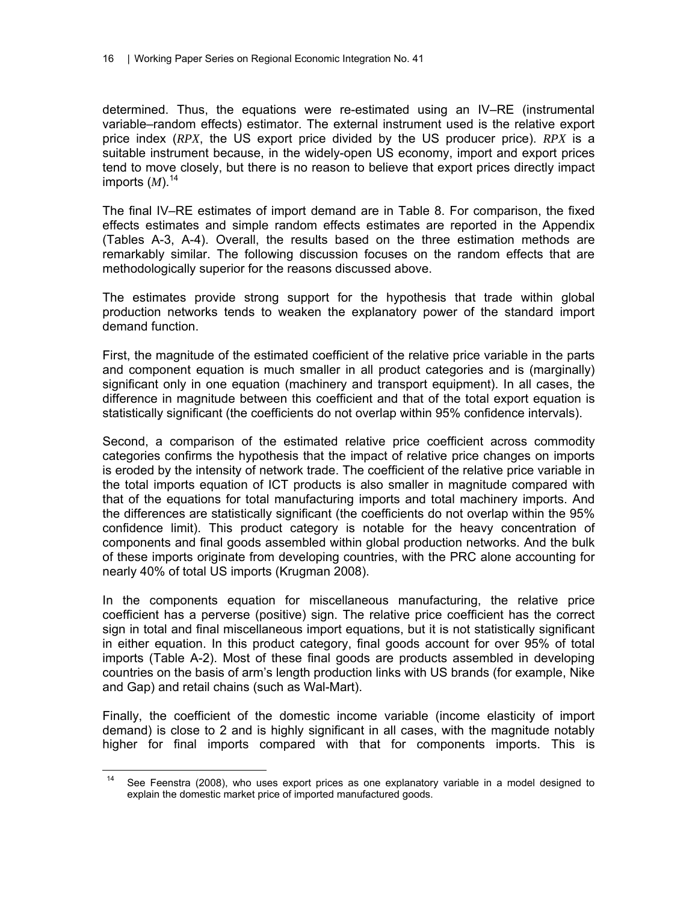determined. Thus, the equations were re-estimated using an IV–RE (instrumental variable–random effects) estimator. The external instrument used is the relative export price index (*RPX*, the US export price divided by the US producer price). *RPX* is a suitable instrument because, in the widely-open US economy, import and export prices tend to move closely, but there is no reason to believe that export prices directly impact imports (*M*).[14]

The final IV–RE estimates of import demand are in Table 8. For comparison, the fixed effects estimates and simple random effects estimates are reported in the Appendix (Tables A-3, A-4). Overall, the results based on the three estimation methods are remarkably similar. The following discussion focuses on the random effects that are methodologically superior for the reasons discussed above.

The estimates provide strong support for the hypothesis that trade within global production networks tends to weaken the explanatory power of the standard import demand function.

First, the magnitude of the estimated coefficient of the relative price variable in the parts and component equation is much smaller in all product categories and is (marginally) significant only in one equation (machinery and transport equipment). In all cases, the difference in magnitude between this coefficient and that of the total export equation is statistically significant (the coefficients do not overlap within 95% confidence intervals).

Second, a comparison of the estimated relative price coefficient across commodity categories confirms the hypothesis that the impact of relative price changes on imports is eroded by the intensity of network trade. The coefficient of the relative price variable in the total imports equation of ICT products is also smaller in magnitude compared with that of the equations for total manufacturing imports and total machinery imports. And the differences are statistically significant (the coefficients do not overlap within the 95% confidence limit). This product category is notable for the heavy concentration of components and final goods assembled within global production networks. And the bulk of these imports originate from developing countries, with the PRC alone accounting for nearly 40% of total US imports (Krugman 2008).

In the components equation for miscellaneous manufacturing, the relative price coefficient has a perverse (positive) sign. The relative price coefficient has the correct sign in total and final miscellaneous import equations, but it is not statistically significant in either equation. In this product category, final goods account for over 95% of total imports (Table A-2). Most of these final goods are products assembled in developing countries on the basis of arm's length production links with US brands (for example, Nike and Gap) and retail chains (such as Wal-Mart).

Finally, the coefficient of the domestic income variable (income elasticity of import demand) is close to 2 and is highly significant in all cases, with the magnitude notably higher for final imports compared with that for components imports. This is

[14] See Feenstra (2008), who uses export prices as one explanatory variable in a model designed to explain the domestic market price of imported manufactured goods.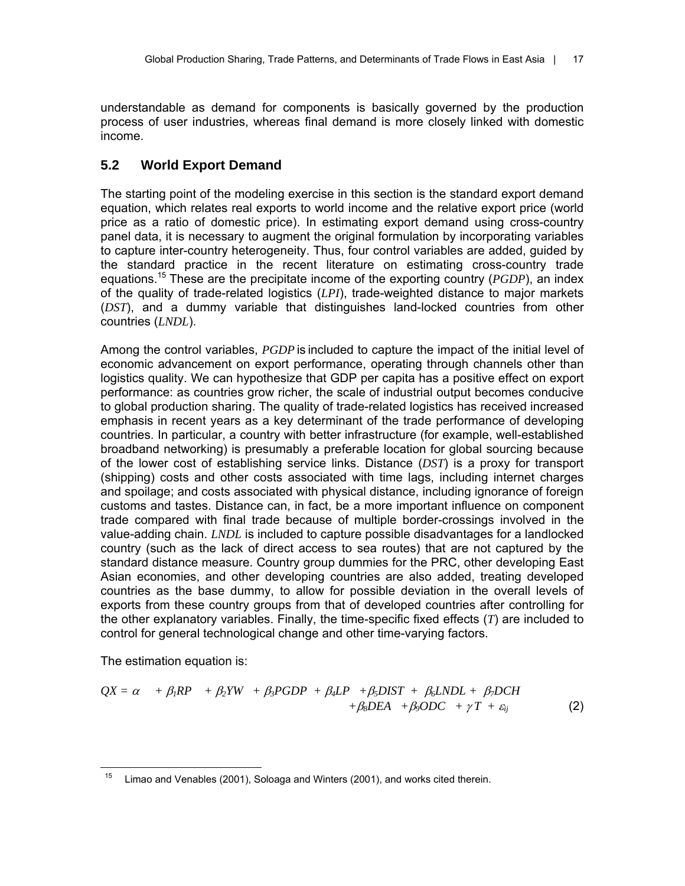understandable as demand for components is basically governed by the production process of user industries, whereas final demand is more closely linked with domestic income.

## 5.2 World Export Demand

The starting point of the modeling exercise in this section is the standard export demand equation, which relates real exports to world income and the relative export price (world price as a ratio of domestic price). In estimating export demand using cross-country panel data, it is necessary to augment the original formulation by incorporating variables to capture inter-country heterogeneity. Thus, four control variables are added, guided by the standard practice in the recent literature on estimating cross-country trade equations.[15] These are the precipitate income of the exporting country (*PGDP*), an index of the quality of trade-related logistics (*LPI*), trade-weighted distance to major markets (*DST*), and a dummy variable that distinguishes land-locked countries from other countries (*LNDL*).

Among the control variables, *PGDP* is included to capture the impact of the initial level of economic advancement on export performance, operating through channels other than logistics quality. We can hypothesize that GDP per capita has a positive effect on export performance: as countries grow richer, the scale of industrial output becomes conducive to global production sharing. The quality of trade-related logistics has received increased emphasis in recent years as a key determinant of the trade performance of developing countries. In particular, a country with better infrastructure (for example, well-established broadband networking) is presumably a preferable location for global sourcing because of the lower cost of establishing service links. Distance (*DST*) is a proxy for transport (shipping) costs and other costs associated with time lags, including internet charges and spoilage; and costs associated with physical distance, including ignorance of foreign customs and tastes. Distance can, in fact, be a more important influence on component trade compared with final trade because of multiple border-crossings involved in the value-adding chain. *LNDL* is included to capture possible disadvantages for a landlocked country (such as the lack of direct access to sea routes) that are not captured by the standard distance measure. Country group dummies for the PRC, other developing East Asian economies, and other developing countries are also added, treating developed countries as the base dummy, to allow for possible deviation in the overall levels of exports from these country groups from that of developed countries after controlling for the other explanatory variables. Finally, the time-specific fixed effects (*T*) are included to control for general technological change and other time-varying factors.

The estimation equation is:

$$QX = \alpha + \beta_1 RP + \beta_2 YW + \beta_3 PGDP + \beta_4 LP + \beta_5 DIST + \beta_6 LNDL + \beta_7 DCH + \beta_8 DEA + \beta_9 ODC + \gamma T + \varepsilon_{ij} \qquad (2)$$

---

[15] Limao and Venables (2001), Soloaga and Winters (2001), and works cited therein.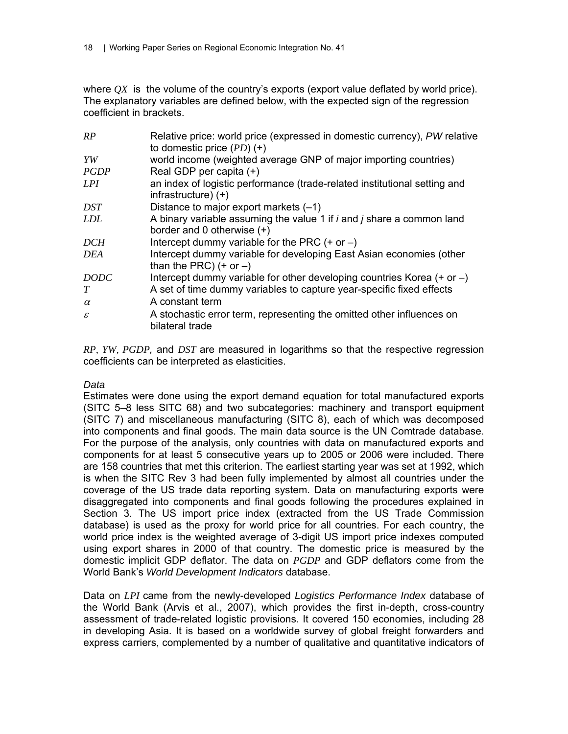where $QX$ is the volume of the country's exports (export value deflated by world price). The explanatory variables are defined below, with the expected sign of the regression coefficient in brackets.

| | |
|---|---|
| $RP$ | Relative price: world price (expressed in domestic currency), *PW* relative to domestic price ($PD$) (+) |
| $YW$ | world income (weighted average GNP of major importing countries) |
| $PGDP$ | Real GDP per capita (+) |
| $LPI$ | an index of logistic performance (trade-related institutional setting and infrastructure) (+) |
| $DST$ | Distance to major export markets (–1) |
| $LDL$ | A binary variable assuming the value 1 if *i* and *j* share a common land border and 0 otherwise (+) |
| $DCH$ | Intercept dummy variable for the PRC (+ or –) |
| $DEA$ | Intercept dummy variable for developing East Asian economies (other than the PRC) (+ or –) |
| $DODC$ | Intercept dummy variable for other developing countries Korea (+ or –) |
| $T$ | A set of time dummy variables to capture year-specific fixed effects |
| $\alpha$ | A constant term |
| $\varepsilon$ | A stochastic error term, representing the omitted other influences on bilateral trade |

$RP$, $YW$, $PGDP$, and $DST$ are measured in logarithms so that the respective regression coefficients can be interpreted as elasticities.

*Data*

Estimates were done using the export demand equation for total manufactured exports (SITC 5–8 less SITC 68) and two subcategories: machinery and transport equipment (SITC 7) and miscellaneous manufacturing (SITC 8), each of which was decomposed into components and final goods. The main data source is the UN Comtrade database. For the purpose of the analysis, only countries with data on manufactured exports and components for at least 5 consecutive years up to 2005 or 2006 were included. There are 158 countries that met this criterion. The earliest starting year was set at 1992, which is when the SITC Rev 3 had been fully implemented by almost all countries under the coverage of the US trade data reporting system. Data on manufacturing exports were disaggregated into components and final goods following the procedures explained in Section 3. The US import price index (extracted from the US Trade Commission database) is used as the proxy for world price for all countries. For each country, the world price index is the weighted average of 3-digit US import price indexes computed using export shares in 2000 of that country. The domestic price is measured by the domestic implicit GDP deflator. The data on $PGDP$ and GDP deflators come from the World Bank's *World Development Indicators* database.

Data on $LPI$ came from the newly-developed *Logistics Performance Index* database of the World Bank (Arvis et al., 2007), which provides the first in-depth, cross-country assessment of trade-related logistic provisions. It covered 150 economies, including 28 in developing Asia. It is based on a worldwide survey of global freight forwarders and express carriers, complemented by a number of qualitative and quantitative indicators of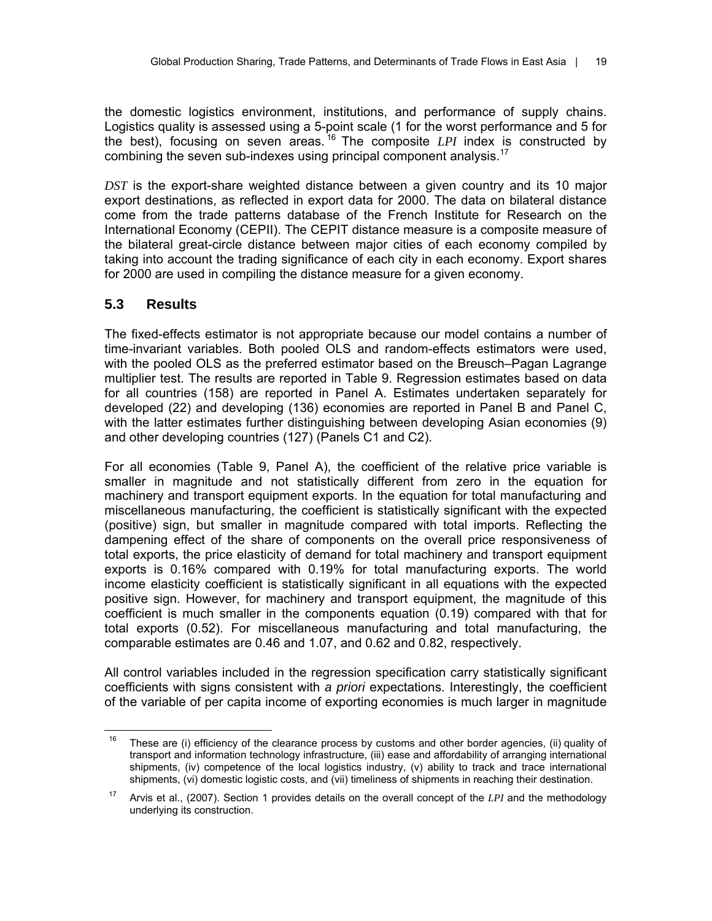the domestic logistics environment, institutions, and performance of supply chains. Logistics quality is assessed using a 5-point scale (1 for the worst performance and 5 for the best), focusing on seven areas.[16] The composite *LPI* index is constructed by combining the seven sub-indexes using principal component analysis.[17]

*DST* is the export-share weighted distance between a given country and its 10 major export destinations, as reflected in export data for 2000. The data on bilateral distance come from the trade patterns database of the French Institute for Research on the International Economy (CEPII). The CEPIT distance measure is a composite measure of the bilateral great-circle distance between major cities of each economy compiled by taking into account the trading significance of each city in each economy. Export shares for 2000 are used in compiling the distance measure for a given economy.

## 5.3 Results

The fixed-effects estimator is not appropriate because our model contains a number of time-invariant variables. Both pooled OLS and random-effects estimators were used, with the pooled OLS as the preferred estimator based on the Breusch–Pagan Lagrange multiplier test. The results are reported in Table 9. Regression estimates based on data for all countries (158) are reported in Panel A. Estimates undertaken separately for developed (22) and developing (136) economies are reported in Panel B and Panel C, with the latter estimates further distinguishing between developing Asian economies (9) and other developing countries (127) (Panels C1 and C2).

For all economies (Table 9, Panel A), the coefficient of the relative price variable is smaller in magnitude and not statistically different from zero in the equation for machinery and transport equipment exports. In the equation for total manufacturing and miscellaneous manufacturing, the coefficient is statistically significant with the expected (positive) sign, but smaller in magnitude compared with total imports. Reflecting the dampening effect of the share of components on the overall price responsiveness of total exports, the price elasticity of demand for total machinery and transport equipment exports is 0.16% compared with 0.19% for total manufacturing exports. The world income elasticity coefficient is statistically significant in all equations with the expected positive sign. However, for machinery and transport equipment, the magnitude of this coefficient is much smaller in the components equation (0.19) compared with that for total exports (0.52). For miscellaneous manufacturing and total manufacturing, the comparable estimates are 0.46 and 1.07, and 0.62 and 0.82, respectively.

All control variables included in the regression specification carry statistically significant coefficients with signs consistent with *a priori* expectations. Interestingly, the coefficient of the variable of per capita income of exporting economies is much larger in magnitude

---

[16] These are (i) efficiency of the clearance process by customs and other border agencies, (ii) quality of transport and information technology infrastructure, (iii) ease and affordability of arranging international shipments, (iv) competence of the local logistics industry, (v) ability to track and trace international shipments, (vi) domestic logistic costs, and (vii) timeliness of shipments in reaching their destination.

[17] Arvis et al., (2007). Section 1 provides details on the overall concept of the *LPI* and the methodology underlying its construction.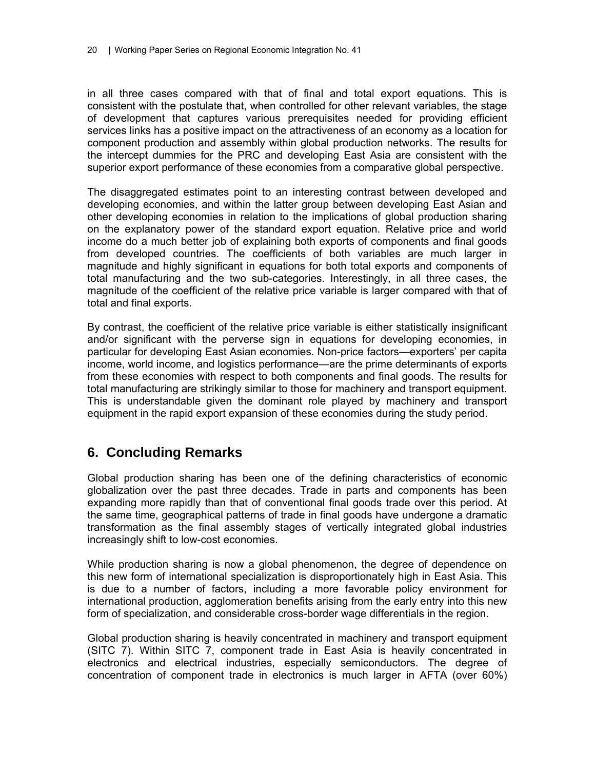in all three cases compared with that of final and total export equations. This is consistent with the postulate that, when controlled for other relevant variables, the stage of development that captures various prerequisites needed for providing efficient services links has a positive impact on the attractiveness of an economy as a location for component production and assembly within global production networks. The results for the intercept dummies for the PRC and developing East Asia are consistent with the superior export performance of these economies from a comparative global perspective.

The disaggregated estimates point to an interesting contrast between developed and developing economies, and within the latter group between developing East Asian and other developing economies in relation to the implications of global production sharing on the explanatory power of the standard export equation. Relative price and world income do a much better job of explaining both exports of components and final goods from developed countries. The coefficients of both variables are much larger in magnitude and highly significant in equations for both total exports and components of total manufacturing and the two sub-categories. Interestingly, in all three cases, the magnitude of the coefficient of the relative price variable is larger compared with that of total and final exports.

By contrast, the coefficient of the relative price variable is either statistically insignificant and/or significant with the perverse sign in equations for developing economies, in particular for developing East Asian economies. Non-price factors—exporters' per capita income, world income, and logistics performance—are the prime determinants of exports from these economies with respect to both components and final goods. The results for total manufacturing are strikingly similar to those for machinery and transport equipment. This is understandable given the dominant role played by machinery and transport equipment in the rapid export expansion of these economies during the study period.

## 6. Concluding Remarks

Global production sharing has been one of the defining characteristics of economic globalization over the past three decades. Trade in parts and components has been expanding more rapidly than that of conventional final goods trade over this period. At the same time, geographical patterns of trade in final goods have undergone a dramatic transformation as the final assembly stages of vertically integrated global industries increasingly shift to low-cost economies.

While production sharing is now a global phenomenon, the degree of dependence on this new form of international specialization is disproportionately high in East Asia. This is due to a number of factors, including a more favorable policy environment for international production, agglomeration benefits arising from the early entry into this new form of specialization, and considerable cross-border wage differentials in the region.

Global production sharing is heavily concentrated in machinery and transport equipment (SITC 7). Within SITC 7, component trade in East Asia is heavily concentrated in electronics and electrical industries, especially semiconductors. The degree of concentration of component trade in electronics is much larger in AFTA (over 60%)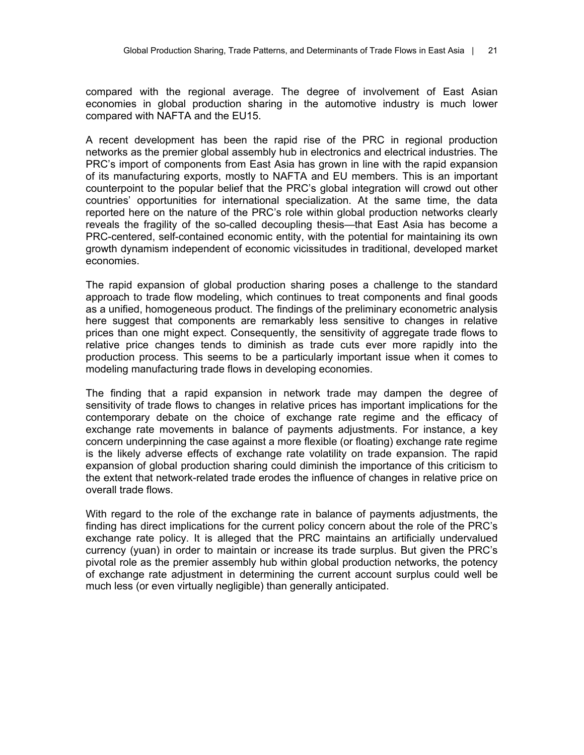compared with the regional average. The degree of involvement of East Asian economies in global production sharing in the automotive industry is much lower compared with NAFTA and the EU15.

A recent development has been the rapid rise of the PRC in regional production networks as the premier global assembly hub in electronics and electrical industries. The PRC's import of components from East Asia has grown in line with the rapid expansion of its manufacturing exports, mostly to NAFTA and EU members. This is an important counterpoint to the popular belief that the PRC's global integration will crowd out other countries' opportunities for international specialization. At the same time, the data reported here on the nature of the PRC's role within global production networks clearly reveals the fragility of the so-called decoupling thesis—that East Asia has become a PRC-centered, self-contained economic entity, with the potential for maintaining its own growth dynamism independent of economic vicissitudes in traditional, developed market economies.

The rapid expansion of global production sharing poses a challenge to the standard approach to trade flow modeling, which continues to treat components and final goods as a unified, homogeneous product. The findings of the preliminary econometric analysis here suggest that components are remarkably less sensitive to changes in relative prices than one might expect. Consequently, the sensitivity of aggregate trade flows to relative price changes tends to diminish as trade cuts ever more rapidly into the production process. This seems to be a particularly important issue when it comes to modeling manufacturing trade flows in developing economies.

The finding that a rapid expansion in network trade may dampen the degree of sensitivity of trade flows to changes in relative prices has important implications for the contemporary debate on the choice of exchange rate regime and the efficacy of exchange rate movements in balance of payments adjustments. For instance, a key concern underpinning the case against a more flexible (or floating) exchange rate regime is the likely adverse effects of exchange rate volatility on trade expansion. The rapid expansion of global production sharing could diminish the importance of this criticism to the extent that network-related trade erodes the influence of changes in relative price on overall trade flows.

With regard to the role of the exchange rate in balance of payments adjustments, the finding has direct implications for the current policy concern about the role of the PRC's exchange rate policy. It is alleged that the PRC maintains an artificially undervalued currency (yuan) in order to maintain or increase its trade surplus. But given the PRC's pivotal role as the premier assembly hub within global production networks, the potency of exchange rate adjustment in determining the current account surplus could well be much less (or even virtually negligible) than generally anticipated.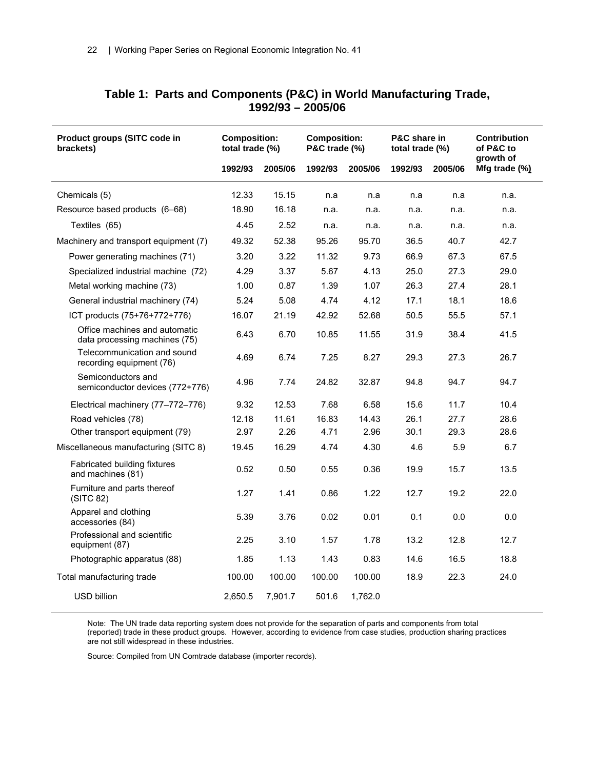## Table 1: Parts and Components (P&C) in World Manufacturing Trade, 1992/93 – 2005/06

| Product groups (SITC code in brackets) | Composition: total trade (%) | | Composition: P&C trade (%) | | P&C share in total trade (%) | | Contribution of P&C to growth of Mfg trade (%) |
|---|---|---|---|---|---|---|---|
| | 1992/93 | 2005/06 | 1992/93 | 2005/06 | 1992/93 | 2005/06 | |
| Chemicals (5) | 12.33 | 15.15 | n.a | n.a | n.a | n.a | n.a. |
| Resource based products (6–68) | 18.90 | 16.18 | n.a. | n.a. | n.a. | n.a. | n.a. |
| Textiles (65) | 4.45 | 2.52 | n.a. | n.a. | n.a. | n.a. | n.a. |
| Machinery and transport equipment (7) | 49.32 | 52.38 | 95.26 | 95.70 | 36.5 | 40.7 | 42.7 |
| Power generating machines (71) | 3.20 | 3.22 | 11.32 | 9.73 | 66.9 | 67.3 | 67.5 |
| Specialized industrial machine (72) | 4.29 | 3.37 | 5.67 | 4.13 | 25.0 | 27.3 | 29.0 |
| Metal working machine (73) | 1.00 | 0.87 | 1.39 | 1.07 | 26.3 | 27.4 | 28.1 |
| General industrial machinery (74) | 5.24 | 5.08 | 4.74 | 4.12 | 17.1 | 18.1 | 18.6 |
| ICT products (75+76+772+776) | 16.07 | 21.19 | 42.92 | 52.68 | 50.5 | 55.5 | 57.1 |
| Office machines and automatic data processing machines (75) | 6.43 | 6.70 | 10.85 | 11.55 | 31.9 | 38.4 | 41.5 |
| Telecommunication and sound recording equipment (76) | 4.69 | 6.74 | 7.25 | 8.27 | 29.3 | 27.3 | 26.7 |
| Semiconductors and semiconductor devices (772+776) | 4.96 | 7.74 | 24.82 | 32.87 | 94.8 | 94.7 | 94.7 |
| Electrical machinery (77–772–776) | 9.32 | 12.53 | 7.68 | 6.58 | 15.6 | 11.7 | 10.4 |
| Road vehicles (78) | 12.18 | 11.61 | 16.83 | 14.43 | 26.1 | 27.7 | 28.6 |
| Other transport equipment (79) | 2.97 | 2.26 | 4.71 | 2.96 | 30.1 | 29.3 | 28.6 |
| Miscellaneous manufacturing (SITC 8) | 19.45 | 16.29 | 4.74 | 4.30 | 4.6 | 5.9 | 6.7 |
| Fabricated building fixtures and machines (81) | 0.52 | 0.50 | 0.55 | 0.36 | 19.9 | 15.7 | 13.5 |
| Furniture and parts thereof (SITC 82) | 1.27 | 1.41 | 0.86 | 1.22 | 12.7 | 19.2 | 22.0 |
| Apparel and clothing accessories (84) | 5.39 | 3.76 | 0.02 | 0.01 | 0.1 | 0.0 | 0.0 |
| Professional and scientific equipment (87) | 2.25 | 3.10 | 1.57 | 1.78 | 13.2 | 12.8 | 12.7 |
| Photographic apparatus (88) | 1.85 | 1.13 | 1.43 | 0.83 | 14.6 | 16.5 | 18.8 |
| Total manufacturing trade | 100.00 | 100.00 | 100.00 | 100.00 | 18.9 | 22.3 | 24.0 |
| USD billion | 2,650.5 | 7,901.7 | 501.6 | 1,762.0 | | | |

Note: The UN trade data reporting system does not provide for the separation of parts and components from total (reported) trade in these product groups. However, according to evidence from case studies, production sharing practices are not still widespread in these industries.

Source: Compiled from UN Comtrade database (importer records).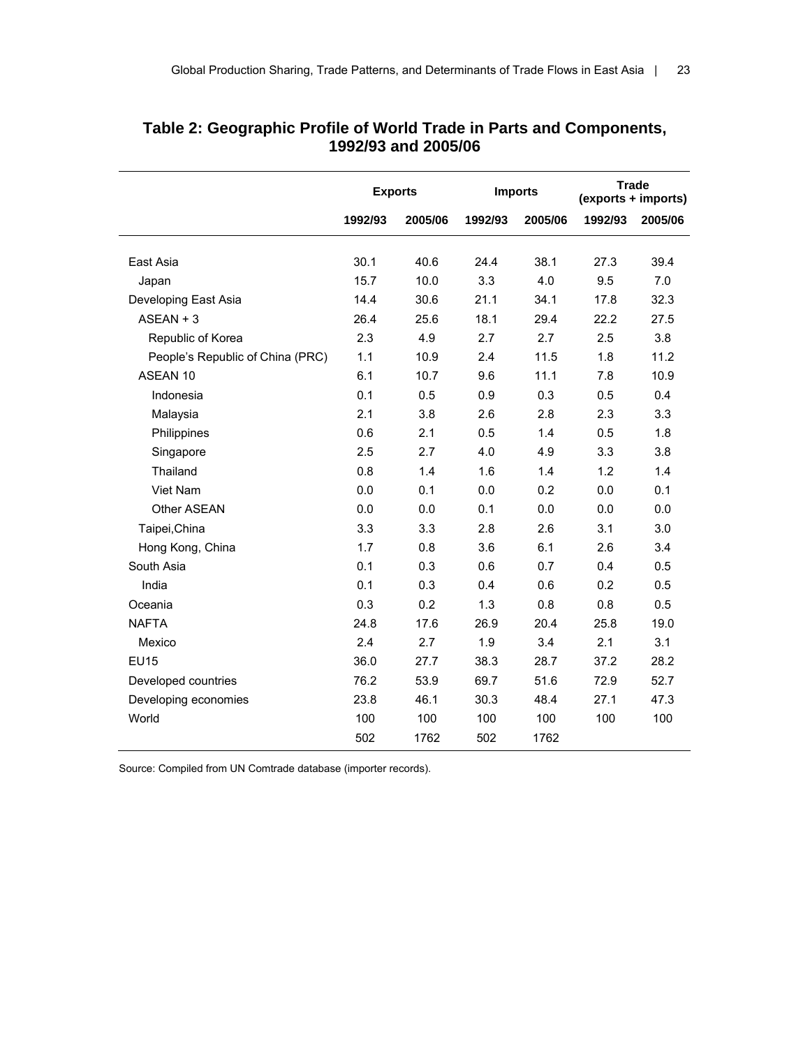## Table 2: Geographic Profile of World Trade in Parts and Components, 1992/93 and 2005/06

| | Exports | | Imports | | Trade (exports + imports) | |
|---|---|---|---|---|---|---|
| | 1992/93 | 2005/06 | 1992/93 | 2005/06 | 1992/93 | 2005/06 |
| East Asia | 30.1 | 40.6 | 24.4 | 38.1 | 27.3 | 39.4 |
| Japan | 15.7 | 10.0 | 3.3 | 4.0 | 9.5 | 7.0 |
| Developing East Asia | 14.4 | 30.6 | 21.1 | 34.1 | 17.8 | 32.3 |
| ASEAN + 3 | 26.4 | 25.6 | 18.1 | 29.4 | 22.2 | 27.5 |
| Republic of Korea | 2.3 | 4.9 | 2.7 | 2.7 | 2.5 | 3.8 |
| People's Republic of China (PRC) | 1.1 | 10.9 | 2.4 | 11.5 | 1.8 | 11.2 |
| ASEAN 10 | 6.1 | 10.7 | 9.6 | 11.1 | 7.8 | 10.9 |
| Indonesia | 0.1 | 0.5 | 0.9 | 0.3 | 0.5 | 0.4 |
| Malaysia | 2.1 | 3.8 | 2.6 | 2.8 | 2.3 | 3.3 |
| Philippines | 0.6 | 2.1 | 0.5 | 1.4 | 0.5 | 1.8 |
| Singapore | 2.5 | 2.7 | 4.0 | 4.9 | 3.3 | 3.8 |
| Thailand | 0.8 | 1.4 | 1.6 | 1.4 | 1.2 | 1.4 |
| Viet Nam | 0.0 | 0.1 | 0.0 | 0.2 | 0.0 | 0.1 |
| Other ASEAN | 0.0 | 0.0 | 0.1 | 0.0 | 0.0 | 0.0 |
| Taipei,China | 3.3 | 3.3 | 2.8 | 2.6 | 3.1 | 3.0 |
| Hong Kong, China | 1.7 | 0.8 | 3.6 | 6.1 | 2.6 | 3.4 |
| South Asia | 0.1 | 0.3 | 0.6 | 0.7 | 0.4 | 0.5 |
| India | 0.1 | 0.3 | 0.4 | 0.6 | 0.2 | 0.5 |
| Oceania | 0.3 | 0.2 | 1.3 | 0.8 | 0.8 | 0.5 |
| NAFTA | 24.8 | 17.6 | 26.9 | 20.4 | 25.8 | 19.0 |
| Mexico | 2.4 | 2.7 | 1.9 | 3.4 | 2.1 | 3.1 |
| EU15 | 36.0 | 27.7 | 38.3 | 28.7 | 37.2 | 28.2 |
| Developed countries | 76.2 | 53.9 | 69.7 | 51.6 | 72.9 | 52.7 |
| Developing economies | 23.8 | 46.1 | 30.3 | 48.4 | 27.1 | 47.3 |
| World | 100 | 100 | 100 | 100 | 100 | 100 |
| | 502 | 1762 | 502 | 1762 | | |

Source: Compiled from UN Comtrade database (importer records).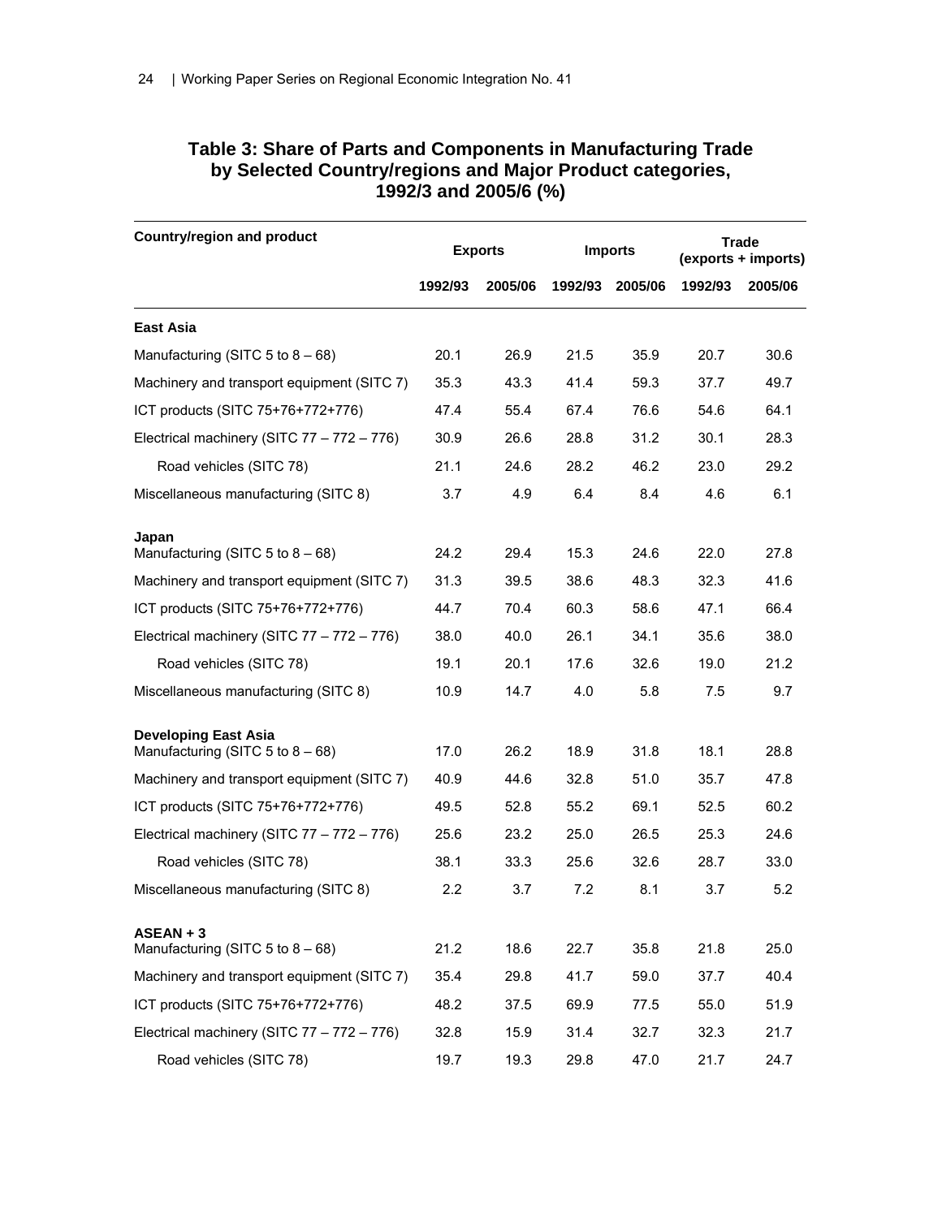**Table 3: Share of Parts and Components in Manufacturing Trade by Selected Country/regions and Major Product categories, 1992/3 and 2005/6 (%)**

| Country/region and product | Exports | | Imports | | Trade (exports + imports) | |
|---|---|---|---|---|---|---|
| | 1992/93 | 2005/06 | 1992/93 | 2005/06 | 1992/93 | 2005/06 |
| **East Asia** | | | | | | |
| Manufacturing (SITC 5 to 8 – 68) | 20.1 | 26.9 | 21.5 | 35.9 | 20.7 | 30.6 |
| Machinery and transport equipment (SITC 7) | 35.3 | 43.3 | 41.4 | 59.3 | 37.7 | 49.7 |
| ICT products (SITC 75+76+772+776) | 47.4 | 55.4 | 67.4 | 76.6 | 54.6 | 64.1 |
| Electrical machinery (SITC 77 – 772 – 776) | 30.9 | 26.6 | 28.8 | 31.2 | 30.1 | 28.3 |
| Road vehicles (SITC 78) | 21.1 | 24.6 | 28.2 | 46.2 | 23.0 | 29.2 |
| Miscellaneous manufacturing (SITC 8) | 3.7 | 4.9 | 6.4 | 8.4 | 4.6 | 6.1 |
| **Japan** | | | | | | |
| Manufacturing (SITC 5 to 8 – 68) | 24.2 | 29.4 | 15.3 | 24.6 | 22.0 | 27.8 |
| Machinery and transport equipment (SITC 7) | 31.3 | 39.5 | 38.6 | 48.3 | 32.3 | 41.6 |
| ICT products (SITC 75+76+772+776) | 44.7 | 70.4 | 60.3 | 58.6 | 47.1 | 66.4 |
| Electrical machinery (SITC 77 – 772 – 776) | 38.0 | 40.0 | 26.1 | 34.1 | 35.6 | 38.0 |
| Road vehicles (SITC 78) | 19.1 | 20.1 | 17.6 | 32.6 | 19.0 | 21.2 |
| Miscellaneous manufacturing (SITC 8) | 10.9 | 14.7 | 4.0 | 5.8 | 7.5 | 9.7 |
| **Developing East Asia** | | | | | | |
| Manufacturing (SITC 5 to 8 – 68) | 17.0 | 26.2 | 18.9 | 31.8 | 18.1 | 28.8 |
| Machinery and transport equipment (SITC 7) | 40.9 | 44.6 | 32.8 | 51.0 | 35.7 | 47.8 |
| ICT products (SITC 75+76+772+776) | 49.5 | 52.8 | 55.2 | 69.1 | 52.5 | 60.2 |
| Electrical machinery (SITC 77 – 772 – 776) | 25.6 | 23.2 | 25.0 | 26.5 | 25.3 | 24.6 |
| Road vehicles (SITC 78) | 38.1 | 33.3 | 25.6 | 32.6 | 28.7 | 33.0 |
| Miscellaneous manufacturing (SITC 8) | 2.2 | 3.7 | 7.2 | 8.1 | 3.7 | 5.2 |
| **ASEAN + 3** | | | | | | |
| Manufacturing (SITC 5 to 8 – 68) | 21.2 | 18.6 | 22.7 | 35.8 | 21.8 | 25.0 |
| Machinery and transport equipment (SITC 7) | 35.4 | 29.8 | 41.7 | 59.0 | 37.7 | 40.4 |
| ICT products (SITC 75+76+772+776) | 48.2 | 37.5 | 69.9 | 77.5 | 55.0 | 51.9 |
| Electrical machinery (SITC 77 – 772 – 776) | 32.8 | 15.9 | 31.4 | 32.7 | 32.3 | 21.7 |
| Road vehicles (SITC 78) | 19.7 | 19.3 | 29.8 | 47.0 | 21.7 | 24.7 |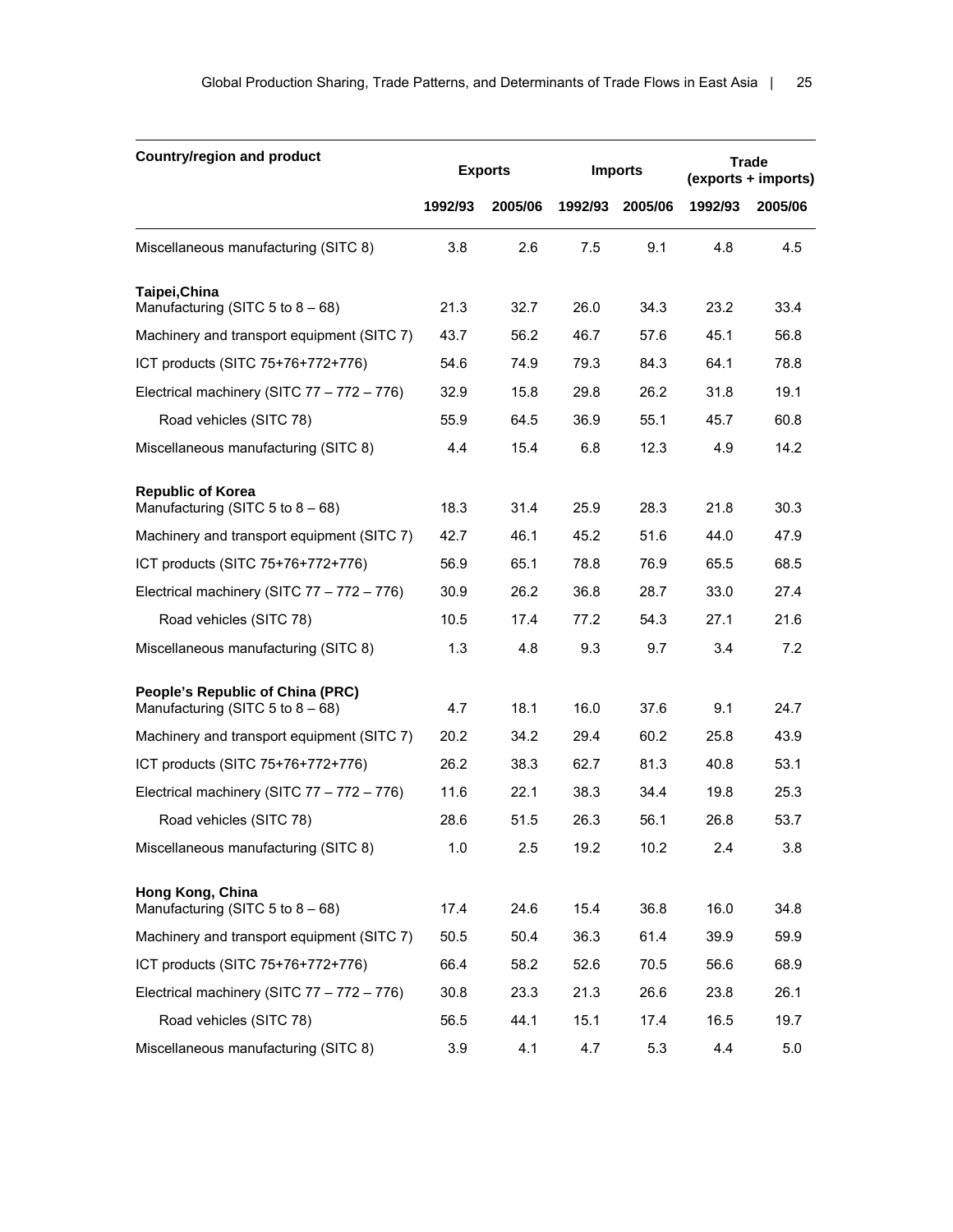| Country/region and product | Exports | | Imports | | Trade (exports + imports) | |
|---|---|---|---|---|---|---|
| | 1992/93 | 2005/06 | 1992/93 | 2005/06 | 1992/93 | 2005/06 |
| Miscellaneous manufacturing (SITC 8) | 3.8 | 2.6 | 7.5 | 9.1 | 4.8 | 4.5 |
| **Taipei,China** | | | | | | |
| Manufacturing (SITC 5 to 8 – 68) | 21.3 | 32.7 | 26.0 | 34.3 | 23.2 | 33.4 |
| Machinery and transport equipment (SITC 7) | 43.7 | 56.2 | 46.7 | 57.6 | 45.1 | 56.8 |
| ICT products (SITC 75+76+772+776) | 54.6 | 74.9 | 79.3 | 84.3 | 64.1 | 78.8 |
| Electrical machinery (SITC 77 – 772 – 776) | 32.9 | 15.8 | 29.8 | 26.2 | 31.8 | 19.1 |
| Road vehicles (SITC 78) | 55.9 | 64.5 | 36.9 | 55.1 | 45.7 | 60.8 |
| Miscellaneous manufacturing (SITC 8) | 4.4 | 15.4 | 6.8 | 12.3 | 4.9 | 14.2 |
| **Republic of Korea** | | | | | | |
| Manufacturing (SITC 5 to 8 – 68) | 18.3 | 31.4 | 25.9 | 28.3 | 21.8 | 30.3 |
| Machinery and transport equipment (SITC 7) | 42.7 | 46.1 | 45.2 | 51.6 | 44.0 | 47.9 |
| ICT products (SITC 75+76+772+776) | 56.9 | 65.1 | 78.8 | 76.9 | 65.5 | 68.5 |
| Electrical machinery (SITC 77 – 772 – 776) | 30.9 | 26.2 | 36.8 | 28.7 | 33.0 | 27.4 |
| Road vehicles (SITC 78) | 10.5 | 17.4 | 77.2 | 54.3 | 27.1 | 21.6 |
| Miscellaneous manufacturing (SITC 8) | 1.3 | 4.8 | 9.3 | 9.7 | 3.4 | 7.2 |
| **People's Republic of China (PRC)** | | | | | | |
| Manufacturing (SITC 5 to 8 – 68) | 4.7 | 18.1 | 16.0 | 37.6 | 9.1 | 24.7 |
| Machinery and transport equipment (SITC 7) | 20.2 | 34.2 | 29.4 | 60.2 | 25.8 | 43.9 |
| ICT products (SITC 75+76+772+776) | 26.2 | 38.3 | 62.7 | 81.3 | 40.8 | 53.1 |
| Electrical machinery (SITC 77 – 772 – 776) | 11.6 | 22.1 | 38.3 | 34.4 | 19.8 | 25.3 |
| Road vehicles (SITC 78) | 28.6 | 51.5 | 26.3 | 56.1 | 26.8 | 53.7 |
| Miscellaneous manufacturing (SITC 8) | 1.0 | 2.5 | 19.2 | 10.2 | 2.4 | 3.8 |
| **Hong Kong, China** | | | | | | |
| Manufacturing (SITC 5 to 8 – 68) | 17.4 | 24.6 | 15.4 | 36.8 | 16.0 | 34.8 |
| Machinery and transport equipment (SITC 7) | 50.5 | 50.4 | 36.3 | 61.4 | 39.9 | 59.9 |
| ICT products (SITC 75+76+772+776) | 66.4 | 58.2 | 52.6 | 70.5 | 56.6 | 68.9 |
| Electrical machinery (SITC 77 – 772 – 776) | 30.8 | 23.3 | 21.3 | 26.6 | 23.8 | 26.1 |
| Road vehicles (SITC 78) | 56.5 | 44.1 | 15.1 | 17.4 | 16.5 | 19.7 |
| Miscellaneous manufacturing (SITC 8) | 3.9 | 4.1 | 4.7 | 5.3 | 4.4 | 5.0 |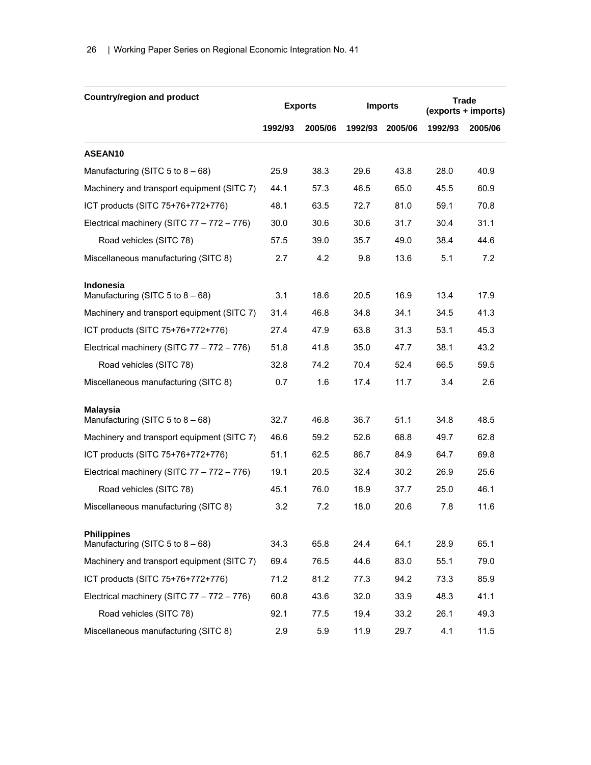| Country/region and product | Exports | | Imports | | Trade (exports + imports) | |
|---|---|---|---|---|---|---|
| | 1992/93 | 2005/06 | 1992/93 | 2005/06 | 1992/93 | 2005/06 |
| **ASEAN10** | | | | | | |
| Manufacturing (SITC 5 to 8 – 68) | 25.9 | 38.3 | 29.6 | 43.8 | 28.0 | 40.9 |
| Machinery and transport equipment (SITC 7) | 44.1 | 57.3 | 46.5 | 65.0 | 45.5 | 60.9 |
| ICT products (SITC 75+76+772+776) | 48.1 | 63.5 | 72.7 | 81.0 | 59.1 | 70.8 |
| Electrical machinery (SITC 77 – 772 – 776) | 30.0 | 30.6 | 30.6 | 31.7 | 30.4 | 31.1 |
| Road vehicles (SITC 78) | 57.5 | 39.0 | 35.7 | 49.0 | 38.4 | 44.6 |
| Miscellaneous manufacturing (SITC 8) | 2.7 | 4.2 | 9.8 | 13.6 | 5.1 | 7.2 |
| **Indonesia** | | | | | | |
| Manufacturing (SITC 5 to 8 – 68) | 3.1 | 18.6 | 20.5 | 16.9 | 13.4 | 17.9 |
| Machinery and transport equipment (SITC 7) | 31.4 | 46.8 | 34.8 | 34.1 | 34.5 | 41.3 |
| ICT products (SITC 75+76+772+776) | 27.4 | 47.9 | 63.8 | 31.3 | 53.1 | 45.3 |
| Electrical machinery (SITC 77 – 772 – 776) | 51.8 | 41.8 | 35.0 | 47.7 | 38.1 | 43.2 |
| Road vehicles (SITC 78) | 32.8 | 74.2 | 70.4 | 52.4 | 66.5 | 59.5 |
| Miscellaneous manufacturing (SITC 8) | 0.7 | 1.6 | 17.4 | 11.7 | 3.4 | 2.6 |
| **Malaysia** | | | | | | |
| Manufacturing (SITC 5 to 8 – 68) | 32.7 | 46.8 | 36.7 | 51.1 | 34.8 | 48.5 |
| Machinery and transport equipment (SITC 7) | 46.6 | 59.2 | 52.6 | 68.8 | 49.7 | 62.8 |
| ICT products (SITC 75+76+772+776) | 51.1 | 62.5 | 86.7 | 84.9 | 64.7 | 69.8 |
| Electrical machinery (SITC 77 – 772 – 776) | 19.1 | 20.5 | 32.4 | 30.2 | 26.9 | 25.6 |
| Road vehicles (SITC 78) | 45.1 | 76.0 | 18.9 | 37.7 | 25.0 | 46.1 |
| Miscellaneous manufacturing (SITC 8) | 3.2 | 7.2 | 18.0 | 20.6 | 7.8 | 11.6 |
| **Philippines** | | | | | | |
| Manufacturing (SITC 5 to 8 – 68) | 34.3 | 65.8 | 24.4 | 64.1 | 28.9 | 65.1 |
| Machinery and transport equipment (SITC 7) | 69.4 | 76.5 | 44.6 | 83.0 | 55.1 | 79.0 |
| ICT products (SITC 75+76+772+776) | 71.2 | 81.2 | 77.3 | 94.2 | 73.3 | 85.9 |
| Electrical machinery (SITC 77 – 772 – 776) | 60.8 | 43.6 | 32.0 | 33.9 | 48.3 | 41.1 |
| Road vehicles (SITC 78) | 92.1 | 77.5 | 19.4 | 33.2 | 26.1 | 49.3 |
| Miscellaneous manufacturing (SITC 8) | 2.9 | 5.9 | 11.9 | 29.7 | 4.1 | 11.5 |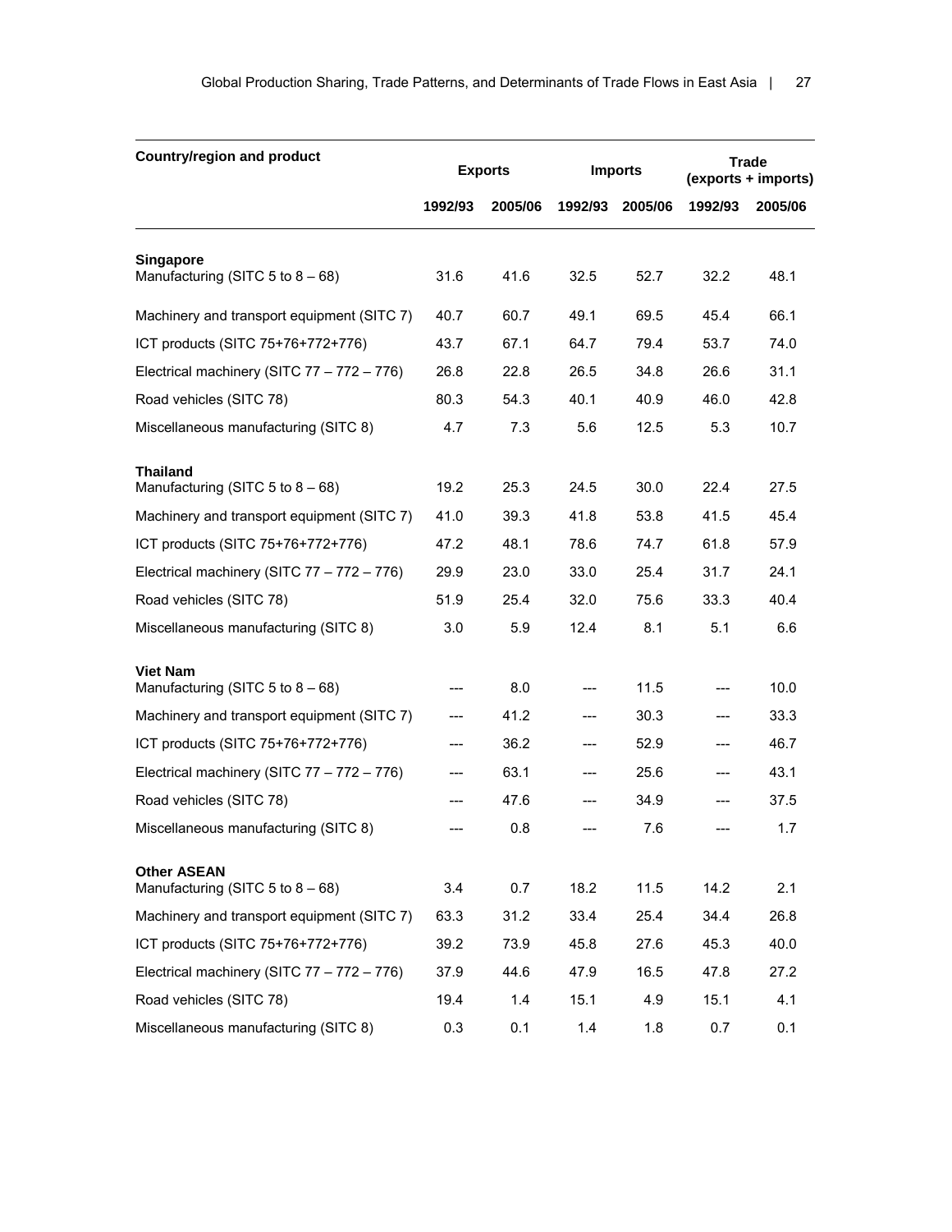| Country/region and product | Exports | | Imports | | Trade (exports + imports) | |
|---|---|---|---|---|---|---|
| | 1992/93 | 2005/06 | 1992/93 | 2005/06 | 1992/93 | 2005/06 |
| **Singapore** | | | | | | |
| Manufacturing (SITC 5 to 8 – 68) | 31.6 | 41.6 | 32.5 | 52.7 | 32.2 | 48.1 |
| Machinery and transport equipment (SITC 7) | 40.7 | 60.7 | 49.1 | 69.5 | 45.4 | 66.1 |
| ICT products (SITC 75+76+772+776) | 43.7 | 67.1 | 64.7 | 79.4 | 53.7 | 74.0 |
| Electrical machinery (SITC 77 – 772 – 776) | 26.8 | 22.8 | 26.5 | 34.8 | 26.6 | 31.1 |
| Road vehicles (SITC 78) | 80.3 | 54.3 | 40.1 | 40.9 | 46.0 | 42.8 |
| Miscellaneous manufacturing (SITC 8) | 4.7 | 7.3 | 5.6 | 12.5 | 5.3 | 10.7 |
| **Thailand** | | | | | | |
| Manufacturing (SITC 5 to 8 – 68) | 19.2 | 25.3 | 24.5 | 30.0 | 22.4 | 27.5 |
| Machinery and transport equipment (SITC 7) | 41.0 | 39.3 | 41.8 | 53.8 | 41.5 | 45.4 |
| ICT products (SITC 75+76+772+776) | 47.2 | 48.1 | 78.6 | 74.7 | 61.8 | 57.9 |
| Electrical machinery (SITC 77 – 772 – 776) | 29.9 | 23.0 | 33.0 | 25.4 | 31.7 | 24.1 |
| Road vehicles (SITC 78) | 51.9 | 25.4 | 32.0 | 75.6 | 33.3 | 40.4 |
| Miscellaneous manufacturing (SITC 8) | 3.0 | 5.9 | 12.4 | 8.1 | 5.1 | 6.6 |
| **Viet Nam** | | | | | | |
| Manufacturing (SITC 5 to 8 – 68) | --- | 8.0 | --- | 11.5 | --- | 10.0 |
| Machinery and transport equipment (SITC 7) | --- | 41.2 | --- | 30.3 | --- | 33.3 |
| ICT products (SITC 75+76+772+776) | --- | 36.2 | --- | 52.9 | --- | 46.7 |
| Electrical machinery (SITC 77 – 772 – 776) | --- | 63.1 | --- | 25.6 | --- | 43.1 |
| Road vehicles (SITC 78) | --- | 47.6 | --- | 34.9 | --- | 37.5 |
| Miscellaneous manufacturing (SITC 8) | --- | 0.8 | --- | 7.6 | --- | 1.7 |
| **Other ASEAN** | | | | | | |
| Manufacturing (SITC 5 to 8 – 68) | 3.4 | 0.7 | 18.2 | 11.5 | 14.2 | 2.1 |
| Machinery and transport equipment (SITC 7) | 63.3 | 31.2 | 33.4 | 25.4 | 34.4 | 26.8 |
| ICT products (SITC 75+76+772+776) | 39.2 | 73.9 | 45.8 | 27.6 | 45.3 | 40.0 |
| Electrical machinery (SITC 77 – 772 – 776) | 37.9 | 44.6 | 47.9 | 16.5 | 47.8 | 27.2 |
| Road vehicles (SITC 78) | 19.4 | 1.4 | 15.1 | 4.9 | 15.1 | 4.1 |
| Miscellaneous manufacturing (SITC 8) | 0.3 | 0.1 | 1.4 | 1.8 | 0.7 | 0.1 |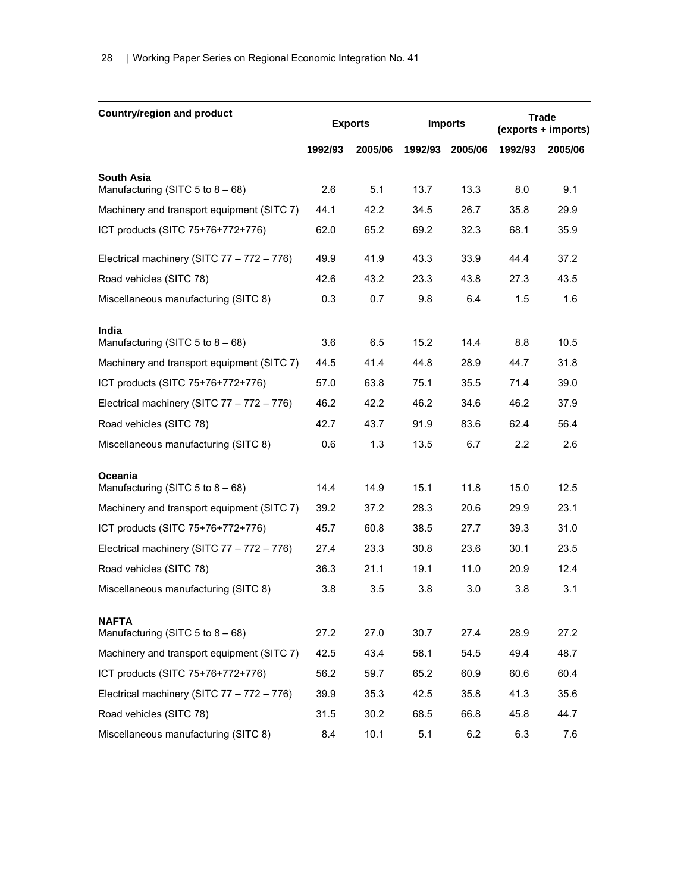| Country/region and product | Exports | | Imports | | Trade (exports + imports) | |
|---|---|---|---|---|---|---|
| | 1992/93 | 2005/06 | 1992/93 | 2005/06 | 1992/93 | 2005/06 |
| **South Asia** | | | | | | |
| Manufacturing (SITC 5 to 8 – 68) | 2.6 | 5.1 | 13.7 | 13.3 | 8.0 | 9.1 |
| Machinery and transport equipment (SITC 7) | 44.1 | 42.2 | 34.5 | 26.7 | 35.8 | 29.9 |
| ICT products (SITC 75+76+772+776) | 62.0 | 65.2 | 69.2 | 32.3 | 68.1 | 35.9 |
| Electrical machinery (SITC 77 – 772 – 776) | 49.9 | 41.9 | 43.3 | 33.9 | 44.4 | 37.2 |
| Road vehicles (SITC 78) | 42.6 | 43.2 | 23.3 | 43.8 | 27.3 | 43.5 |
| Miscellaneous manufacturing (SITC 8) | 0.3 | 0.7 | 9.8 | 6.4 | 1.5 | 1.6 |
| **India** | | | | | | |
| Manufacturing (SITC 5 to 8 – 68) | 3.6 | 6.5 | 15.2 | 14.4 | 8.8 | 10.5 |
| Machinery and transport equipment (SITC 7) | 44.5 | 41.4 | 44.8 | 28.9 | 44.7 | 31.8 |
| ICT products (SITC 75+76+772+776) | 57.0 | 63.8 | 75.1 | 35.5 | 71.4 | 39.0 |
| Electrical machinery (SITC 77 – 772 – 776) | 46.2 | 42.2 | 46.2 | 34.6 | 46.2 | 37.9 |
| Road vehicles (SITC 78) | 42.7 | 43.7 | 91.9 | 83.6 | 62.4 | 56.4 |
| Miscellaneous manufacturing (SITC 8) | 0.6 | 1.3 | 13.5 | 6.7 | 2.2 | 2.6 |
| **Oceania** | | | | | | |
| Manufacturing (SITC 5 to 8 – 68) | 14.4 | 14.9 | 15.1 | 11.8 | 15.0 | 12.5 |
| Machinery and transport equipment (SITC 7) | 39.2 | 37.2 | 28.3 | 20.6 | 29.9 | 23.1 |
| ICT products (SITC 75+76+772+776) | 45.7 | 60.8 | 38.5 | 27.7 | 39.3 | 31.0 |
| Electrical machinery (SITC 77 – 772 – 776) | 27.4 | 23.3 | 30.8 | 23.6 | 30.1 | 23.5 |
| Road vehicles (SITC 78) | 36.3 | 21.1 | 19.1 | 11.0 | 20.9 | 12.4 |
| Miscellaneous manufacturing (SITC 8) | 3.8 | 3.5 | 3.8 | 3.0 | 3.8 | 3.1 |
| **NAFTA** | | | | | | |
| Manufacturing (SITC 5 to 8 – 68) | 27.2 | 27.0 | 30.7 | 27.4 | 28.9 | 27.2 |
| Machinery and transport equipment (SITC 7) | 42.5 | 43.4 | 58.1 | 54.5 | 49.4 | 48.7 |
| ICT products (SITC 75+76+772+776) | 56.2 | 59.7 | 65.2 | 60.9 | 60.6 | 60.4 |
| Electrical machinery (SITC 77 – 772 – 776) | 39.9 | 35.3 | 42.5 | 35.8 | 41.3 | 35.6 |
| Road vehicles (SITC 78) | 31.5 | 30.2 | 68.5 | 66.8 | 45.8 | 44.7 |
| Miscellaneous manufacturing (SITC 8) | 8.4 | 10.1 | 5.1 | 6.2 | 6.3 | 7.6 |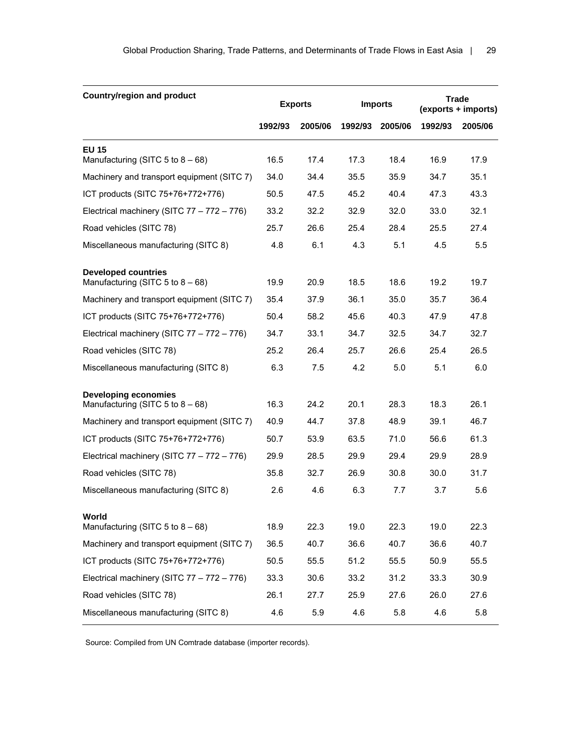| Country/region and product | Exports | | Imports | | Trade (exports + imports) | |
|---|---|---|---|---|---|---|
| | 1992/93 | 2005/06 | 1992/93 | 2005/06 | 1992/93 | 2005/06 |
| **EU 15** | | | | | | |
| Manufacturing (SITC 5 to 8 – 68) | 16.5 | 17.4 | 17.3 | 18.4 | 16.9 | 17.9 |
| Machinery and transport equipment (SITC 7) | 34.0 | 34.4 | 35.5 | 35.9 | 34.7 | 35.1 |
| ICT products (SITC 75+76+772+776) | 50.5 | 47.5 | 45.2 | 40.4 | 47.3 | 43.3 |
| Electrical machinery (SITC 77 – 772 – 776) | 33.2 | 32.2 | 32.9 | 32.0 | 33.0 | 32.1 |
| Road vehicles (SITC 78) | 25.7 | 26.6 | 25.4 | 28.4 | 25.5 | 27.4 |
| Miscellaneous manufacturing (SITC 8) | 4.8 | 6.1 | 4.3 | 5.1 | 4.5 | 5.5 |
| **Developed countries** | | | | | | |
| Manufacturing (SITC 5 to 8 – 68) | 19.9 | 20.9 | 18.5 | 18.6 | 19.2 | 19.7 |
| Machinery and transport equipment (SITC 7) | 35.4 | 37.9 | 36.1 | 35.0 | 35.7 | 36.4 |
| ICT products (SITC 75+76+772+776) | 50.4 | 58.2 | 45.6 | 40.3 | 47.9 | 47.8 |
| Electrical machinery (SITC 77 – 772 – 776) | 34.7 | 33.1 | 34.7 | 32.5 | 34.7 | 32.7 |
| Road vehicles (SITC 78) | 25.2 | 26.4 | 25.7 | 26.6 | 25.4 | 26.5 |
| Miscellaneous manufacturing (SITC 8) | 6.3 | 7.5 | 4.2 | 5.0 | 5.1 | 6.0 |
| **Developing economies** | | | | | | |
| Manufacturing (SITC 5 to 8 – 68) | 16.3 | 24.2 | 20.1 | 28.3 | 18.3 | 26.1 |
| Machinery and transport equipment (SITC 7) | 40.9 | 44.7 | 37.8 | 48.9 | 39.1 | 46.7 |
| ICT products (SITC 75+76+772+776) | 50.7 | 53.9 | 63.5 | 71.0 | 56.6 | 61.3 |
| Electrical machinery (SITC 77 – 772 – 776) | 29.9 | 28.5 | 29.9 | 29.4 | 29.9 | 28.9 |
| Road vehicles (SITC 78) | 35.8 | 32.7 | 26.9 | 30.8 | 30.0 | 31.7 |
| Miscellaneous manufacturing (SITC 8) | 2.6 | 4.6 | 6.3 | 7.7 | 3.7 | 5.6 |
| **World** | | | | | | |
| Manufacturing (SITC 5 to 8 – 68) | 18.9 | 22.3 | 19.0 | 22.3 | 19.0 | 22.3 |
| Machinery and transport equipment (SITC 7) | 36.5 | 40.7 | 36.6 | 40.7 | 36.6 | 40.7 |
| ICT products (SITC 75+76+772+776) | 50.5 | 55.5 | 51.2 | 55.5 | 50.9 | 55.5 |
| Electrical machinery (SITC 77 – 772 – 776) | 33.3 | 30.6 | 33.2 | 31.2 | 33.3 | 30.9 |
| Road vehicles (SITC 78) | 26.1 | 27.7 | 25.9 | 27.6 | 26.0 | 27.6 |
| Miscellaneous manufacturing (SITC 8) | 4.6 | 5.9 | 4.6 | 5.8 | 4.6 | 5.8 |

Source: Compiled from UN Comtrade database (importer records).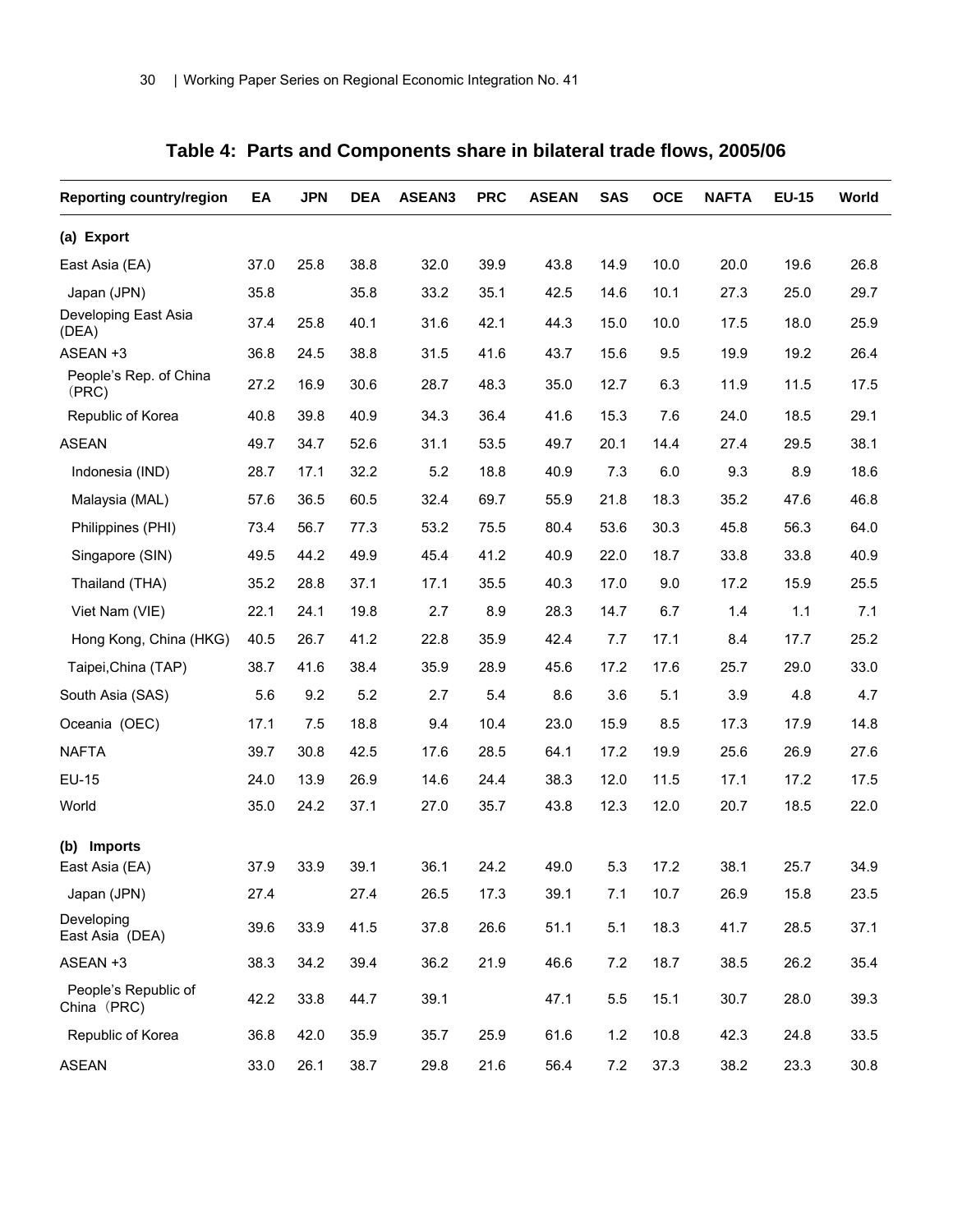## Table 4: Parts and Components share in bilateral trade flows, 2005/06

| Reporting country/region | EA | JPN | DEA | ASEAN3 | PRC | ASEAN | SAS | OCE | NAFTA | EU-15 | World |
|---|---|---|---|---|---|---|---|---|---|---|---|
| **(a) Export** | | | | | | | | | | | |
| East Asia (EA) | 37.0 | 25.8 | 38.8 | 32.0 | 39.9 | 43.8 | 14.9 | 10.0 | 20.0 | 19.6 | 26.8 |
| Japan (JPN) | 35.8 | | 35.8 | 33.2 | 35.1 | 42.5 | 14.6 | 10.1 | 27.3 | 25.0 | 29.7 |
| Developing East Asia (DEA) | 37.4 | 25.8 | 40.1 | 31.6 | 42.1 | 44.3 | 15.0 | 10.0 | 17.5 | 18.0 | 25.9 |
| ASEAN +3 | 36.8 | 24.5 | 38.8 | 31.5 | 41.6 | 43.7 | 15.6 | 9.5 | 19.9 | 19.2 | 26.4 |
| People's Rep. of China (PRC) | 27.2 | 16.9 | 30.6 | 28.7 | 48.3 | 35.0 | 12.7 | 6.3 | 11.9 | 11.5 | 17.5 |
| Republic of Korea | 40.8 | 39.8 | 40.9 | 34.3 | 36.4 | 41.6 | 15.3 | 7.6 | 24.0 | 18.5 | 29.1 |
| ASEAN | 49.7 | 34.7 | 52.6 | 31.1 | 53.5 | 49.7 | 20.1 | 14.4 | 27.4 | 29.5 | 38.1 |
| Indonesia (IND) | 28.7 | 17.1 | 32.2 | 5.2 | 18.8 | 40.9 | 7.3 | 6.0 | 9.3 | 8.9 | 18.6 |
| Malaysia (MAL) | 57.6 | 36.5 | 60.5 | 32.4 | 69.7 | 55.9 | 21.8 | 18.3 | 35.2 | 47.6 | 46.8 |
| Philippines (PHI) | 73.4 | 56.7 | 77.3 | 53.2 | 75.5 | 80.4 | 53.6 | 30.3 | 45.8 | 56.3 | 64.0 |
| Singapore (SIN) | 49.5 | 44.2 | 49.9 | 45.4 | 41.2 | 40.9 | 22.0 | 18.7 | 33.8 | 33.8 | 40.9 |
| Thailand (THA) | 35.2 | 28.8 | 37.1 | 17.1 | 35.5 | 40.3 | 17.0 | 9.0 | 17.2 | 15.9 | 25.5 |
| Viet Nam (VIE) | 22.1 | 24.1 | 19.8 | 2.7 | 8.9 | 28.3 | 14.7 | 6.7 | 1.4 | 1.1 | 7.1 |
| Hong Kong, China (HKG) | 40.5 | 26.7 | 41.2 | 22.8 | 35.9 | 42.4 | 7.7 | 17.1 | 8.4 | 17.7 | 25.2 |
| Taipei,China (TAP) | 38.7 | 41.6 | 38.4 | 35.9 | 28.9 | 45.6 | 17.2 | 17.6 | 25.7 | 29.0 | 33.0 |
| South Asia (SAS) | 5.6 | 9.2 | 5.2 | 2.7 | 5.4 | 8.6 | 3.6 | 5.1 | 3.9 | 4.8 | 4.7 |
| Oceania (OEC) | 17.1 | 7.5 | 18.8 | 9.4 | 10.4 | 23.0 | 15.9 | 8.5 | 17.3 | 17.9 | 14.8 |
| NAFTA | 39.7 | 30.8 | 42.5 | 17.6 | 28.5 | 64.1 | 17.2 | 19.9 | 25.6 | 26.9 | 27.6 |
| EU-15 | 24.0 | 13.9 | 26.9 | 14.6 | 24.4 | 38.3 | 12.0 | 11.5 | 17.1 | 17.2 | 17.5 |
| World | 35.0 | 24.2 | 37.1 | 27.0 | 35.7 | 43.8 | 12.3 | 12.0 | 20.7 | 18.5 | 22.0 |
| **(b) Imports** | | | | | | | | | | | |
| East Asia (EA) | 37.9 | 33.9 | 39.1 | 36.1 | 24.2 | 49.0 | 5.3 | 17.2 | 38.1 | 25.7 | 34.9 |
| Japan (JPN) | 27.4 | | 27.4 | 26.5 | 17.3 | 39.1 | 7.1 | 10.7 | 26.9 | 15.8 | 23.5 |
| Developing East Asia (DEA) | 39.6 | 33.9 | 41.5 | 37.8 | 26.6 | 51.1 | 5.1 | 18.3 | 41.7 | 28.5 | 37.1 |
| ASEAN +3 | 38.3 | 34.2 | 39.4 | 36.2 | 21.9 | 46.6 | 7.2 | 18.7 | 38.5 | 26.2 | 35.4 |
| People's Republic of China (PRC) | 42.2 | 33.8 | 44.7 | 39.1 | | 47.1 | 5.5 | 15.1 | 30.7 | 28.0 | 39.3 |
| Republic of Korea | 36.8 | 42.0 | 35.9 | 35.7 | 25.9 | 61.6 | 1.2 | 10.8 | 42.3 | 24.8 | 33.5 |
| ASEAN | 33.0 | 26.1 | 38.7 | 29.8 | 21.6 | 56.4 | 7.2 | 37.3 | 38.2 | 23.3 | 30.8 |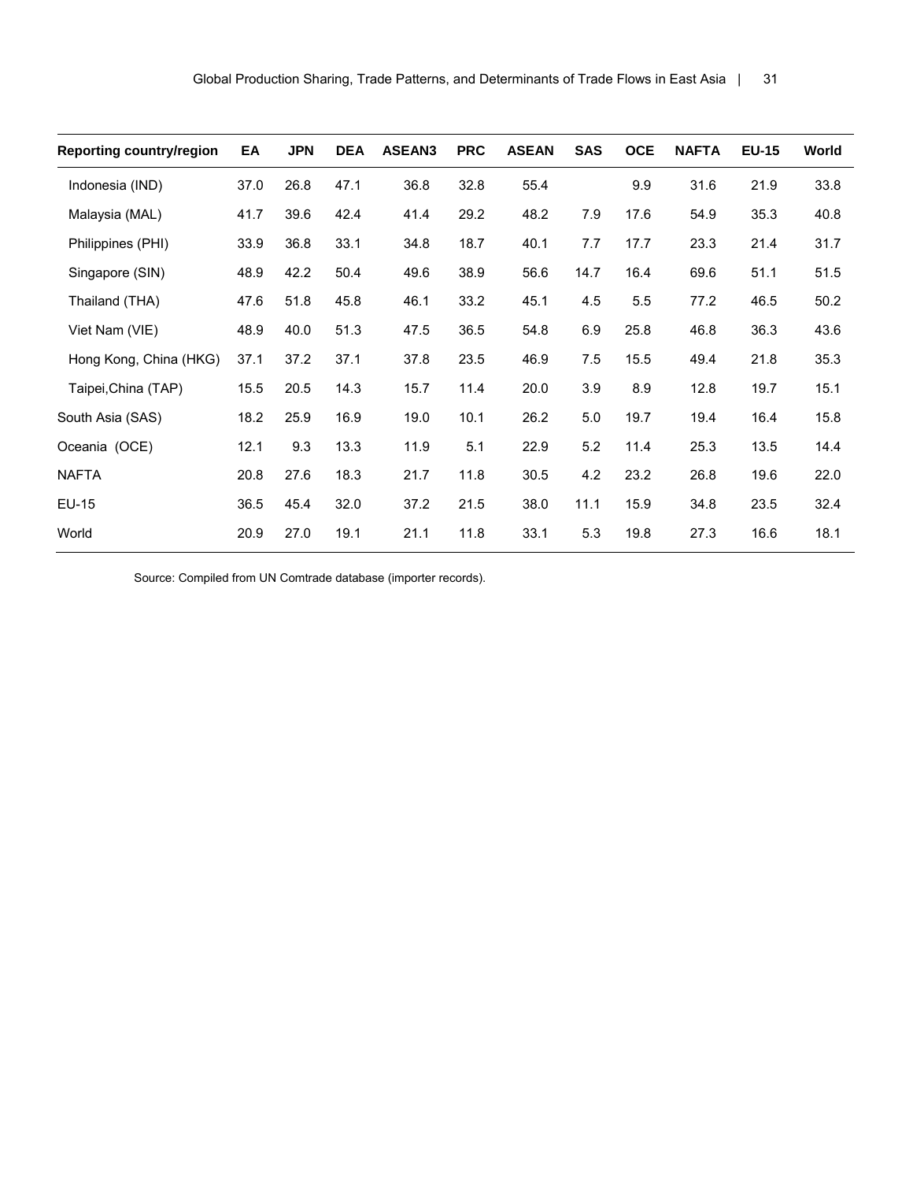| Reporting country/region | EA | JPN | DEA | ASEAN3 | PRC | ASEAN | SAS | OCE | NAFTA | EU-15 | World |
|---|---|---|---|---|---|---|---|---|---|---|---|
| Indonesia (IND) | 37.0 | 26.8 | 47.1 | 36.8 | 32.8 | 55.4 | | 9.9 | 31.6 | 21.9 | 33.8 |
| Malaysia (MAL) | 41.7 | 39.6 | 42.4 | 41.4 | 29.2 | 48.2 | 7.9 | 17.6 | 54.9 | 35.3 | 40.8 |
| Philippines (PHI) | 33.9 | 36.8 | 33.1 | 34.8 | 18.7 | 40.1 | 7.7 | 17.7 | 23.3 | 21.4 | 31.7 |
| Singapore (SIN) | 48.9 | 42.2 | 50.4 | 49.6 | 38.9 | 56.6 | 14.7 | 16.4 | 69.6 | 51.1 | 51.5 |
| Thailand (THA) | 47.6 | 51.8 | 45.8 | 46.1 | 33.2 | 45.1 | 4.5 | 5.5 | 77.2 | 46.5 | 50.2 |
| Viet Nam (VIE) | 48.9 | 40.0 | 51.3 | 47.5 | 36.5 | 54.8 | 6.9 | 25.8 | 46.8 | 36.3 | 43.6 |
| Hong Kong, China (HKG) | 37.1 | 37.2 | 37.1 | 37.8 | 23.5 | 46.9 | 7.5 | 15.5 | 49.4 | 21.8 | 35.3 |
| Taipei,China (TAP) | 15.5 | 20.5 | 14.3 | 15.7 | 11.4 | 20.0 | 3.9 | 8.9 | 12.8 | 19.7 | 15.1 |
| South Asia (SAS) | 18.2 | 25.9 | 16.9 | 19.0 | 10.1 | 26.2 | 5.0 | 19.7 | 19.4 | 16.4 | 15.8 |
| Oceania (OCE) | 12.1 | 9.3 | 13.3 | 11.9 | 5.1 | 22.9 | 5.2 | 11.4 | 25.3 | 13.5 | 14.4 |
| NAFTA | 20.8 | 27.6 | 18.3 | 21.7 | 11.8 | 30.5 | 4.2 | 23.2 | 26.8 | 19.6 | 22.0 |
| EU-15 | 36.5 | 45.4 | 32.0 | 37.2 | 21.5 | 38.0 | 11.1 | 15.9 | 34.8 | 23.5 | 32.4 |
| World | 20.9 | 27.0 | 19.1 | 21.1 | 11.8 | 33.1 | 5.3 | 19.8 | 27.3 | 16.6 | 18.1 |

Source: Compiled from UN Comtrade database (importer records).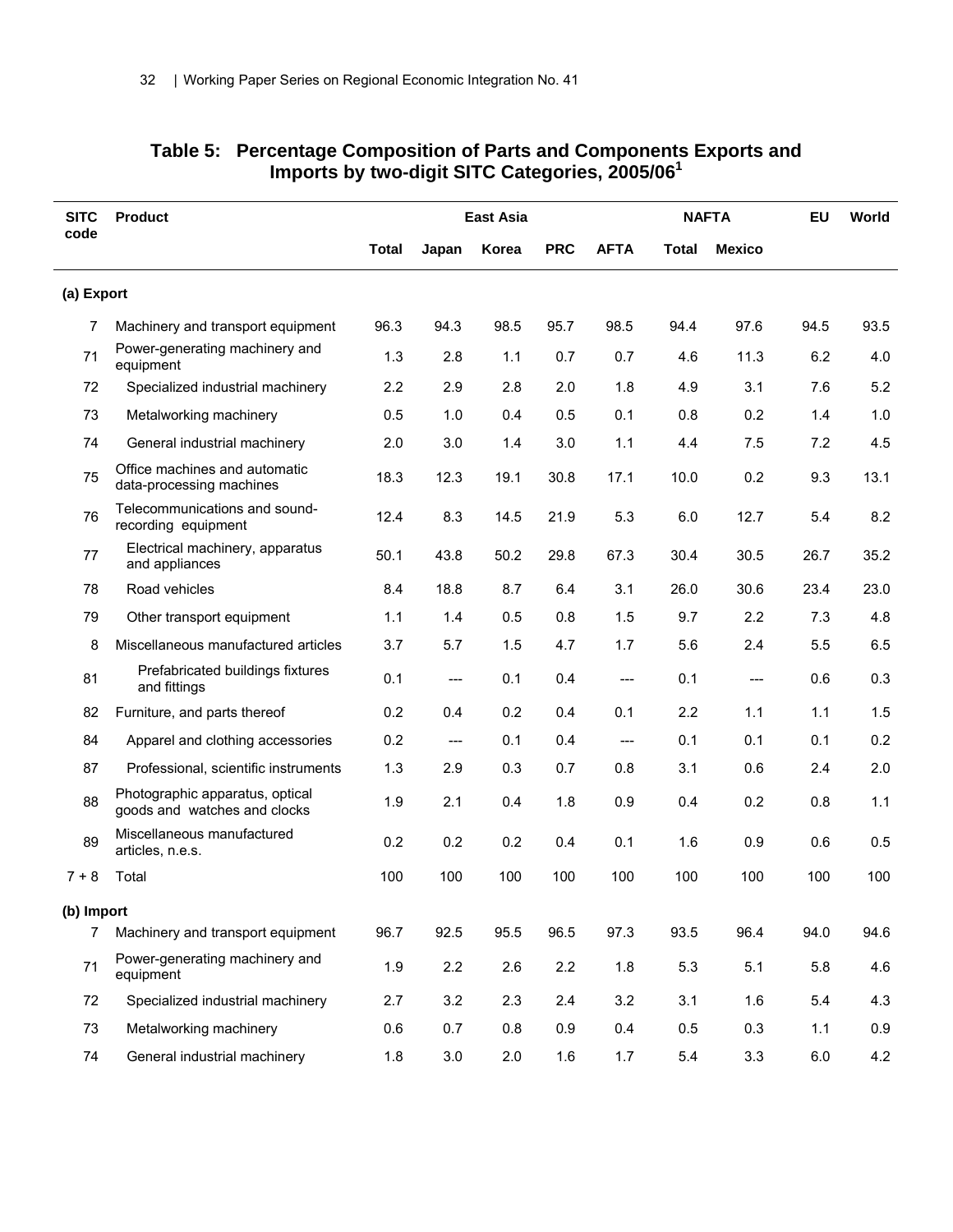## Table 5: Percentage Composition of Parts and Components Exports and Imports by two-digit SITC Categories, 2005/06[1]

| SITC code | Product | East Asia | | | | | NAFTA | | EU | World |
|---|---|---|---|---|---|---|---|---|---|---|
| | | Total | Japan | Korea | PRC | AFTA | Total | Mexico | | |
| **(a) Export** | | | | | | | | | | |
| 7 | Machinery and transport equipment | 96.3 | 94.3 | 98.5 | 95.7 | 98.5 | 94.4 | 97.6 | 94.5 | 93.5 |
| 71 | Power-generating machinery and equipment | 1.3 | 2.8 | 1.1 | 0.7 | 0.7 | 4.6 | 11.3 | 6.2 | 4.0 |
| 72 | Specialized industrial machinery | 2.2 | 2.9 | 2.8 | 2.0 | 1.8 | 4.9 | 3.1 | 7.6 | 5.2 |
| 73 | Metalworking machinery | 0.5 | 1.0 | 0.4 | 0.5 | 0.1 | 0.8 | 0.2 | 1.4 | 1.0 |
| 74 | General industrial machinery | 2.0 | 3.0 | 1.4 | 3.0 | 1.1 | 4.4 | 7.5 | 7.2 | 4.5 |
| 75 | Office machines and automatic data-processing machines | 18.3 | 12.3 | 19.1 | 30.8 | 17.1 | 10.0 | 0.2 | 9.3 | 13.1 |
| 76 | Telecommunications and sound-recording equipment | 12.4 | 8.3 | 14.5 | 21.9 | 5.3 | 6.0 | 12.7 | 5.4 | 8.2 |
| 77 | Electrical machinery, apparatus and appliances | 50.1 | 43.8 | 50.2 | 29.8 | 67.3 | 30.4 | 30.5 | 26.7 | 35.2 |
| 78 | Road vehicles | 8.4 | 18.8 | 8.7 | 6.4 | 3.1 | 26.0 | 30.6 | 23.4 | 23.0 |
| 79 | Other transport equipment | 1.1 | 1.4 | 0.5 | 0.8 | 1.5 | 9.7 | 2.2 | 7.3 | 4.8 |
| 8 | Miscellaneous manufactured articles | 3.7 | 5.7 | 1.5 | 4.7 | 1.7 | 5.6 | 2.4 | 5.5 | 6.5 |
| 81 | Prefabricated buildings fixtures and fittings | 0.1 | --- | 0.1 | 0.4 | --- | 0.1 | --- | 0.6 | 0.3 |
| 82 | Furniture, and parts thereof | 0.2 | 0.4 | 0.2 | 0.4 | 0.1 | 2.2 | 1.1 | 1.1 | 1.5 |
| 84 | Apparel and clothing accessories | 0.2 | --- | 0.1 | 0.4 | --- | 0.1 | 0.1 | 0.1 | 0.2 |
| 87 | Professional, scientific instruments | 1.3 | 2.9 | 0.3 | 0.7 | 0.8 | 3.1 | 0.6 | 2.4 | 2.0 |
| 88 | Photographic apparatus, optical goods and watches and clocks | 1.9 | 2.1 | 0.4 | 1.8 | 0.9 | 0.4 | 0.2 | 0.8 | 1.1 |
| 89 | Miscellaneous manufactured articles, n.e.s. | 0.2 | 0.2 | 0.2 | 0.4 | 0.1 | 1.6 | 0.9 | 0.6 | 0.5 |
| 7 + 8 | Total | 100 | 100 | 100 | 100 | 100 | 100 | 100 | 100 | 100 |
| **(b) Import** | | | | | | | | | | |
| 7 | Machinery and transport equipment | 96.7 | 92.5 | 95.5 | 96.5 | 97.3 | 93.5 | 96.4 | 94.0 | 94.6 |
| 71 | Power-generating machinery and equipment | 1.9 | 2.2 | 2.6 | 2.2 | 1.8 | 5.3 | 5.1 | 5.8 | 4.6 |
| 72 | Specialized industrial machinery | 2.7 | 3.2 | 2.3 | 2.4 | 3.2 | 3.1 | 1.6 | 5.4 | 4.3 |
| 73 | Metalworking machinery | 0.6 | 0.7 | 0.8 | 0.9 | 0.4 | 0.5 | 0.3 | 1.1 | 0.9 |
| 74 | General industrial machinery | 1.8 | 3.0 | 2.0 | 1.6 | 1.7 | 5.4 | 3.3 | 6.0 | 4.2 |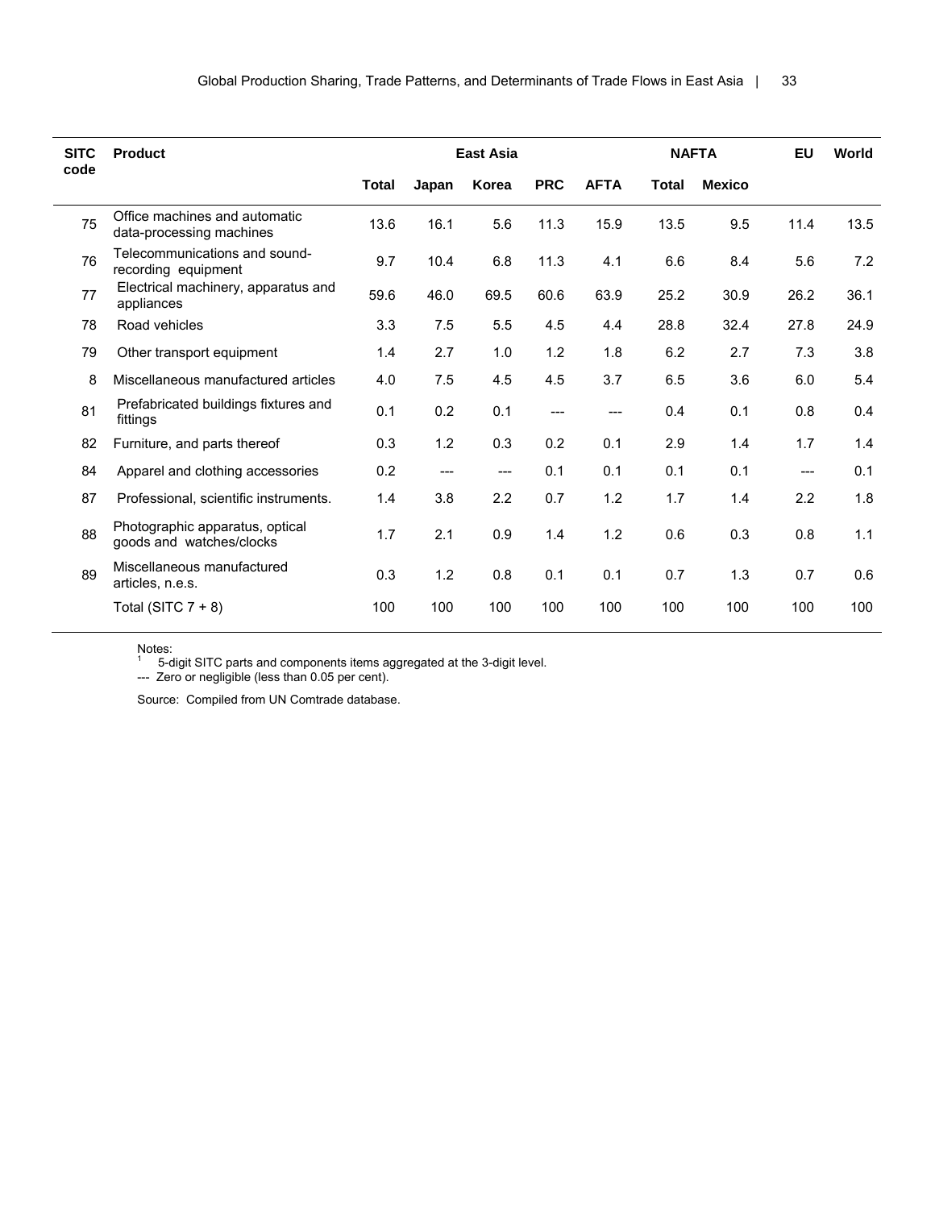| SITC code | Product | East Asia | | | | | NAFTA | | EU | World |
|---|---|---|---|---|---|---|---|---|---|---|
| | | Total | Japan | Korea | PRC | AFTA | Total | Mexico | | |
| 75 | Office machines and automatic data-processing machines | 13.6 | 16.1 | 5.6 | 11.3 | 15.9 | 13.5 | 9.5 | 11.4 | 13.5 |
| 76 | Telecommunications and sound-recording equipment | 9.7 | 10.4 | 6.8 | 11.3 | 4.1 | 6.6 | 8.4 | 5.6 | 7.2 |
| 77 | Electrical machinery, apparatus and appliances | 59.6 | 46.0 | 69.5 | 60.6 | 63.9 | 25.2 | 30.9 | 26.2 | 36.1 |
| 78 | Road vehicles | 3.3 | 7.5 | 5.5 | 4.5 | 4.4 | 28.8 | 32.4 | 27.8 | 24.9 |
| 79 | Other transport equipment | 1.4 | 2.7 | 1.0 | 1.2 | 1.8 | 6.2 | 2.7 | 7.3 | 3.8 |
| 8 | Miscellaneous manufactured articles | 4.0 | 7.5 | 4.5 | 4.5 | 3.7 | 6.5 | 3.6 | 6.0 | 5.4 |
| 81 | Prefabricated buildings fixtures and fittings | 0.1 | 0.2 | 0.1 | --- | --- | 0.4 | 0.1 | 0.8 | 0.4 |
| 82 | Furniture, and parts thereof | 0.3 | 1.2 | 0.3 | 0.2 | 0.1 | 2.9 | 1.4 | 1.7 | 1.4 |
| 84 | Apparel and clothing accessories | 0.2 | --- | --- | 0.1 | 0.1 | 0.1 | 0.1 | --- | 0.1 |
| 87 | Professional, scientific instruments. | 1.4 | 3.8 | 2.2 | 0.7 | 1.2 | 1.7 | 1.4 | 2.2 | 1.8 |
| 88 | Photographic apparatus, optical goods and watches/clocks | 1.7 | 2.1 | 0.9 | 1.4 | 1.2 | 0.6 | 0.3 | 0.8 | 1.1 |
| 89 | Miscellaneous manufactured articles, n.e.s. | 0.3 | 1.2 | 0.8 | 0.1 | 0.1 | 0.7 | 1.3 | 0.7 | 0.6 |
| | Total (SITC 7 + 8) | 100 | 100 | 100 | 100 | 100 | 100 | 100 | 100 | 100 |

Notes:
[1] 5-digit SITC parts and components items aggregated at the 3-digit level.
--- Zero or negligible (less than 0.05 per cent).

Source: Compiled from UN Comtrade database.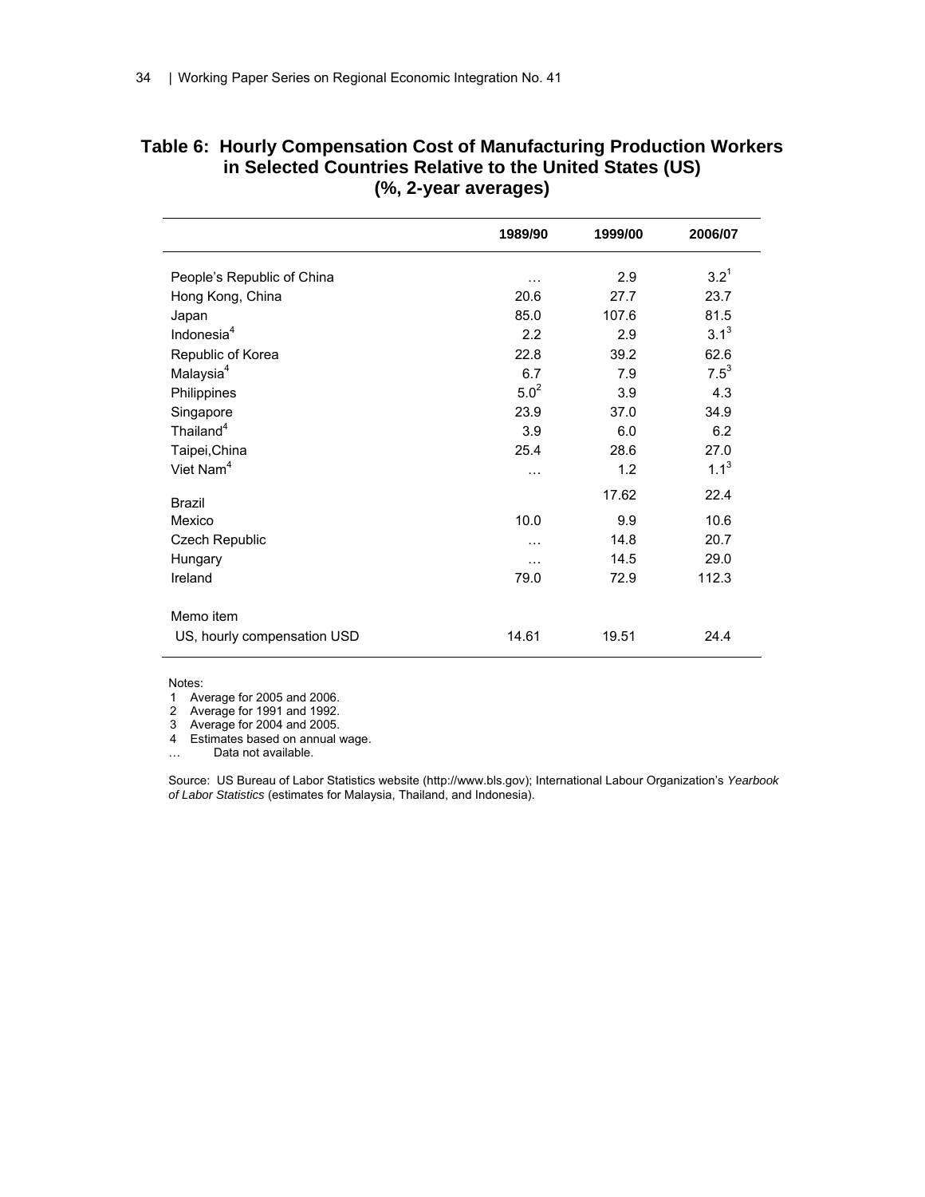## Table 6: Hourly Compensation Cost of Manufacturing Production Workers in Selected Countries Relative to the United States (US) (%, 2-year averages)

| | 1989/90 | 1999/00 | 2006/07 |
|---|---|---|---|
| People's Republic of China | … | 2.9 | 3.2[1] |
| Hong Kong, China | 20.6 | 27.7 | 23.7 |
| Japan | 85.0 | 107.6 | 81.5 |
| Indonesia[4] | 2.2 | 2.9 | 3.1[3] |
| Republic of Korea | 22.8 | 39.2 | 62.6 |
| Malaysia[4] | 6.7 | 7.9 | 7.5[3] |
| Philippines | 5.0[2] | 3.9 | 4.3 |
| Singapore | 23.9 | 37.0 | 34.9 |
| Thailand[4] | 3.9 | 6.0 | 6.2 |
| Taipei,China | 25.4 | 28.6 | 27.0 |
| Viet Nam[4] | … | 1.2 | 1.1[3] |
| Brazil | | 17.62 | 22.4 |
| Mexico | 10.0 | 9.9 | 10.6 |
| Czech Republic | … | 14.8 | 20.7 |
| Hungary | … | 14.5 | 29.0 |
| Ireland | 79.0 | 72.9 | 112.3 |
| Memo item | | | |
| US, hourly compensation USD | 14.61 | 19.51 | 24.4 |

Notes:
1 Average for 2005 and 2006.
2 Average for 1991 and 1992.
3 Average for 2004 and 2005.
4 Estimates based on annual wage.
… Data not available.

Source: US Bureau of Labor Statistics website (http://www.bls.gov); International Labour Organization's *Yearbook of Labor Statistics* (estimates for Malaysia, Thailand, and Indonesia).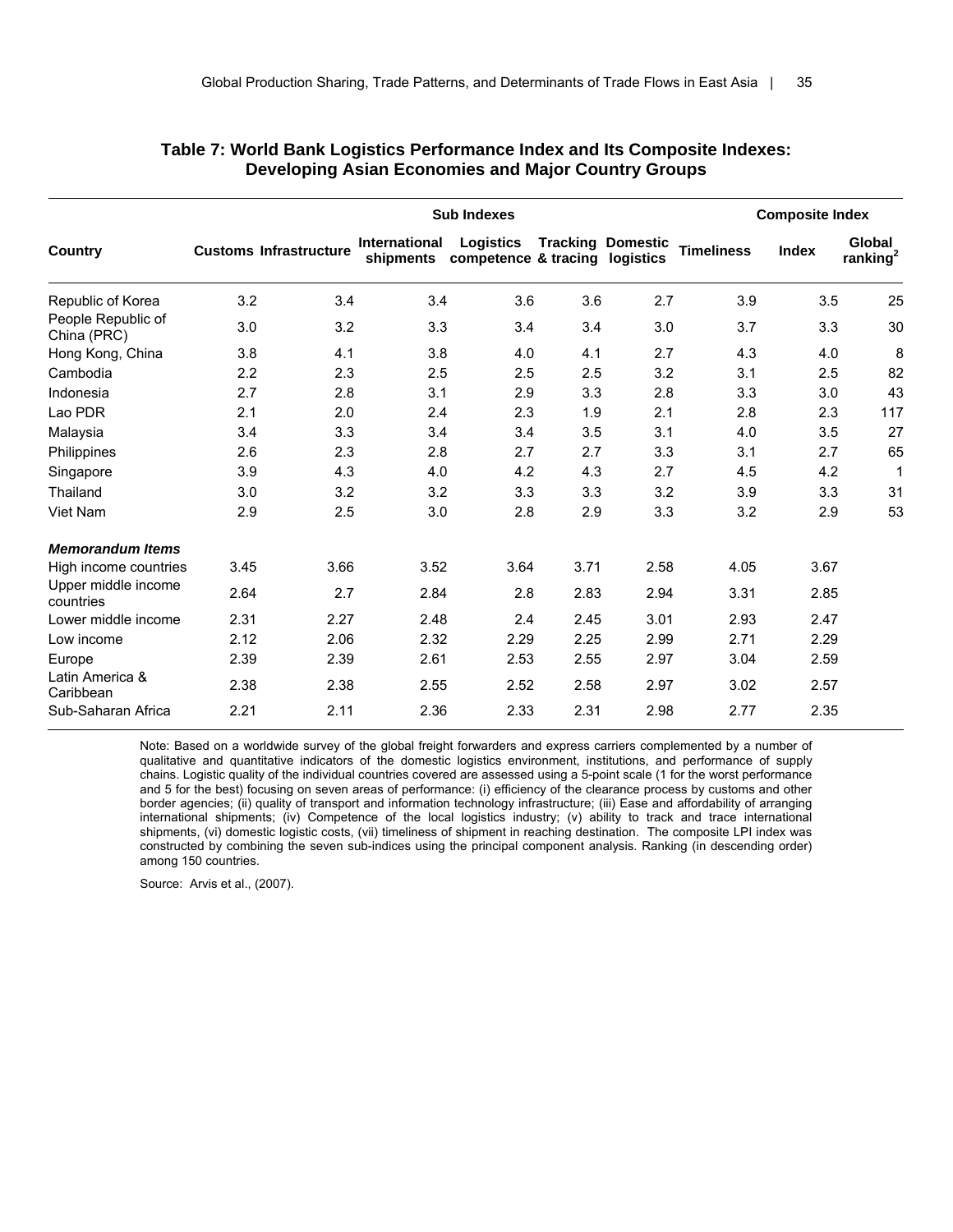**Table 7: World Bank Logistics Performance Index and Its Composite Indexes: Developing Asian Economies and Major Country Groups**

| | Sub Indexes | | | | | | | Composite Index | |
|---|---|---|---|---|---|---|---|---|---|
| Country | Customs | Infrastructure | International shipments | Logistics competence | Tracking & tracing | Domestic logistics | Timeliness | Index | Global ranking[2] |
| Republic of Korea | 3.2 | 3.4 | 3.4 | 3.6 | 3.6 | 2.7 | 3.9 | 3.5 | 25 |
| People Republic of China (PRC) | 3.0 | 3.2 | 3.3 | 3.4 | 3.4 | 3.0 | 3.7 | 3.3 | 30 |
| Hong Kong, China | 3.8 | 4.1 | 3.8 | 4.0 | 4.1 | 2.7 | 4.3 | 4.0 | 8 |
| Cambodia | 2.2 | 2.3 | 2.5 | 2.5 | 2.5 | 3.2 | 3.1 | 2.5 | 82 |
| Indonesia | 2.7 | 2.8 | 3.1 | 2.9 | 3.3 | 2.8 | 3.3 | 3.0 | 43 |
| Lao PDR | 2.1 | 2.0 | 2.4 | 2.3 | 1.9 | 2.1 | 2.8 | 2.3 | 117 |
| Malaysia | 3.4 | 3.3 | 3.4 | 3.4 | 3.5 | 3.1 | 4.0 | 3.5 | 27 |
| Philippines | 2.6 | 2.3 | 2.8 | 2.7 | 2.7 | 3.3 | 3.1 | 2.7 | 65 |
| Singapore | 3.9 | 4.3 | 4.0 | 4.2 | 4.3 | 2.7 | 4.5 | 4.2 | 1 |
| Thailand | 3.0 | 3.2 | 3.2 | 3.3 | 3.3 | 3.2 | 3.9 | 3.3 | 31 |
| Viet Nam | 2.9 | 2.5 | 3.0 | 2.8 | 2.9 | 3.3 | 3.2 | 2.9 | 53 |
| ***Memorandum Items*** | | | | | | | | | |
| High income countries | 3.45 | 3.66 | 3.52 | 3.64 | 3.71 | 2.58 | 4.05 | 3.67 | |
| Upper middle income countries | 2.64 | 2.7 | 2.84 | 2.8 | 2.83 | 2.94 | 3.31 | 2.85 | |
| Lower middle income | 2.31 | 2.27 | 2.48 | 2.4 | 2.45 | 3.01 | 2.93 | 2.47 | |
| Low income | 2.12 | 2.06 | 2.32 | 2.29 | 2.25 | 2.99 | 2.71 | 2.29 | |
| Europe | 2.39 | 2.39 | 2.61 | 2.53 | 2.55 | 2.97 | 3.04 | 2.59 | |
| Latin America & Caribbean | 2.38 | 2.38 | 2.55 | 2.52 | 2.58 | 2.97 | 3.02 | 2.57 | |
| Sub-Saharan Africa | 2.21 | 2.11 | 2.36 | 2.33 | 2.31 | 2.98 | 2.77 | 2.35 | |

Note: Based on a worldwide survey of the global freight forwarders and express carriers complemented by a number of qualitative and quantitative indicators of the domestic logistics environment, institutions, and performance of supply chains. Logistic quality of the individual countries covered are assessed using a 5-point scale (1 for the worst performance and 5 for the best) focusing on seven areas of performance: (i) efficiency of the clearance process by customs and other border agencies; (ii) quality of transport and information technology infrastructure; (iii) Ease and affordability of arranging international shipments; (iv) Competence of the local logistics industry; (v) ability to track and trace international shipments, (vi) domestic logistic costs, (vii) timeliness of shipment in reaching destination. The composite LPI index was constructed by combining the seven sub-indices using the principal component analysis. Ranking (in descending order) among 150 countries.

Source: Arvis et al., (2007).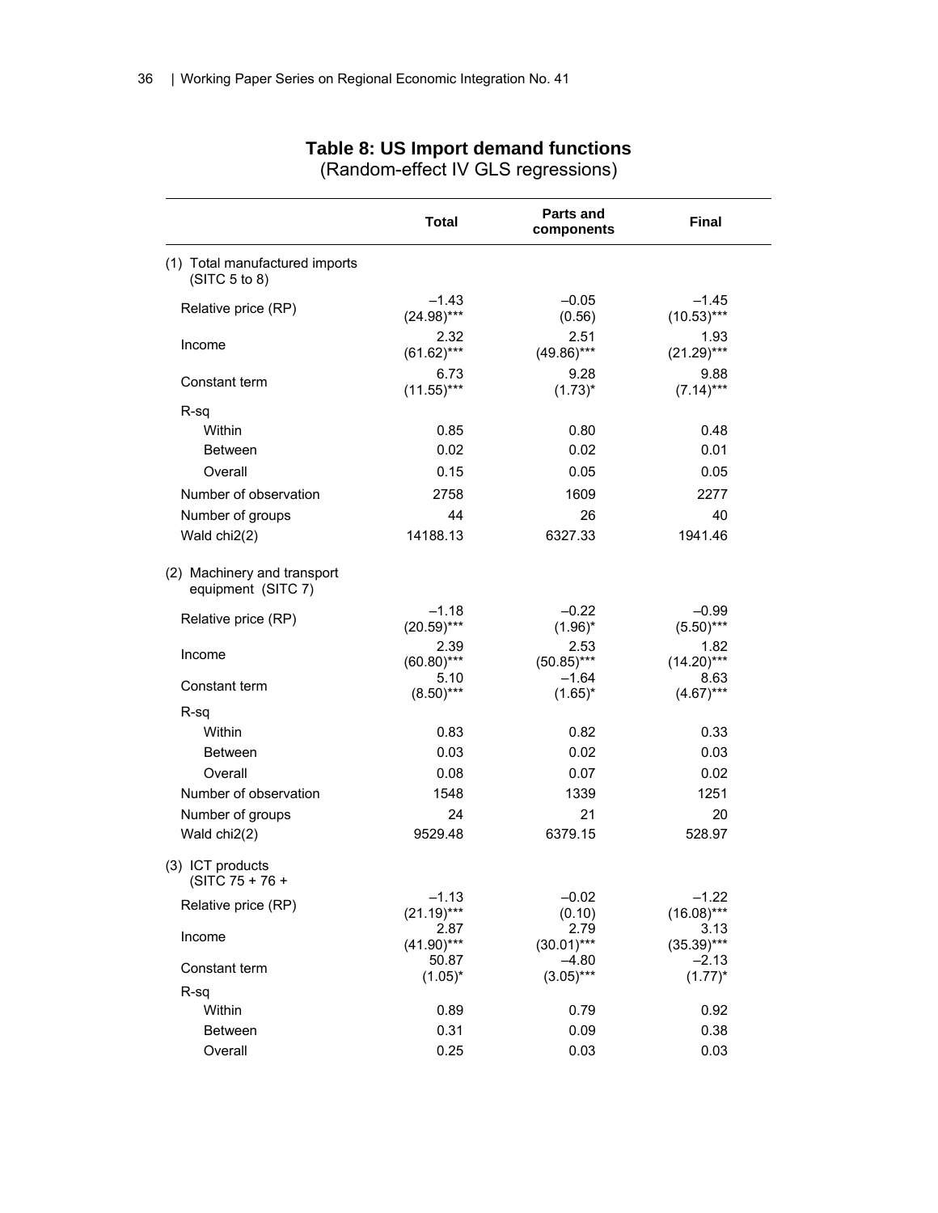# Table 8: US Import demand functions

(Random-effect IV GLS regressions)

| | Total | Parts and components | Final |
|---|---|---|---|
| (1) Total manufactured imports (SITC 5 to 8) | | | |
| Relative price (RP) | –1.43 (24.98)*** | –0.05 (0.56) | –1.45 (10.53)*** |
| Income | 2.32 (61.62)*** | 2.51 (49.86)*** | 1.93 (21.29)*** |
| Constant term | 6.73 (11.55)*** | 9.28 (1.73)* | 9.88 (7.14)*** |
| R-sq | | | |
| Within | 0.85 | 0.80 | 0.48 |
| Between | 0.02 | 0.02 | 0.01 |
| Overall | 0.15 | 0.05 | 0.05 |
| Number of observation | 2758 | 1609 | 2277 |
| Number of groups | 44 | 26 | 40 |
| Wald chi2(2) | 14188.13 | 6327.33 | 1941.46 |
| (2) Machinery and transport equipment (SITC 7) | | | |
| Relative price (RP) | –1.18 (20.59)*** | –0.22 (1.96)* | –0.99 (5.50)*** |
| Income | 2.39 (60.80)*** | 2.53 (50.85)*** | 1.82 (14.20)*** |
| Constant term | 5.10 (8.50)*** | –1.64 (1.65)* | 8.63 (4.67)*** |
| R-sq | | | |
| Within | 0.83 | 0.82 | 0.33 |
| Between | 0.03 | 0.02 | 0.03 |
| Overall | 0.08 | 0.07 | 0.02 |
| Number of observation | 1548 | 1339 | 1251 |
| Number of groups | 24 | 21 | 20 |
| Wald chi2(2) | 9529.48 | 6379.15 | 528.97 |
| (3) ICT products (SITC 75 + 76 + | | | |
| Relative price (RP) | –1.13 (21.19)*** | –0.02 (0.10) | –1.22 (16.08)*** |
| Income | 2.87 (41.90)*** | 2.79 (30.01)*** | 3.13 (35.39)*** |
| Constant term | 50.87 (1.05)* | –4.80 (3.05)*** | –2.13 (1.77)* |
| R-sq | | | |
| Within | 0.89 | 0.79 | 0.92 |
| Between | 0.31 | 0.09 | 0.38 |
| Overall | 0.25 | 0.03 | 0.03 |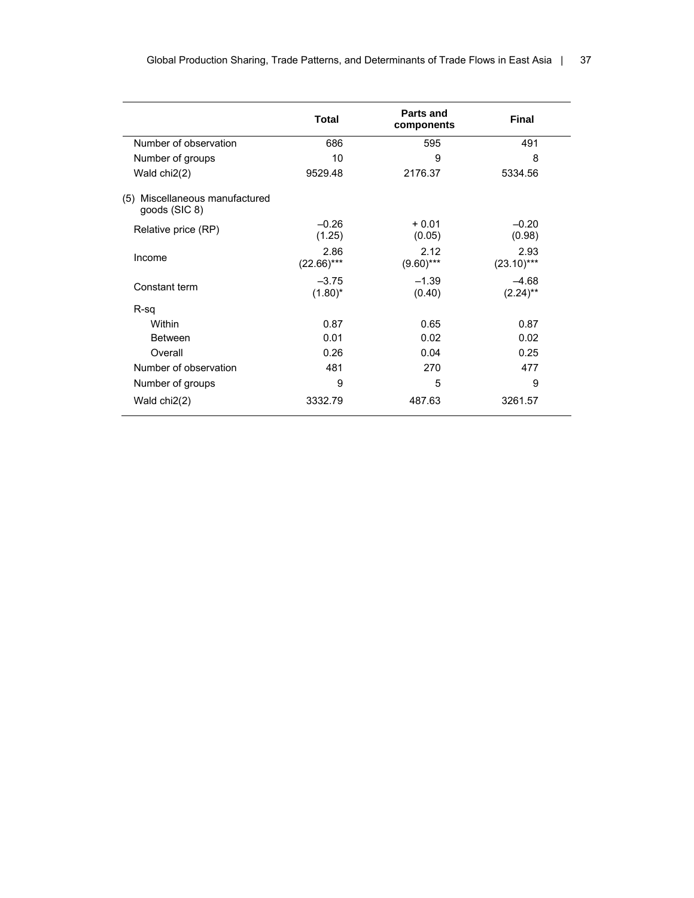| | Total | Parts and components | Final |
|---|---|---|---|
| Number of observation | 686 | 595 | 491 |
| Number of groups | 10 | 9 | 8 |
| Wald chi2(2) | 9529.48 | 2176.37 | 5334.56 |
| (5) Miscellaneous manufactured goods (SIC 8) | | | |
| Relative price (RP) | –0.26 (1.25) | + 0.01 (0.05) | –0.20 (0.98) |
| Income | 2.86 (22.66)*** | 2.12 (9.60)*** | 2.93 (23.10)*** |
| Constant term | –3.75 (1.80)* | –1.39 (0.40) | –4.68 (2.24)** |
| R-sq | | | |
| Within | 0.87 | 0.65 | 0.87 |
| Between | 0.01 | 0.02 | 0.02 |
| Overall | 0.26 | 0.04 | 0.25 |
| Number of observation | 481 | 270 | 477 |
| Number of groups | 9 | 5 | 9 |
| Wald chi2(2) | 3332.79 | 487.63 | 3261.57 |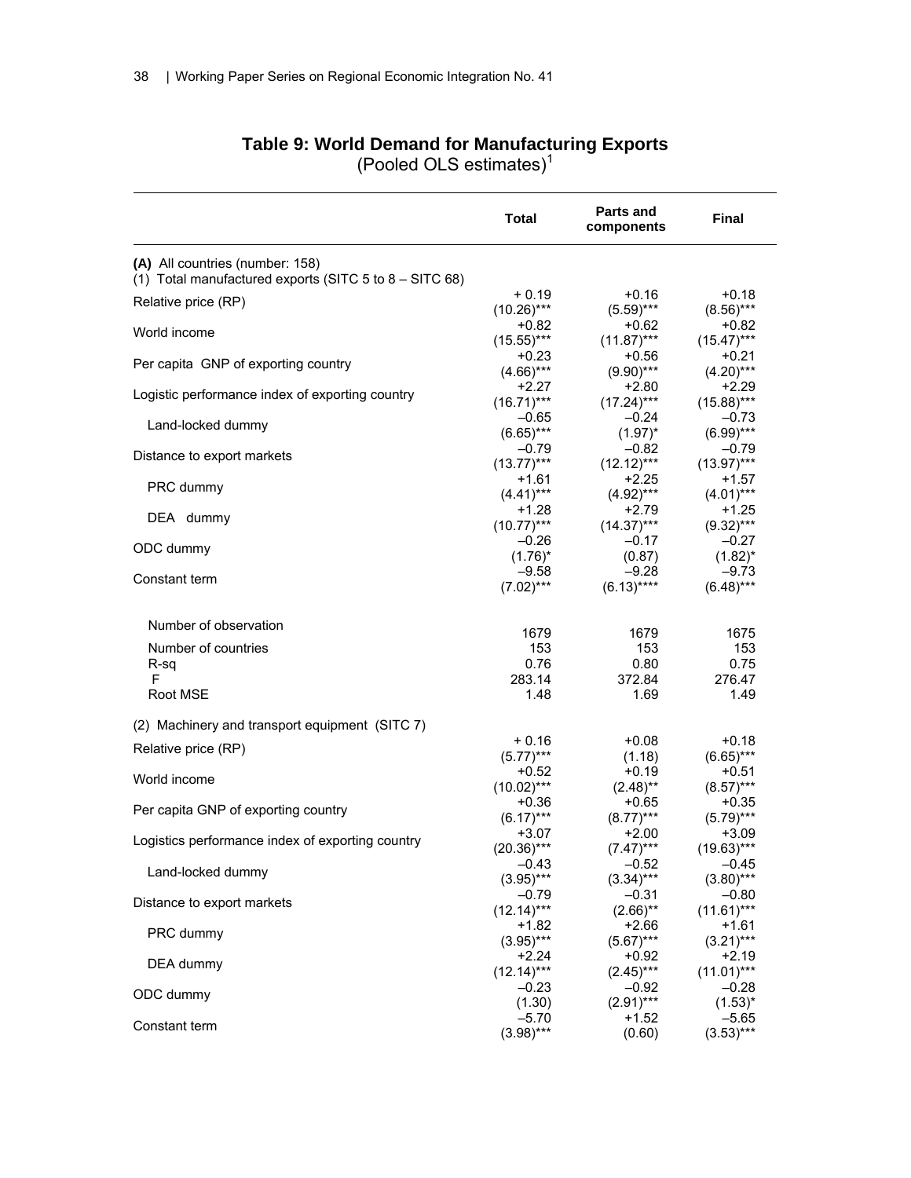## Table 9: World Demand for Manufacturing Exports
(Pooled OLS estimates)[1]

| | Total | Parts and components | Final |
|---|---|---|---|
| **(A)** All countries (number: 158) | | | |
| (1) Total manufactured exports (SITC 5 to 8 – SITC 68) | | | |
| Relative price (RP) | + 0.19<br>(10.26)*** | +0.16<br>(5.59)*** | +0.18<br>(8.56)*** |
| World income | +0.82<br>(15.55)*** | +0.62<br>(11.87)*** | +0.82<br>(15.47)*** |
| Per capita GNP of exporting country | +0.23<br>(4.66)*** | +0.56<br>(9.90)*** | +0.21<br>(4.20)*** |
| Logistic performance index of exporting country | +2.27<br>(16.71)*** | +2.80<br>(17.24)*** | +2.29<br>(15.88)*** |
| Land-locked dummy | –0.65<br>(6.65)*** | –0.24<br>(1.97)* | –0.73<br>(6.99)*** |
| Distance to export markets | –0.79<br>(13.77)*** | –0.82<br>(12.12)*** | –0.79<br>(13.97)*** |
| PRC dummy | +1.61<br>(4.41)*** | +2.25<br>(4.92)*** | +1.57<br>(4.01)*** |
| DEA dummy | +1.28<br>(10.77)*** | +2.79<br>(14.37)*** | +1.25<br>(9.32)*** |
| ODC dummy | –0.26<br>(1.76)* | –0.17<br>(0.87) | –0.27<br>(1.82)* |
| Constant term | –9.58<br>(7.02)*** | –9.28<br>(6.13)**** | –9.73<br>(6.48)*** |
| Number of observation | 1679 | 1679 | 1675 |
| Number of countries | 153 | 153 | 153 |
| R-sq | 0.76 | 0.80 | 0.75 |
| F | 283.14 | 372.84 | 276.47 |
| Root MSE | 1.48 | 1.69 | 1.49 |
| (2) Machinery and transport equipment (SITC 7) | | | |
| Relative price (RP) | + 0.16<br>(5.77)*** | +0.08<br>(1.18) | +0.18<br>(6.65)*** |
| World income | +0.52<br>(10.02)*** | +0.19<br>(2.48)** | +0.51<br>(8.57)*** |
| Per capita GNP of exporting country | +0.36<br>(6.17)*** | +0.65<br>(8.77)*** | +0.35<br>(5.79)*** |
| Logistics performance index of exporting country | +3.07<br>(20.36)*** | +2.00<br>(7.47)*** | +3.09<br>(19.63)*** |
| Land-locked dummy | –0.43<br>(3.95)*** | –0.52<br>(3.34)*** | –0.45<br>(3.80)*** |
| Distance to export markets | –0.79<br>(12.14)*** | –0.31<br>(2.66)** | –0.80<br>(11.61)*** |
| PRC dummy | +1.82<br>(3.95)*** | +2.66<br>(5.67)*** | +1.61<br>(3.21)*** |
| DEA dummy | +2.24<br>(12.14)*** | +0.92<br>(2.45)*** | +2.19<br>(11.01)*** |
| ODC dummy | –0.23<br>(1.30) | –0.92<br>(2.91)*** | –0.28<br>(1.53)* |
| Constant term | –5.70<br>(3.98)*** | +1.52<br>(0.60) | –5.65<br>(3.53)*** |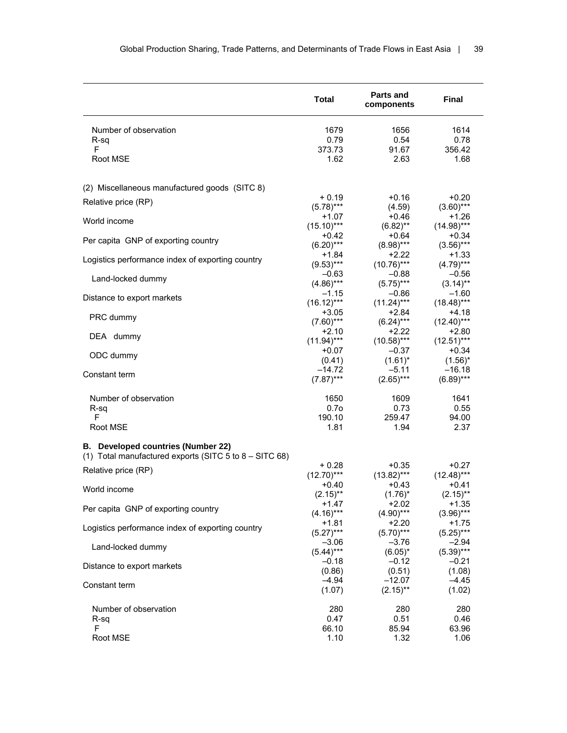| | Total | Parts and components | Final |
|---|---|---|---|
| Number of observation | 1679 | 1656 | 1614 |
| R-sq | 0.79 | 0.54 | 0.78 |
| F | 373.73 | 91.67 | 356.42 |
| Root MSE | 1.62 | 2.63 | 1.68 |
| **(2) Miscellaneous manufactured goods (SITC 8)** | | | |
| Relative price (RP) | + 0.19<br>(5.78)*** | +0.16<br>(4.59) | +0.20<br>(3.60)*** |
| World income | +1.07<br>(15.10)*** | +0.46<br>(6.82)** | +1.26<br>(14.98)*** |
| Per capita GNP of exporting country | +0.42<br>(6.20)*** | +0.64<br>(8.98)*** | +0.34<br>(3.56)*** |
| Logistics performance index of exporting country | +1.84<br>(9.53)*** | +2.22<br>(10.76)*** | +1.33<br>(4.79)*** |
| Land-locked dummy | –0.63<br>(4.86)*** | –0.88<br>(5.75)*** | –0.56<br>(3.14)** |
| Distance to export markets | –1.15<br>(16.12)*** | –0.86<br>(11.24)*** | –1.60<br>(18.48)*** |
| PRC dummy | +3.05<br>(7.60)*** | +2.84<br>(6.24)*** | +4.18<br>(12.40)*** |
| DEA dummy | +2.10<br>(11.94)*** | +2.22<br>(10.58)*** | +2.80<br>(12.51)*** |
| ODC dummy | +0.07<br>(0.41) | –0.37<br>(1.61)* | +0.34<br>(1.56)* |
| Constant term | –14.72<br>(7.87)*** | –5.11<br>(2.65)*** | –16.18<br>(6.89)*** |
| Number of observation | 1650 | 1609 | 1641 |
| R-sq | 0.7o | 0.73 | 0.55 |
| F | 190.10 | 259.47 | 94.00 |
| Root MSE | 1.81 | 1.94 | 2.37 |
| **B. Developed countries (Number 22)** | | | |
| (1) Total manufactured exports (SITC 5 to 8 – SITC 68) | | | |
| Relative price (RP) | + 0.28<br>(12.70)*** | +0.35<br>(13.82)*** | +0.27<br>(12.48)*** |
| World income | +0.40<br>(2.15)** | +0.43<br>(1.76)* | +0.41<br>(2.15)** |
| Per capita GNP of exporting country | +1.47<br>(4.16)*** | +2.02<br>(4.90)*** | +1.35<br>(3.96)*** |
| Logistics performance index of exporting country | +1.81<br>(5.27)*** | +2.20<br>(5.70)*** | +1.75<br>(5.25)*** |
| Land-locked dummy | –3.06<br>(5.44)*** | –3.76<br>(6.05)* | –2.94<br>(5.39)*** |
| Distance to export markets | –0.18<br>(0.86) | –0.12<br>(0.51) | –0.21<br>(1.08) |
| Constant term | –4.94<br>(1.07) | –12.07<br>(2.15)** | –4.45<br>(1.02) |
| Number of observation | 280 | 280 | 280 |
| R-sq | 0.47 | 0.51 | 0.46 |
| F | 66.10 | 85.94 | 63.96 |
| Root MSE | 1.10 | 1.32 | 1.06 |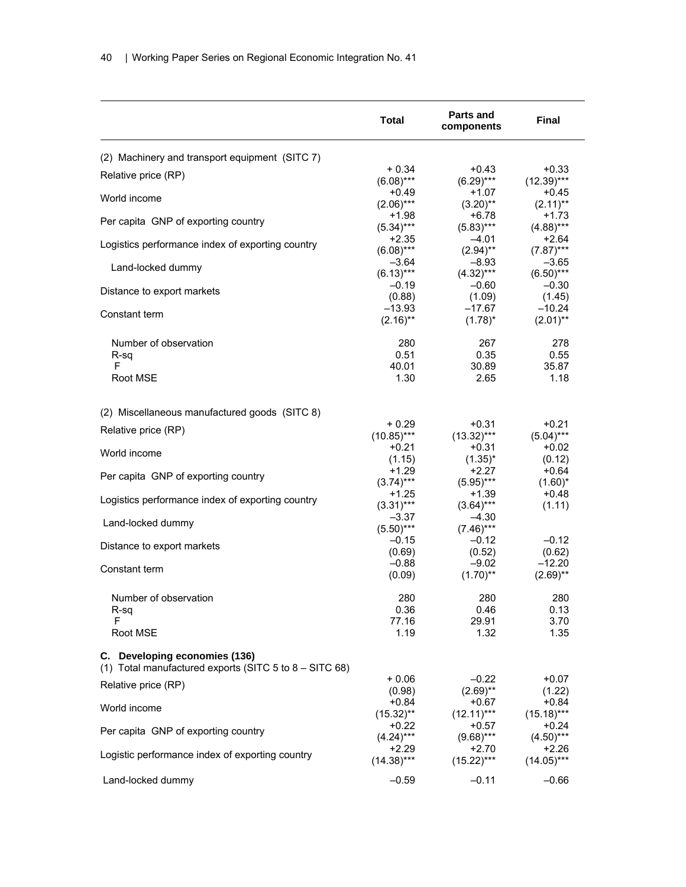| | Total | Parts and components | Final |
|---|---|---|---|
| (2) Machinery and transport equipment (SITC 7) | | | |
| Relative price (RP) | + 0.34 | +0.43 | +0.33 |
| | (6.08)*** | (6.29)*** | (12.39)*** |
| World income | +0.49 | +1.07 | +0.45 |
| | (2.06)*** | (3.20)** | (2.11)** |
| Per capita GNP of exporting country | +1.98 | +6.78 | +1.73 |
| | (5.34)*** | (5.83)*** | (4.88)*** |
| Logistics performance index of exporting country | +2.35 | –4.01 | +2.64 |
| | (6.08)*** | (2.94)** | (7.87)*** |
| Land-locked dummy | –3.64 | –8.93 | –3.65 |
| | (6.13)*** | (4.32)*** | (6.50)*** |
| Distance to export markets | –0.19 | –0.60 | –0.30 |
| | (0.88) | (1.09) | (1.45) |
| Constant term | –13.93 | –17.67 | –10.24 |
| | (2.16)** | (1.78)* | (2.01)** |
| Number of observation | 280 | 267 | 278 |
| R-sq | 0.51 | 0.35 | 0.55 |
| F | 40.01 | 30.89 | 35.87 |
| Root MSE | 1.30 | 2.65 | 1.18 |
| (2) Miscellaneous manufactured goods (SITC 8) | | | |
| Relative price (RP) | + 0.29 | +0.31 | +0.21 |
| | (10.85)*** | (13.32)*** | (5.04)*** |
| World income | +0.21 | +0.31 | +0.02 |
| | (1.15) | (1.35)* | (0.12) |
| Per capita GNP of exporting country | +1.29 | +2.27 | +0.64 |
| | (3.74)*** | (5.95)*** | (1.60)* |
| Logistics performance index of exporting country | +1.25 | +1.39 | +0.48 |
| | (3.31)*** | (3.64)*** | (1.11) |
| Land-locked dummy | –3.37 | –4.30 | |
| | (5.50)*** | (7.46)*** | |
| Distance to export markets | –0.15 | –0.12 | –0.12 |
| | (0.69) | (0.52) | (0.62) |
| Constant term | –0.88 | –9.02 | –12.20 |
| | (0.09) | (1.70)** | (2.69)** |
| Number of observation | 280 | 280 | 280 |
| R-sq | 0.36 | 0.46 | 0.13 |
| F | 77.16 | 29.91 | 3.70 |
| Root MSE | 1.19 | 1.32 | 1.35 |
| **C. Developing economies (136)** | | | |
| (1) Total manufactured exports (SITC 5 to 8 – SITC 68) | | | |
| Relative price (RP) | + 0.06 | –0.22 | +0.07 |
| | (0.98) | (2.69)** | (1.22) |
| World income | +0.84 | +0.67 | +0.84 |
| | (15.32)** | (12.11)*** | (15.18)*** |
| Per capita GNP of exporting country | +0.22 | +0.57 | +0.24 |
| | (4.24)*** | (9.68)*** | (4.50)*** |
| Logistic performance index of exporting country | +2.29 | +2.70 | +2.26 |
| | (14.38)*** | (15.22)*** | (14.05)*** |
| Land-locked dummy | –0.59 | –0.11 | –0.66 |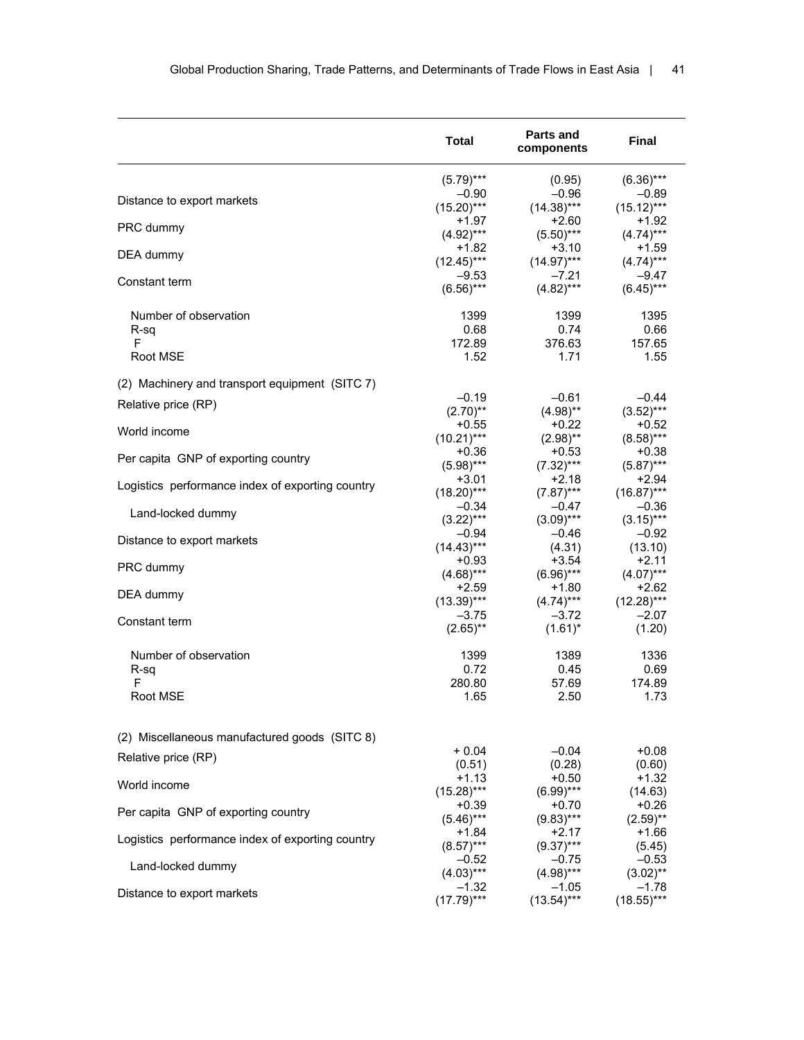| | Total | Parts and components | Final |
|---|---|---|---|
| | (5.79)*** | (0.95) | (6.36)*** |
| Distance to export markets | –0.90 | –0.96 | –0.89 |
| | (15.20)*** | (14.38)*** | (15.12)*** |
| PRC dummy | +1.97 | +2.60 | +1.92 |
| | (4.92)*** | (5.50)*** | (4.74)*** |
| DEA dummy | +1.82 | +3.10 | +1.59 |
| | (12.45)*** | (14.97)*** | (4.74)*** |
| Constant term | –9.53 | –7.21 | –9.47 |
| | (6.56)*** | (4.82)*** | (6.45)*** |
| Number of observation | 1399 | 1399 | 1395 |
| R-sq | 0.68 | 0.74 | 0.66 |
| F | 172.89 | 376.63 | 157.65 |
| Root MSE | 1.52 | 1.71 | 1.55 |
| (2) Machinery and transport equipment (SITC 7) | | | |
| Relative price (RP) | –0.19 | –0.61 | –0.44 |
| | (2.70)** | (4.98)** | (3.52)*** |
| World income | +0.55 | +0.22 | +0.52 |
| | (10.21)*** | (2.98)** | (8.58)*** |
| Per capita GNP of exporting country | +0.36 | +0.53 | +0.38 |
| | (5.98)*** | (7.32)*** | (5.87)*** |
| Logistics performance index of exporting country | +3.01 | +2.18 | +2.94 |
| | (18.20)*** | (7.87)*** | (16.87)*** |
| Land-locked dummy | –0.34 | –0.47 | –0.36 |
| | (3.22)*** | (3.09)*** | (3.15)*** |
| Distance to export markets | –0.94 | –0.46 | –0.92 |
| | (14.43)*** | (4.31) | (13.10) |
| PRC dummy | +0.93 | +3.54 | +2.11 |
| | (4.68)*** | (6.96)*** | (4.07)*** |
| DEA dummy | +2.59 | +1.80 | +2.62 |
| | (13.39)*** | (4.74)*** | (12.28)*** |
| Constant term | –3.75 | –3.72 | –2.07 |
| | (2.65)** | (1.61)* | (1.20) |
| Number of observation | 1399 | 1389 | 1336 |
| R-sq | 0.72 | 0.45 | 0.69 |
| F | 280.80 | 57.69 | 174.89 |
| Root MSE | 1.65 | 2.50 | 1.73 |
| (2) Miscellaneous manufactured goods (SITC 8) | | | |
| Relative price (RP) | + 0.04 | –0.04 | +0.08 |
| | (0.51) | (0.28) | (0.60) |
| World income | +1.13 | +0.50 | +1.32 |
| | (15.28)*** | (6.99)*** | (14.63) |
| Per capita GNP of exporting country | +0.39 | +0.70 | +0.26 |
| | (5.46)*** | (9.83)*** | (2.59)** |
| Logistics performance index of exporting country | +1.84 | +2.17 | +1.66 |
| | (8.57)*** | (9.37)*** | (5.45) |
| Land-locked dummy | –0.52 | –0.75 | –0.53 |
| | (4.03)*** | (4.98)*** | (3.02)** |
| Distance to export markets | –1.32 | –1.05 | –1.78 |
| | (17.79)*** | (13.54)*** | (18.55)*** |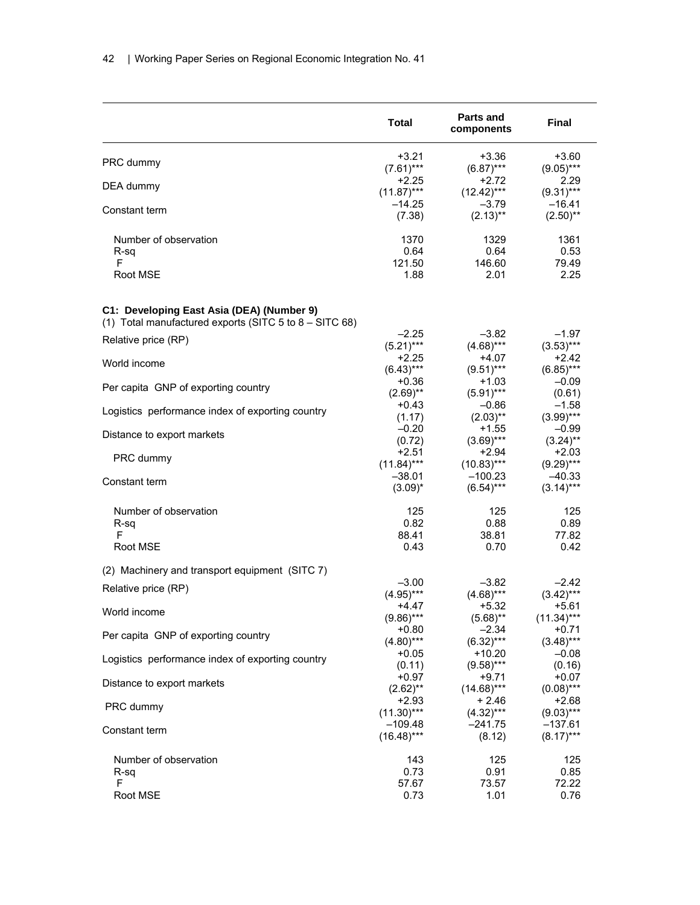| | Total | Parts and components | Final |
|---|---|---|---|
| PRC dummy | +3.21 | +3.36 | +3.60 |
| | (7.61)*** | (6.87)*** | (9.05)*** |
| DEA dummy | +2.25 | +2.72 | 2.29 |
| | (11.87)*** | (12.42)*** | (9.31)*** |
| Constant term | –14.25 | –3.79 | –16.41 |
| | (7.38) | (2.13)** | (2.50)** |
| Number of observation | 1370 | 1329 | 1361 |
| R-sq | 0.64 | 0.64 | 0.53 |
| F | 121.50 | 146.60 | 79.49 |
| Root MSE | 1.88 | 2.01 | 2.25 |
| **C1: Developing East Asia (DEA) (Number 9)** | | | |
| (1) Total manufactured exports (SITC 5 to 8 – SITC 68) | | | |
| Relative price (RP) | –2.25 | –3.82 | –1.97 |
| | (5.21)*** | (4.68)*** | (3.53)*** |
| World income | +2.25 | +4.07 | +2.42 |
| | (6.43)*** | (9.51)*** | (6.85)*** |
| Per capita GNP of exporting country | +0.36 | +1.03 | –0.09 |
| | (2.69)** | (5.91)*** | (0.61) |
| Logistics performance index of exporting country | +0.43 | –0.86 | –1.58 |
| | (1.17) | (2.03)** | (3.99)*** |
| Distance to export markets | –0.20 | +1.55 | –0.99 |
| | (0.72) | (3.69)*** | (3.24)** |
| PRC dummy | +2.51 | +2.94 | +2.03 |
| | (11.84)*** | (10.83)*** | (9.29)*** |
| Constant term | –38.01 | –100.23 | –40.33 |
| | (3.09)* | (6.54)*** | (3.14)*** |
| Number of observation | 125 | 125 | 125 |
| R-sq | 0.82 | 0.88 | 0.89 |
| F | 88.41 | 38.81 | 77.82 |
| Root MSE | 0.43 | 0.70 | 0.42 |
| (2) Machinery and transport equipment (SITC 7) | | | |
| Relative price (RP) | –3.00 | –3.82 | –2.42 |
| | (4.95)*** | (4.68)*** | (3.42)*** |
| World income | +4.47 | +5.32 | +5.61 |
| | (9.86)*** | (5.68)** | (11.34)*** |
| Per capita GNP of exporting country | +0.80 | –2.34 | +0.71 |
| | (4.80)*** | (6.32)*** | (3.48)*** |
| Logistics performance index of exporting country | +0.05 | +10.20 | –0.08 |
| | (0.11) | (9.58)*** | (0.16) |
| Distance to export markets | +0.97 | +9.71 | +0.07 |
| | (2.62)** | (14.68)*** | (0.08)*** |
| PRC dummy | +2.93 | + 2.46 | +2.68 |
| | (11.30)*** | (4.32)*** | (9.03)*** |
| Constant term | –109.48 | –241.75 | –137.61 |
| | (16.48)*** | (8.12) | (8.17)*** |
| Number of observation | 143 | 125 | 125 |
| R-sq | 0.73 | 0.91 | 0.85 |
| F | 57.67 | 73.57 | 72.22 |
| Root MSE | 0.73 | 1.01 | 0.76 |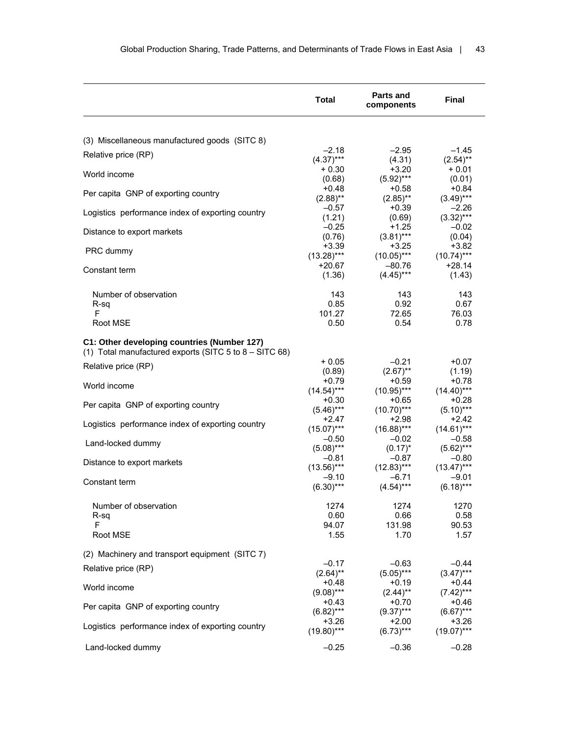| | Total | Parts and components | Final |
|---|---|---|---|
| (3) Miscellaneous manufactured goods (SITC 8) | | | |
| Relative price (RP) | –2.18 | –2.95 | –1.45 |
| | (4.37)*** | (4.31) | (2.54)** |
| World income | + 0.30 | +3.20 | + 0.01 |
| | (0.68) | (5.92)*** | (0.01) |
| Per capita GNP of exporting country | +0.48 | +0.58 | +0.84 |
| | (2.88)** | (2.85)** | (3.49)*** |
| Logistics performance index of exporting country | –0.57 | +0.39 | –2.26 |
| | (1.21) | (0.69) | (3.32)*** |
| Distance to export markets | –0.25 | +1.25 | –0.02 |
| | (0.76) | (3.81)*** | (0.04) |
| PRC dummy | +3.39 | +3.25 | +3.82 |
| | (13.28)*** | (10.05)*** | (10.74)*** |
| Constant term | +20.67 | –80.76 | +28.14 |
| | (1.36) | (4.45)*** | (1.43) |
| Number of observation | 143 | 143 | 143 |
| R-sq | 0.85 | 0.92 | 0.67 |
| F | 101.27 | 72.65 | 76.03 |
| Root MSE | 0.50 | 0.54 | 0.78 |
| **C1: Other developing countries (Number 127)** | | | |
| (1) Total manufactured exports (SITC 5 to 8 – SITC 68) | | | |
| Relative price (RP) | + 0.05 | –0.21 | +0.07 |
| | (0.89) | (2.67)** | (1.19) |
| World income | +0.79 | +0.59 | +0.78 |
| | (14.54)*** | (10.95)*** | (14.40)*** |
| Per capita GNP of exporting country | +0.30 | +0.65 | +0.28 |
| | (5.46)*** | (10.70)*** | (5.10)*** |
| Logistics performance index of exporting country | +2.47 | +2.98 | +2.42 |
| | (15.07)*** | (16.88)*** | (14.61)*** |
| Land-locked dummy | –0.50 | –0.02 | –0.58 |
| | (5.08)*** | (0.17)* | (5.62)*** |
| Distance to export markets | –0.81 | –0.87 | –0.80 |
| | (13.56)*** | (12.83)*** | (13.47)*** |
| Constant term | –9.10 | –6.71 | –9.01 |
| | (6.30)*** | (4.54)*** | (6.18)*** |
| Number of observation | 1274 | 1274 | 1270 |
| R-sq | 0.60 | 0.66 | 0.58 |
| F | 94.07 | 131.98 | 90.53 |
| Root MSE | 1.55 | 1.70 | 1.57 |
| (2) Machinery and transport equipment (SITC 7) | | | |
| Relative price (RP) | –0.17 | –0.63 | –0.44 |
| | (2.64)** | (5.05)*** | (3.47)*** |
| World income | +0.48 | +0.19 | +0.44 |
| | (9.08)*** | (2.44)** | (7.42)*** |
| Per capita GNP of exporting country | +0.43 | +0.70 | +0.46 |
| | (6.82)*** | (9.37)*** | (6.67)*** |
| Logistics performance index of exporting country | +3.26 | +2.00 | +3.26 |
| | (19.80)*** | (6.73)*** | (19.07)*** |
| Land-locked dummy | –0.25 | –0.36 | –0.28 |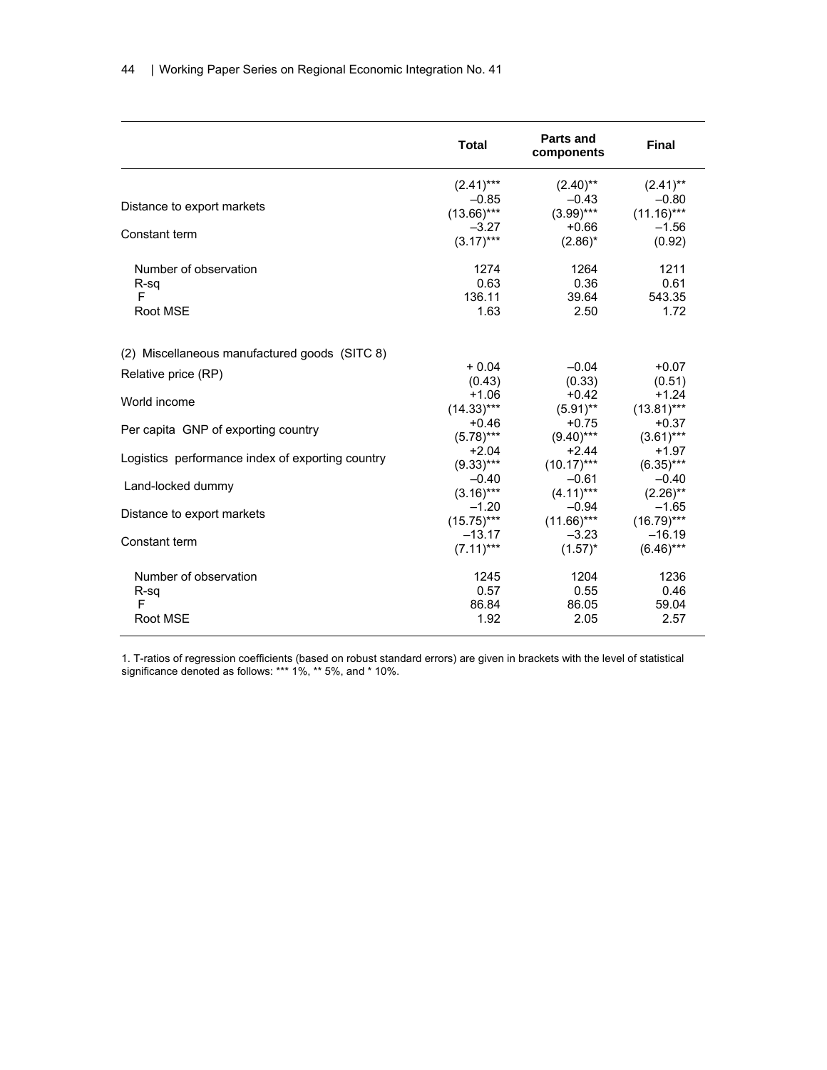| | Total | Parts and components | Final |
|---|---|---|---|
| | (2.41)*** | (2.40)** | (2.41)** |
| Distance to export markets | –0.85 | –0.43 | –0.80 |
| | (13.66)*** | (3.99)*** | (11.16)*** |
| Constant term | –3.27 | +0.66 | –1.56 |
| | (3.17)*** | (2.86)* | (0.92) |
| Number of observation | 1274 | 1264 | 1211 |
| R-sq | 0.63 | 0.36 | 0.61 |
| F | 136.11 | 39.64 | 543.35 |
| Root MSE | 1.63 | 2.50 | 1.72 |
| (2) Miscellaneous manufactured goods (SITC 8) | | | |
| Relative price (RP) | + 0.04 | –0.04 | +0.07 |
| | (0.43) | (0.33) | (0.51) |
| World income | +1.06 | +0.42 | +1.24 |
| | (14.33)*** | (5.91)** | (13.81)*** |
| Per capita GNP of exporting country | +0.46 | +0.75 | +0.37 |
| | (5.78)*** | (9.40)*** | (3.61)*** |
| Logistics performance index of exporting country | +2.04 | +2.44 | +1.97 |
| | (9.33)*** | (10.17)*** | (6.35)*** |
| Land-locked dummy | –0.40 | –0.61 | –0.40 |
| | (3.16)*** | (4.11)*** | (2.26)** |
| Distance to export markets | –1.20 | –0.94 | –1.65 |
| | (15.75)*** | (11.66)*** | (16.79)*** |
| Constant term | –13.17 | –3.23 | –16.19 |
| | (7.11)*** | (1.57)* | (6.46)*** |
| Number of observation | 1245 | 1204 | 1236 |
| R-sq | 0.57 | 0.55 | 0.46 |
| F | 86.84 | 86.05 | 59.04 |
| Root MSE | 1.92 | 2.05 | 2.57 |

1. T-ratios of regression coefficients (based on robust standard errors) are given in brackets with the level of statistical significance denoted as follows: *** 1%, ** 5%, and * 10%.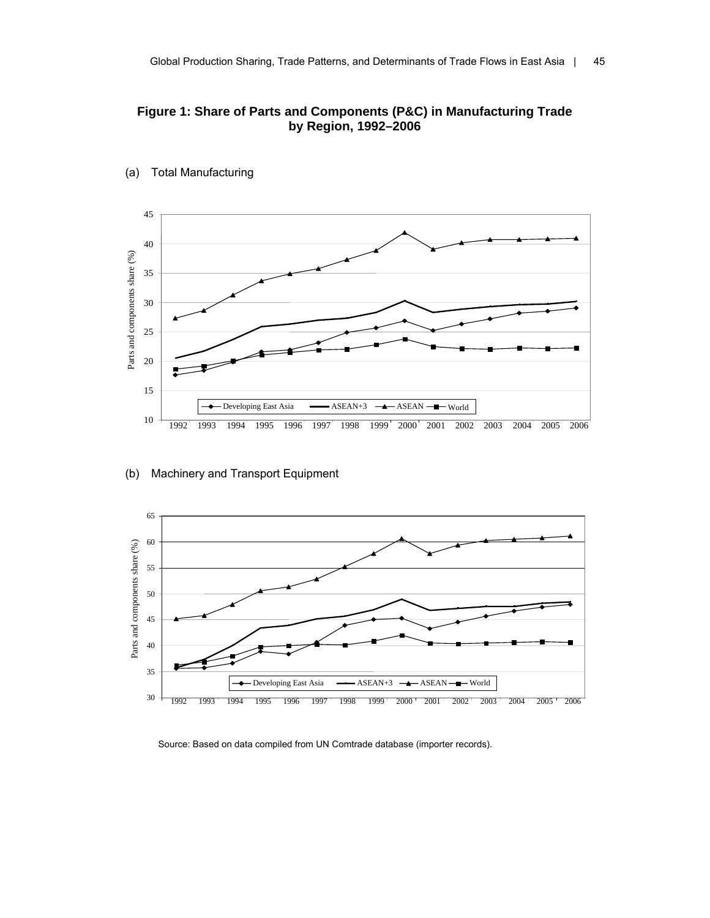**Figure 1: Share of Parts and Components (P&C) in Manufacturing Trade by Region, 1992–2006**

(a) Total Manufacturing

(b) Machinery and Transport Equipment

Source: Based on data compiled from UN Comtrade database (importer records).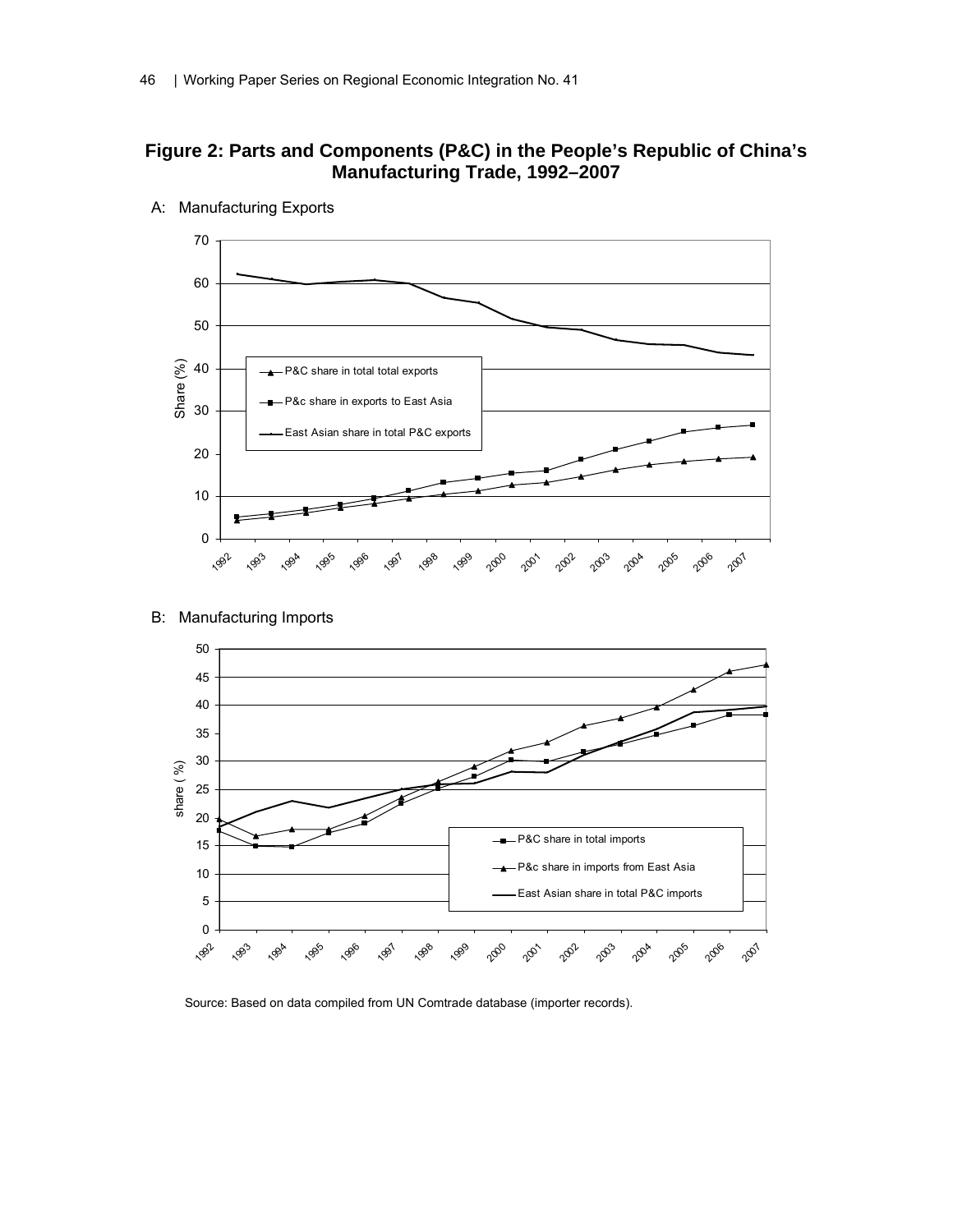## Figure 2: Parts and Components (P&C) in the People's Republic of China's Manufacturing Trade, 1992–2007

A: Manufacturing Exports

B: Manufacturing Imports

Source: Based on data compiled from UN Comtrade database (importer records).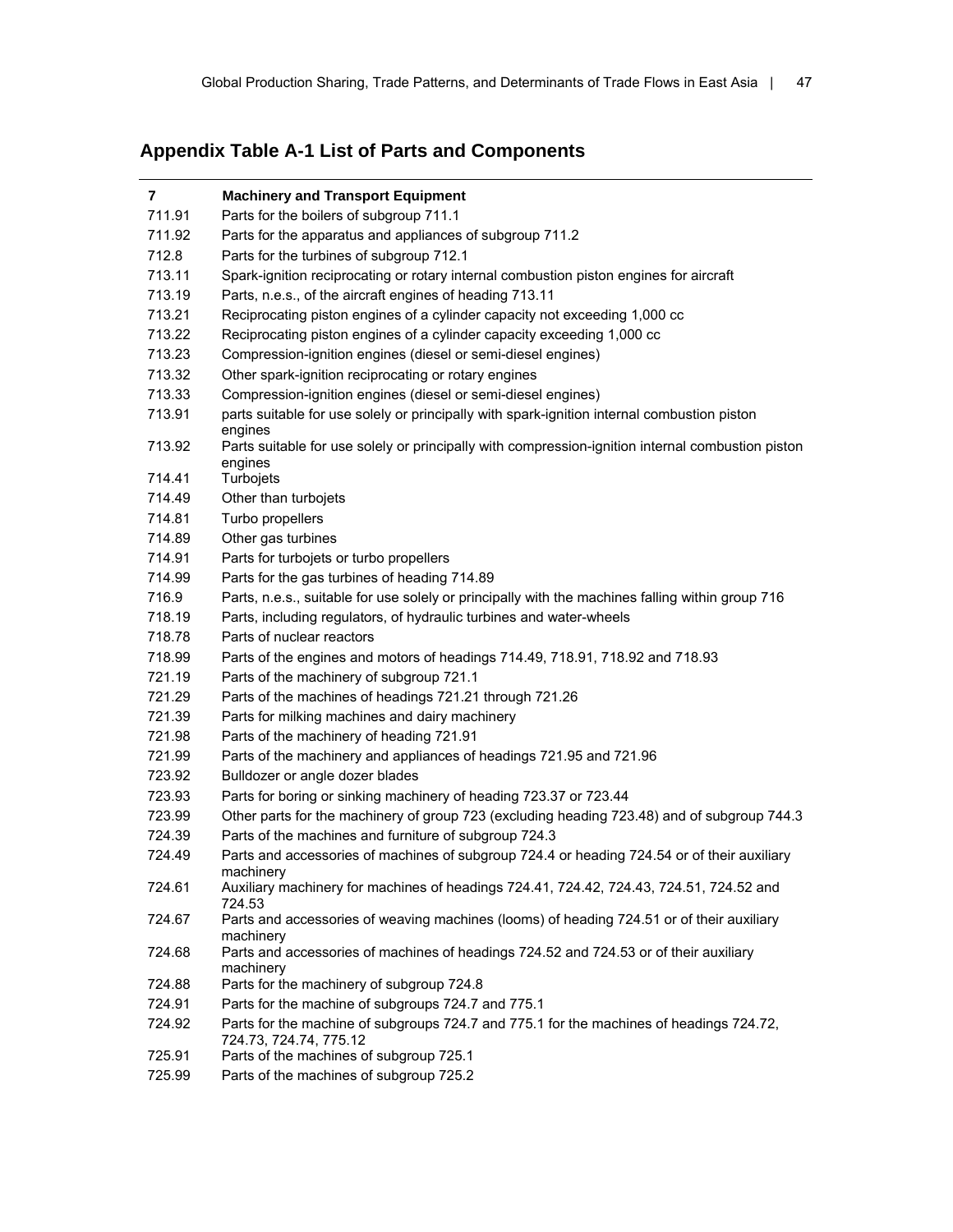## Appendix Table A-1 List of Parts and Components

| 7 | **Machinery and Transport Equipment** |
|---|---|
| 711.91 | Parts for the boilers of subgroup 711.1 |
| 711.92 | Parts for the apparatus and appliances of subgroup 711.2 |
| 712.8 | Parts for the turbines of subgroup 712.1 |
| 713.11 | Spark-ignition reciprocating or rotary internal combustion piston engines for aircraft |
| 713.19 | Parts, n.e.s., of the aircraft engines of heading 713.11 |
| 713.21 | Reciprocating piston engines of a cylinder capacity not exceeding 1,000 cc |
| 713.22 | Reciprocating piston engines of a cylinder capacity exceeding 1,000 cc |
| 713.23 | Compression-ignition engines (diesel or semi-diesel engines) |
| 713.32 | Other spark-ignition reciprocating or rotary engines |
| 713.33 | Compression-ignition engines (diesel or semi-diesel engines) |
| 713.91 | parts suitable for use solely or principally with spark-ignition internal combustion piston engines |
| 713.92 | Parts suitable for use solely or principally with compression-ignition internal combustion piston engines |
| 714.41 | Turbojets |
| 714.49 | Other than turbojets |
| 714.81 | Turbo propellers |
| 714.89 | Other gas turbines |
| 714.91 | Parts for turbojets or turbo propellers |
| 714.99 | Parts for the gas turbines of heading 714.89 |
| 716.9 | Parts, n.e.s., suitable for use solely or principally with the machines falling within group 716 |
| 718.19 | Parts, including regulators, of hydraulic turbines and water-wheels |
| 718.78 | Parts of nuclear reactors |
| 718.99 | Parts of the engines and motors of headings 714.49, 718.91, 718.92 and 718.93 |
| 721.19 | Parts of the machinery of subgroup 721.1 |
| 721.29 | Parts of the machines of headings 721.21 through 721.26 |
| 721.39 | Parts for milking machines and dairy machinery |
| 721.98 | Parts of the machinery of heading 721.91 |
| 721.99 | Parts of the machinery and appliances of headings 721.95 and 721.96 |
| 723.92 | Bulldozer or angle dozer blades |
| 723.93 | Parts for boring or sinking machinery of heading 723.37 or 723.44 |
| 723.99 | Other parts for the machinery of group 723 (excluding heading 723.48) and of subgroup 744.3 |
| 724.39 | Parts of the machines and furniture of subgroup 724.3 |
| 724.49 | Parts and accessories of machines of subgroup 724.4 or heading 724.54 or of their auxiliary machinery |
| 724.61 | Auxiliary machinery for machines of headings 724.41, 724.42, 724.43, 724.51, 724.52 and 724.53 |
| 724.67 | Parts and accessories of weaving machines (looms) of heading 724.51 or of their auxiliary machinery |
| 724.68 | Parts and accessories of machines of headings 724.52 and 724.53 or of their auxiliary machinery |
| 724.88 | Parts for the machinery of subgroup 724.8 |
| 724.91 | Parts for the machine of subgroups 724.7 and 775.1 |
| 724.92 | Parts for the machine of subgroups 724.7 and 775.1 for the machines of headings 724.72, 724.73, 724.74, 775.12 |
| 725.91 | Parts of the machines of subgroup 725.1 |
| 725.99 | Parts of the machines of subgroup 725.2 |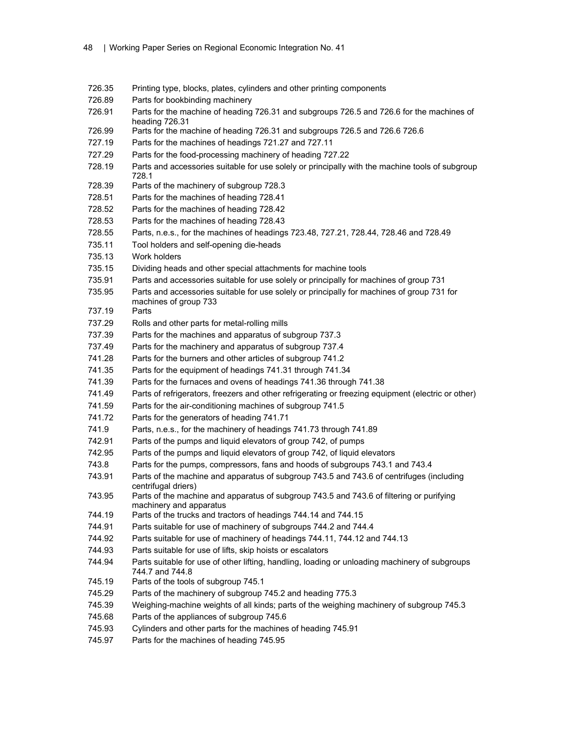| | |
|---|---|
| 726.35 | Printing type, blocks, plates, cylinders and other printing components |
| 726.89 | Parts for bookbinding machinery |
| 726.91 | Parts for the machine of heading 726.31 and subgroups 726.5 and 726.6 for the machines of heading 726.31 |
| 726.99 | Parts for the machine of heading 726.31 and subgroups 726.5 and 726.6 726.6 |
| 727.19 | Parts for the machines of headings 721.27 and 727.11 |
| 727.29 | Parts for the food-processing machinery of heading 727.22 |
| 728.19 | Parts and accessories suitable for use solely or principally with the machine tools of subgroup 728.1 |
| 728.39 | Parts of the machinery of subgroup 728.3 |
| 728.51 | Parts for the machines of heading 728.41 |
| 728.52 | Parts for the machines of heading 728.42 |
| 728.53 | Parts for the machines of heading 728.43 |
| 728.55 | Parts, n.e.s., for the machines of headings 723.48, 727.21, 728.44, 728.46 and 728.49 |
| 735.11 | Tool holders and self-opening die-heads |
| 735.13 | Work holders |
| 735.15 | Dividing heads and other special attachments for machine tools |
| 735.91 | Parts and accessories suitable for use solely or principally for machines of group 731 |
| 735.95 | Parts and accessories suitable for use solely or principally for machines of group 731 for machines of group 733 |
| 737.19 | Parts |
| 737.29 | Rolls and other parts for metal-rolling mills |
| 737.39 | Parts for the machines and apparatus of subgroup 737.3 |
| 737.49 | Parts for the machinery and apparatus of subgroup 737.4 |
| 741.28 | Parts for the burners and other articles of subgroup 741.2 |
| 741.35 | Parts for the equipment of headings 741.31 through 741.34 |
| 741.39 | Parts for the furnaces and ovens of headings 741.36 through 741.38 |
| 741.49 | Parts of refrigerators, freezers and other refrigerating or freezing equipment (electric or other) |
| 741.59 | Parts for the air-conditioning machines of subgroup 741.5 |
| 741.72 | Parts for the generators of heading 741.71 |
| 741.9 | Parts, n.e.s., for the machinery of headings 741.73 through 741.89 |
| 742.91 | Parts of the pumps and liquid elevators of group 742, of pumps |
| 742.95 | Parts of the pumps and liquid elevators of group 742, of liquid elevators |
| 743.8 | Parts for the pumps, compressors, fans and hoods of subgroups 743.1 and 743.4 |
| 743.91 | Parts of the machine and apparatus of subgroup 743.5 and 743.6 of centrifuges (including centrifugal driers) |
| 743.95 | Parts of the machine and apparatus of subgroup 743.5 and 743.6 of filtering or purifying machinery and apparatus |
| 744.19 | Parts of the trucks and tractors of headings 744.14 and 744.15 |
| 744.91 | Parts suitable for use of machinery of subgroups 744.2 and 744.4 |
| 744.92 | Parts suitable for use of machinery of headings 744.11, 744.12 and 744.13 |
| 744.93 | Parts suitable for use of lifts, skip hoists or escalators |
| 744.94 | Parts suitable for use of other lifting, handling, loading or unloading machinery of subgroups 744.7 and 744.8 |
| 745.19 | Parts of the tools of subgroup 745.1 |
| 745.29 | Parts of the machinery of subgroup 745.2 and heading 775.3 |
| 745.39 | Weighing-machine weights of all kinds; parts of the weighing machinery of subgroup 745.3 |
| 745.68 | Parts of the appliances of subgroup 745.6 |
| 745.93 | Cylinders and other parts for the machines of heading 745.91 |
| 745.97 | Parts for the machines of heading 745.95 |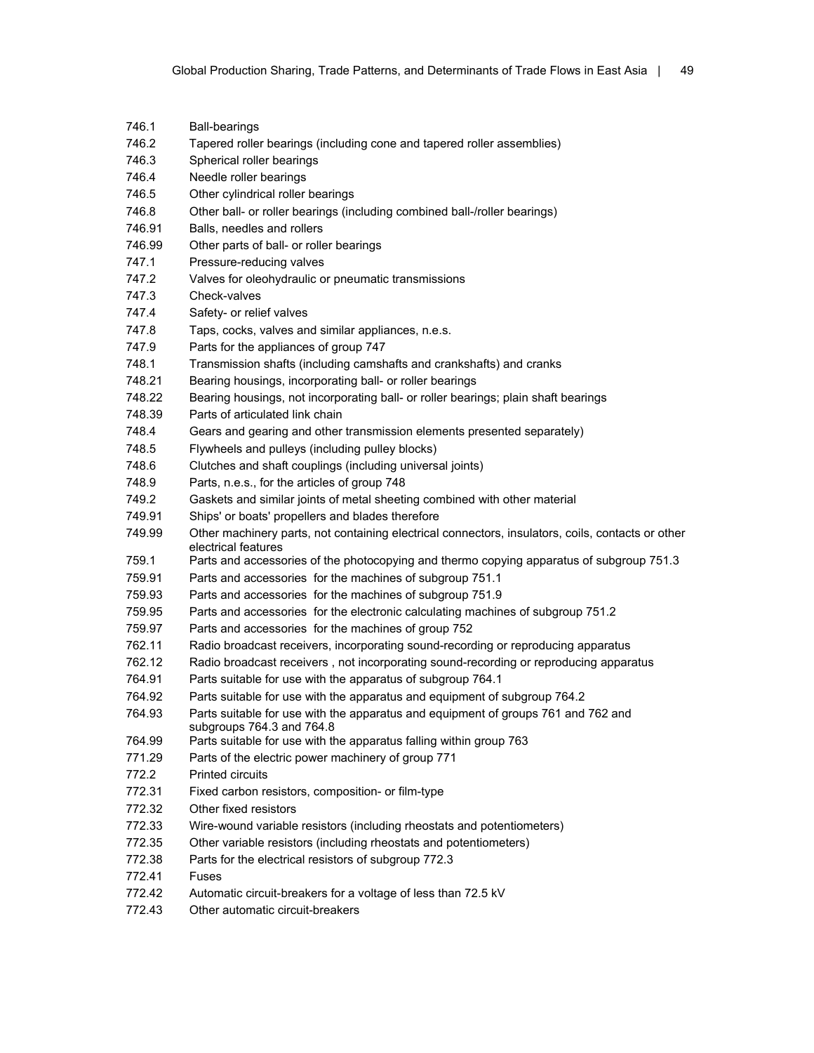| | |
|---|---|
| 746.1 | Ball-bearings |
| 746.2 | Tapered roller bearings (including cone and tapered roller assemblies) |
| 746.3 | Spherical roller bearings |
| 746.4 | Needle roller bearings |
| 746.5 | Other cylindrical roller bearings |
| 746.8 | Other ball- or roller bearings (including combined ball-/roller bearings) |
| 746.91 | Balls, needles and rollers |
| 746.99 | Other parts of ball- or roller bearings |
| 747.1 | Pressure-reducing valves |
| 747.2 | Valves for oleohydraulic or pneumatic transmissions |
| 747.3 | Check-valves |
| 747.4 | Safety- or relief valves |
| 747.8 | Taps, cocks, valves and similar appliances, n.e.s. |
| 747.9 | Parts for the appliances of group 747 |
| 748.1 | Transmission shafts (including camshafts and crankshafts) and cranks |
| 748.21 | Bearing housings, incorporating ball- or roller bearings |
| 748.22 | Bearing housings, not incorporating ball- or roller bearings; plain shaft bearings |
| 748.39 | Parts of articulated link chain |
| 748.4 | Gears and gearing and other transmission elements presented separately) |
| 748.5 | Flywheels and pulleys (including pulley blocks) |
| 748.6 | Clutches and shaft couplings (including universal joints) |
| 748.9 | Parts, n.e.s., for the articles of group 748 |
| 749.2 | Gaskets and similar joints of metal sheeting combined with other material |
| 749.91 | Ships' or boats' propellers and blades therefore |
| 749.99 | Other machinery parts, not containing electrical connectors, insulators, coils, contacts or other electrical features |
| 759.1 | Parts and accessories of the photocopying and thermo copying apparatus of subgroup 751.3 |
| 759.91 | Parts and accessories for the machines of subgroup 751.1 |
| 759.93 | Parts and accessories for the machines of subgroup 751.9 |
| 759.95 | Parts and accessories for the electronic calculating machines of subgroup 751.2 |
| 759.97 | Parts and accessories for the machines of group 752 |
| 762.11 | Radio broadcast receivers, incorporating sound-recording or reproducing apparatus |
| 762.12 | Radio broadcast receivers , not incorporating sound-recording or reproducing apparatus |
| 764.91 | Parts suitable for use with the apparatus of subgroup 764.1 |
| 764.92 | Parts suitable for use with the apparatus and equipment of subgroup 764.2 |
| 764.93 | Parts suitable for use with the apparatus and equipment of groups 761 and 762 and subgroups 764.3 and 764.8 |
| 764.99 | Parts suitable for use with the apparatus falling within group 763 |
| 771.29 | Parts of the electric power machinery of group 771 |
| 772.2 | Printed circuits |
| 772.31 | Fixed carbon resistors, composition- or film-type |
| 772.32 | Other fixed resistors |
| 772.33 | Wire-wound variable resistors (including rheostats and potentiometers) |
| 772.35 | Other variable resistors (including rheostats and potentiometers) |
| 772.38 | Parts for the electrical resistors of subgroup 772.3 |
| 772.41 | Fuses |
| 772.42 | Automatic circuit-breakers for a voltage of less than 72.5 kV |
| 772.43 | Other automatic circuit-breakers |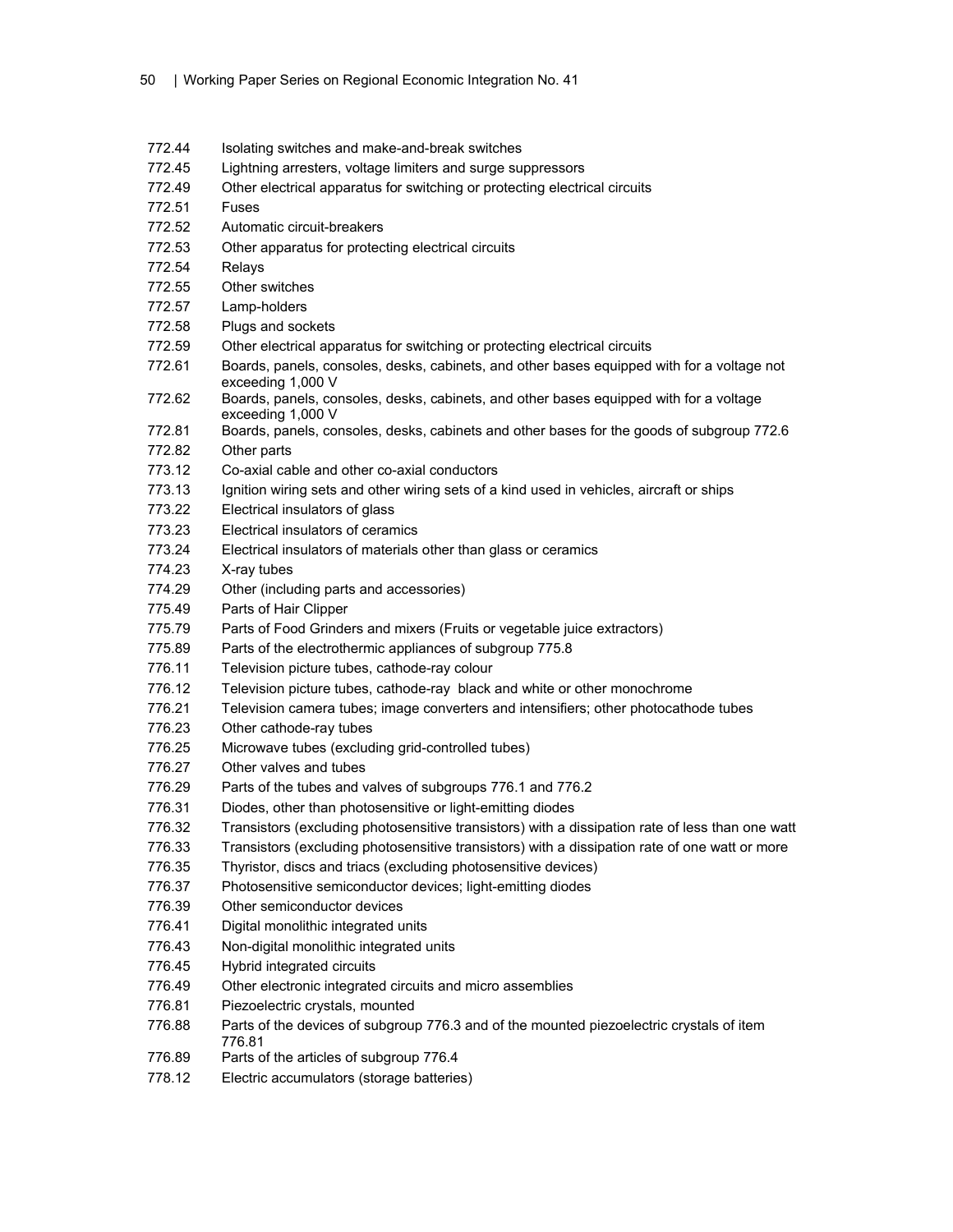| | |
|---|---|
| 772.44 | Isolating switches and make-and-break switches |
| 772.45 | Lightning arresters, voltage limiters and surge suppressors |
| 772.49 | Other electrical apparatus for switching or protecting electrical circuits |
| 772.51 | Fuses |
| 772.52 | Automatic circuit-breakers |
| 772.53 | Other apparatus for protecting electrical circuits |
| 772.54 | Relays |
| 772.55 | Other switches |
| 772.57 | Lamp-holders |
| 772.58 | Plugs and sockets |
| 772.59 | Other electrical apparatus for switching or protecting electrical circuits |
| 772.61 | Boards, panels, consoles, desks, cabinets, and other bases equipped with for a voltage not exceeding 1,000 V |
| 772.62 | Boards, panels, consoles, desks, cabinets, and other bases equipped with for a voltage exceeding 1,000 V |
| 772.81 | Boards, panels, consoles, desks, cabinets and other bases for the goods of subgroup 772.6 |
| 772.82 | Other parts |
| 773.12 | Co-axial cable and other co-axial conductors |
| 773.13 | Ignition wiring sets and other wiring sets of a kind used in vehicles, aircraft or ships |
| 773.22 | Electrical insulators of glass |
| 773.23 | Electrical insulators of ceramics |
| 773.24 | Electrical insulators of materials other than glass or ceramics |
| 774.23 | X-ray tubes |
| 774.29 | Other (including parts and accessories) |
| 775.49 | Parts of Hair Clipper |
| 775.79 | Parts of Food Grinders and mixers (Fruits or vegetable juice extractors) |
| 775.89 | Parts of the electrothermic appliances of subgroup 775.8 |
| 776.11 | Television picture tubes, cathode-ray colour |
| 776.12 | Television picture tubes, cathode-ray black and white or other monochrome |
| 776.21 | Television camera tubes; image converters and intensifiers; other photocathode tubes |
| 776.23 | Other cathode-ray tubes |
| 776.25 | Microwave tubes (excluding grid-controlled tubes) |
| 776.27 | Other valves and tubes |
| 776.29 | Parts of the tubes and valves of subgroups 776.1 and 776.2 |
| 776.31 | Diodes, other than photosensitive or light-emitting diodes |
| 776.32 | Transistors (excluding photosensitive transistors) with a dissipation rate of less than one watt |
| 776.33 | Transistors (excluding photosensitive transistors) with a dissipation rate of one watt or more |
| 776.35 | Thyristor, discs and triacs (excluding photosensitive devices) |
| 776.37 | Photosensitive semiconductor devices; light-emitting diodes |
| 776.39 | Other semiconductor devices |
| 776.41 | Digital monolithic integrated units |
| 776.43 | Non-digital monolithic integrated units |
| 776.45 | Hybrid integrated circuits |
| 776.49 | Other electronic integrated circuits and micro assemblies |
| 776.81 | Piezoelectric crystals, mounted |
| 776.88 | Parts of the devices of subgroup 776.3 and of the mounted piezoelectric crystals of item 776.81 |
| 776.89 | Parts of the articles of subgroup 776.4 |
| 778.12 | Electric accumulators (storage batteries) |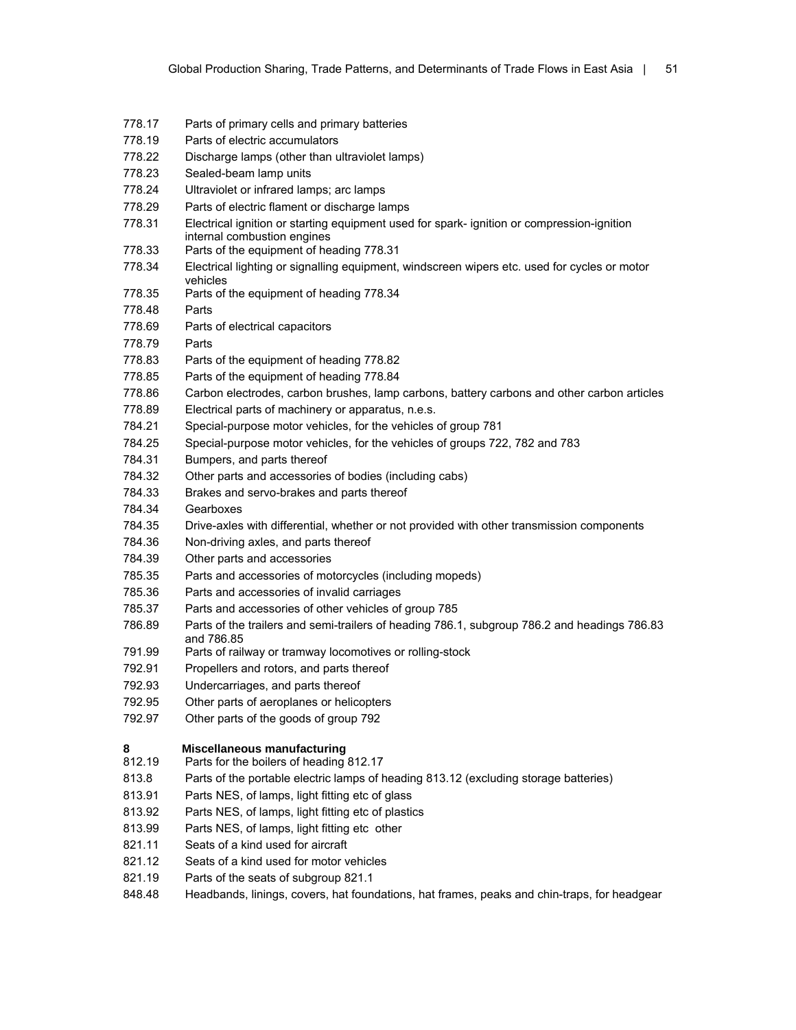778.17 Parts of primary cells and primary batteries
778.19 Parts of electric accumulators
778.22 Discharge lamps (other than ultraviolet lamps)
778.23 Sealed-beam lamp units
778.24 Ultraviolet or infrared lamps; arc lamps
778.29 Parts of electric flament or discharge lamps
778.31 Electrical ignition or starting equipment used for spark- ignition or compression-ignition internal combustion engines
778.33 Parts of the equipment of heading 778.31
778.34 Electrical lighting or signalling equipment, windscreen wipers etc. used for cycles or motor vehicles
778.35 Parts of the equipment of heading 778.34
778.48 Parts
778.69 Parts of electrical capacitors
778.79 Parts
778.83 Parts of the equipment of heading 778.82
778.85 Parts of the equipment of heading 778.84
778.86 Carbon electrodes, carbon brushes, lamp carbons, battery carbons and other carbon articles
778.89 Electrical parts of machinery or apparatus, n.e.s.
784.21 Special-purpose motor vehicles, for the vehicles of group 781
784.25 Special-purpose motor vehicles, for the vehicles of groups 722, 782 and 783
784.31 Bumpers, and parts thereof
784.32 Other parts and accessories of bodies (including cabs)
784.33 Brakes and servo-brakes and parts thereof
784.34 Gearboxes
784.35 Drive-axles with differential, whether or not provided with other transmission components
784.36 Non-driving axles, and parts thereof
784.39 Other parts and accessories
785.35 Parts and accessories of motorcycles (including mopeds)
785.36 Parts and accessories of invalid carriages
785.37 Parts and accessories of other vehicles of group 785
786.89 Parts of the trailers and semi-trailers of heading 786.1, subgroup 786.2 and headings 786.83 and 786.85
791.99 Parts of railway or tramway locomotives or rolling-stock
792.91 Propellers and rotors, and parts thereof
792.93 Undercarriages, and parts thereof
792.95 Other parts of aeroplanes or helicopters
792.97 Other parts of the goods of group 792

**8 Miscellaneous manufacturing**

812.19 Parts for the boilers of heading 812.17
813.8 Parts of the portable electric lamps of heading 813.12 (excluding storage batteries)
813.91 Parts NES, of lamps, light fitting etc of glass
813.92 Parts NES, of lamps, light fitting etc of plastics
813.99 Parts NES, of lamps, light fitting etc other
821.11 Seats of a kind used for aircraft
821.12 Seats of a kind used for motor vehicles
821.19 Parts of the seats of subgroup 821.1
848.48 Headbands, linings, covers, hat foundations, hat frames, peaks and chin-traps, for headgear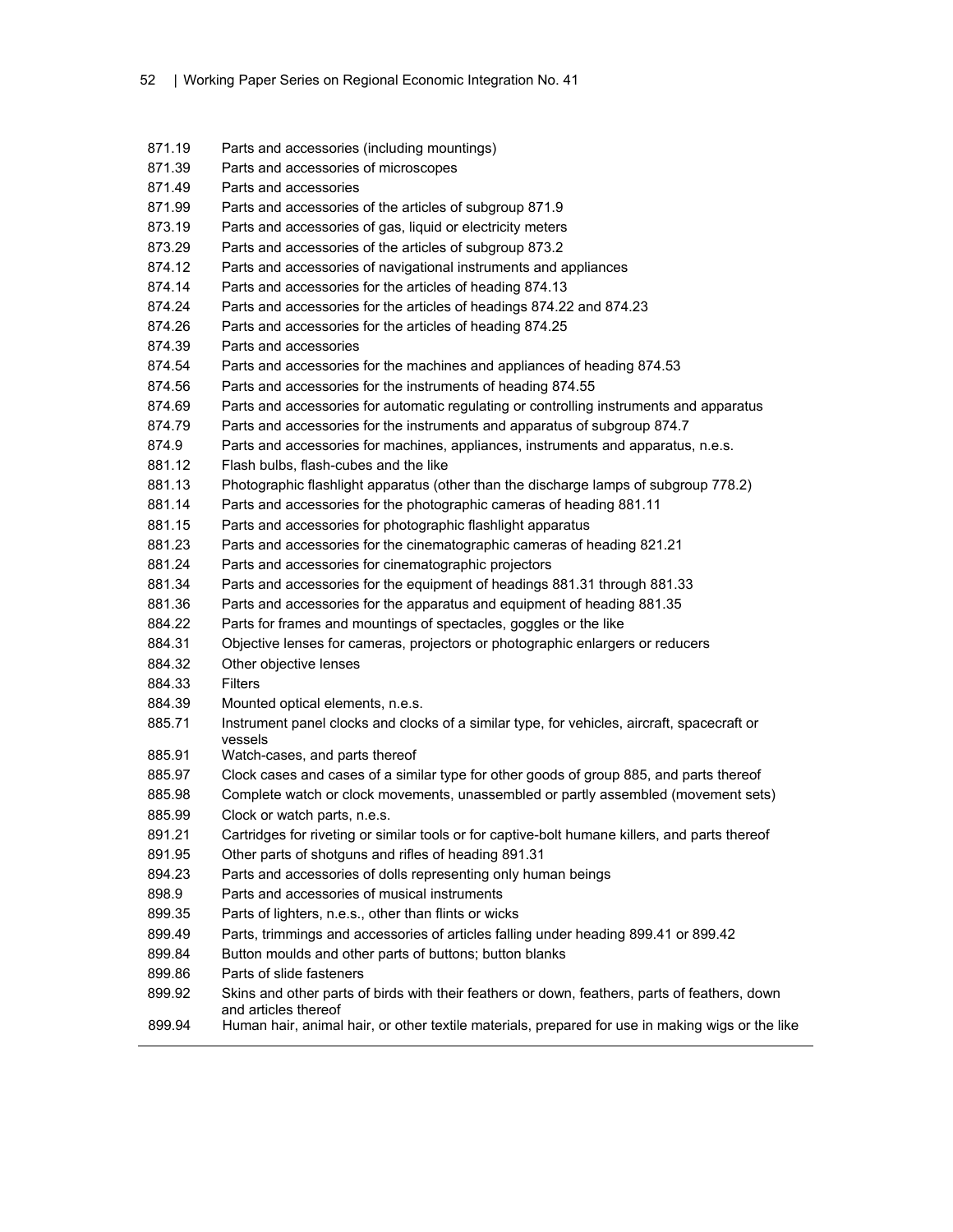| | |
|---|---|
| 871.19 | Parts and accessories (including mountings) |
| 871.39 | Parts and accessories of microscopes |
| 871.49 | Parts and accessories |
| 871.99 | Parts and accessories of the articles of subgroup 871.9 |
| 873.19 | Parts and accessories of gas, liquid or electricity meters |
| 873.29 | Parts and accessories of the articles of subgroup 873.2 |
| 874.12 | Parts and accessories of navigational instruments and appliances |
| 874.14 | Parts and accessories for the articles of heading 874.13 |
| 874.24 | Parts and accessories for the articles of headings 874.22 and 874.23 |
| 874.26 | Parts and accessories for the articles of heading 874.25 |
| 874.39 | Parts and accessories |
| 874.54 | Parts and accessories for the machines and appliances of heading 874.53 |
| 874.56 | Parts and accessories for the instruments of heading 874.55 |
| 874.69 | Parts and accessories for automatic regulating or controlling instruments and apparatus |
| 874.79 | Parts and accessories for the instruments and apparatus of subgroup 874.7 |
| 874.9 | Parts and accessories for machines, appliances, instruments and apparatus, n.e.s. |
| 881.12 | Flash bulbs, flash-cubes and the like |
| 881.13 | Photographic flashlight apparatus (other than the discharge lamps of subgroup 778.2) |
| 881.14 | Parts and accessories for the photographic cameras of heading 881.11 |
| 881.15 | Parts and accessories for photographic flashlight apparatus |
| 881.23 | Parts and accessories for the cinematographic cameras of heading 821.21 |
| 881.24 | Parts and accessories for cinematographic projectors |
| 881.34 | Parts and accessories for the equipment of headings 881.31 through 881.33 |
| 881.36 | Parts and accessories for the apparatus and equipment of heading 881.35 |
| 884.22 | Parts for frames and mountings of spectacles, goggles or the like |
| 884.31 | Objective lenses for cameras, projectors or photographic enlargers or reducers |
| 884.32 | Other objective lenses |
| 884.33 | Filters |
| 884.39 | Mounted optical elements, n.e.s. |
| 885.71 | Instrument panel clocks and clocks of a similar type, for vehicles, aircraft, spacecraft or vessels |
| 885.91 | Watch-cases, and parts thereof |
| 885.97 | Clock cases and cases of a similar type for other goods of group 885, and parts thereof |
| 885.98 | Complete watch or clock movements, unassembled or partly assembled (movement sets) |
| 885.99 | Clock or watch parts, n.e.s. |
| 891.21 | Cartridges for riveting or similar tools or for captive-bolt humane killers, and parts thereof |
| 891.95 | Other parts of shotguns and rifles of heading 891.31 |
| 894.23 | Parts and accessories of dolls representing only human beings |
| 898.9 | Parts and accessories of musical instruments |
| 899.35 | Parts of lighters, n.e.s., other than flints or wicks |
| 899.49 | Parts, trimmings and accessories of articles falling under heading 899.41 or 899.42 |
| 899.84 | Button moulds and other parts of buttons; button blanks |
| 899.86 | Parts of slide fasteners |
| 899.92 | Skins and other parts of birds with their feathers or down, feathers, parts of feathers, down and articles thereof |
| 899.94 | Human hair, animal hair, or other textile materials, prepared for use in making wigs or the like |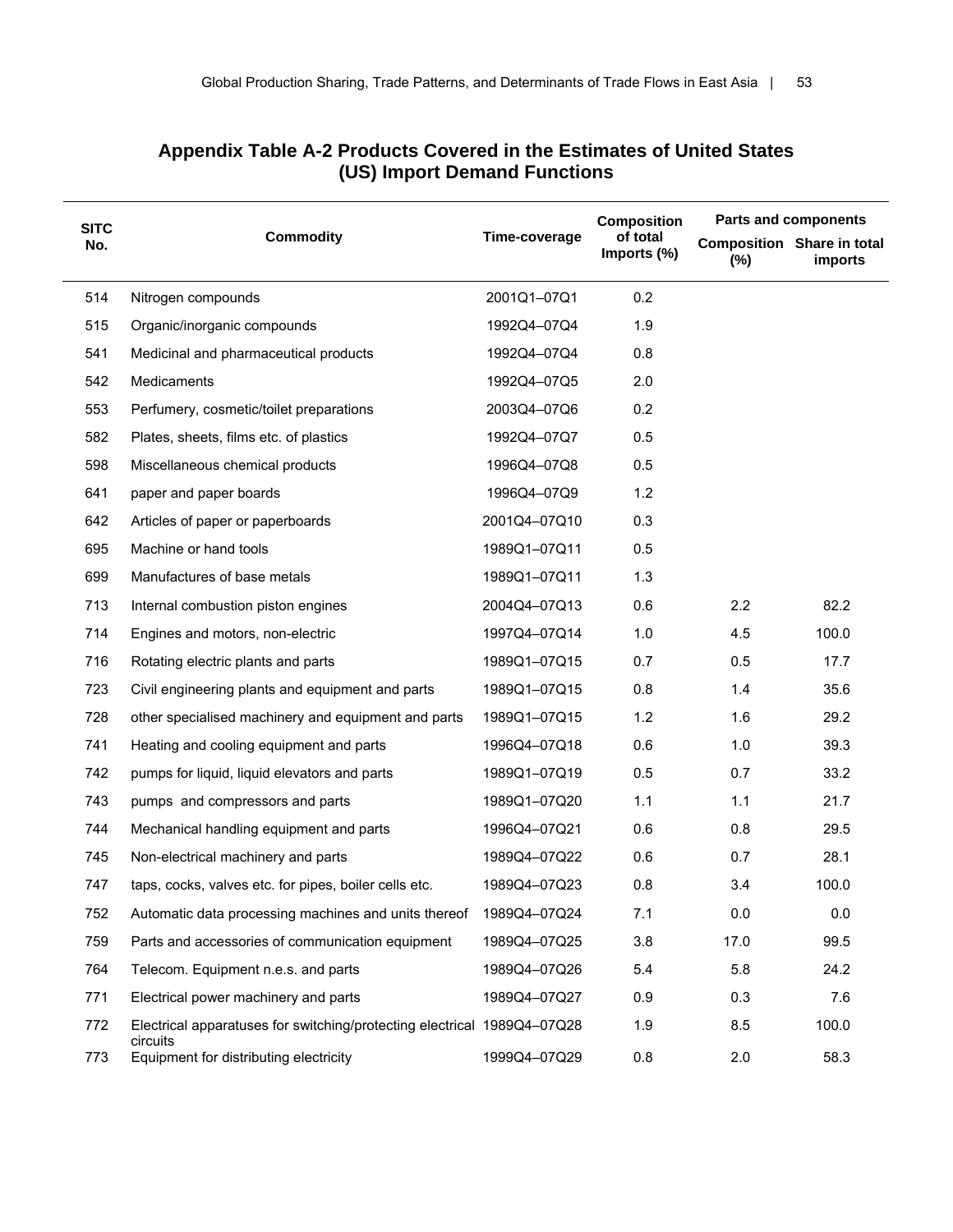## Appendix Table A-2 Products Covered in the Estimates of United States (US) Import Demand Functions

| SITC No. | Commodity | Time-coverage | Composition of total Imports (%) | Parts and components | |
|---|---|---|---|---|---|
| | | | | Composition (%) | Share in total imports |
| 514 | Nitrogen compounds | 2001Q1–07Q1 | 0.2 | | |
| 515 | Organic/inorganic compounds | 1992Q4–07Q4 | 1.9 | | |
| 541 | Medicinal and pharmaceutical products | 1992Q4–07Q4 | 0.8 | | |
| 542 | Medicaments | 1992Q4–07Q5 | 2.0 | | |
| 553 | Perfumery, cosmetic/toilet preparations | 2003Q4–07Q6 | 0.2 | | |
| 582 | Plates, sheets, films etc. of plastics | 1992Q4–07Q7 | 0.5 | | |
| 598 | Miscellaneous chemical products | 1996Q4–07Q8 | 0.5 | | |
| 641 | paper and paper boards | 1996Q4–07Q9 | 1.2 | | |
| 642 | Articles of paper or paperboards | 2001Q4–07Q10 | 0.3 | | |
| 695 | Machine or hand tools | 1989Q1–07Q11 | 0.5 | | |
| 699 | Manufactures of base metals | 1989Q1–07Q11 | 1.3 | | |
| 713 | Internal combustion piston engines | 2004Q4–07Q13 | 0.6 | 2.2 | 82.2 |
| 714 | Engines and motors, non-electric | 1997Q4–07Q14 | 1.0 | 4.5 | 100.0 |
| 716 | Rotating electric plants and parts | 1989Q1–07Q15 | 0.7 | 0.5 | 17.7 |
| 723 | Civil engineering plants and equipment and parts | 1989Q1–07Q15 | 0.8 | 1.4 | 35.6 |
| 728 | other specialised machinery and equipment and parts | 1989Q1–07Q15 | 1.2 | 1.6 | 29.2 |
| 741 | Heating and cooling equipment and parts | 1996Q4–07Q18 | 0.6 | 1.0 | 39.3 |
| 742 | pumps for liquid, liquid elevators and parts | 1989Q1–07Q19 | 0.5 | 0.7 | 33.2 |
| 743 | pumps and compressors and parts | 1989Q1–07Q20 | 1.1 | 1.1 | 21.7 |
| 744 | Mechanical handling equipment and parts | 1996Q4–07Q21 | 0.6 | 0.8 | 29.5 |
| 745 | Non-electrical machinery and parts | 1989Q4–07Q22 | 0.6 | 0.7 | 28.1 |
| 747 | taps, cocks, valves etc. for pipes, boiler cells etc. | 1989Q4–07Q23 | 0.8 | 3.4 | 100.0 |
| 752 | Automatic data processing machines and units thereof | 1989Q4–07Q24 | 7.1 | 0.0 | 0.0 |
| 759 | Parts and accessories of communication equipment | 1989Q4–07Q25 | 3.8 | 17.0 | 99.5 |
| 764 | Telecom. Equipment n.e.s. and parts | 1989Q4–07Q26 | 5.4 | 5.8 | 24.2 |
| 771 | Electrical power machinery and parts | 1989Q4–07Q27 | 0.9 | 0.3 | 7.6 |
| 772 | Electrical apparatuses for switching/protecting electrical circuits | 1989Q4–07Q28 | 1.9 | 8.5 | 100.0 |
| 773 | Equipment for distributing electricity | 1999Q4–07Q29 | 0.8 | 2.0 | 58.3 |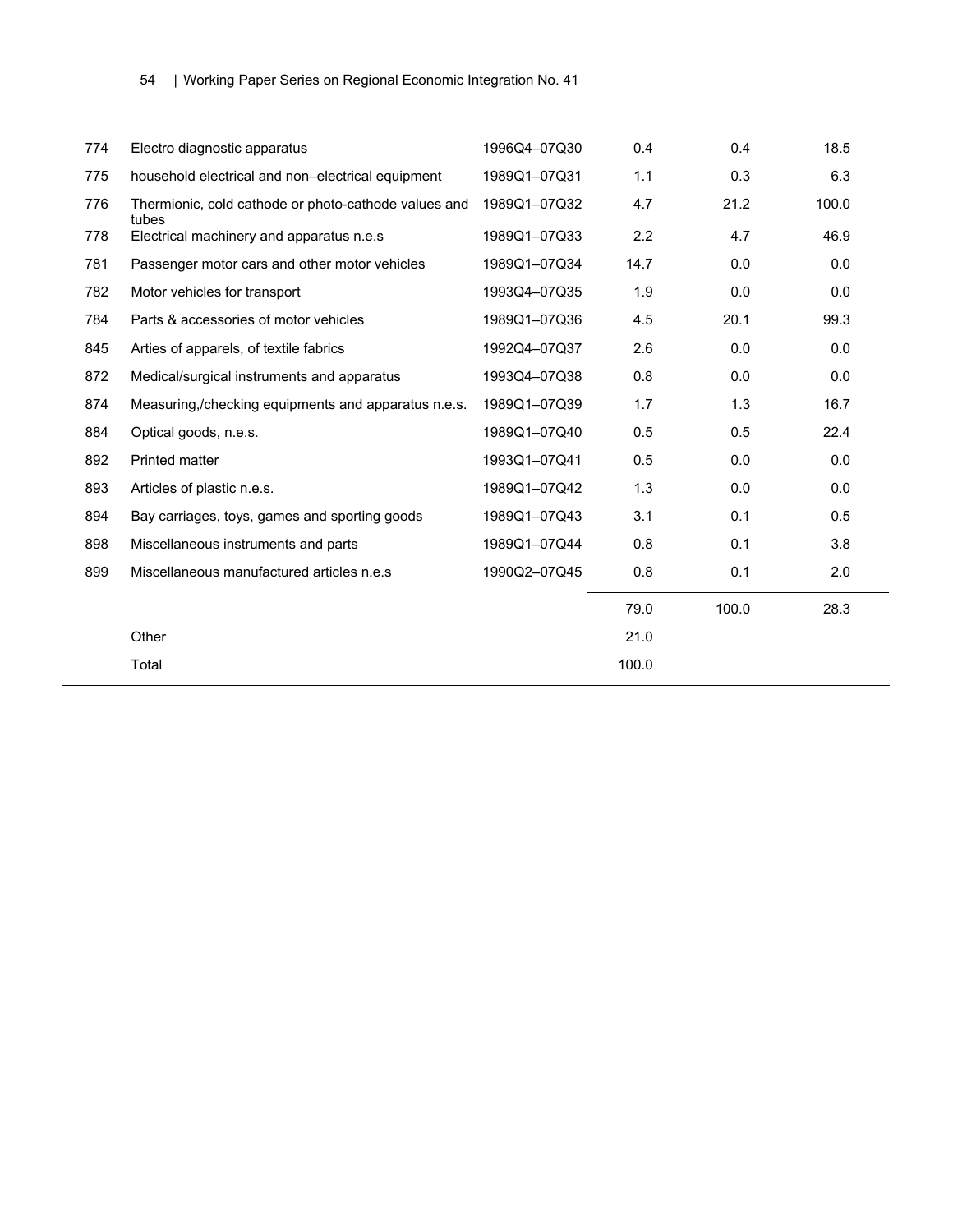| | | | | | |
|---|---|---|---|---|---|
| 774 | Electro diagnostic apparatus | 1996Q4–07Q30 | 0.4 | 0.4 | 18.5 |
| 775 | household electrical and non–electrical equipment | 1989Q1–07Q31 | 1.1 | 0.3 | 6.3 |
| 776 | Thermionic, cold cathode or photo-cathode values and tubes | 1989Q1–07Q32 | 4.7 | 21.2 | 100.0 |
| 778 | Electrical machinery and apparatus n.e.s | 1989Q1–07Q33 | 2.2 | 4.7 | 46.9 |
| 781 | Passenger motor cars and other motor vehicles | 1989Q1–07Q34 | 14.7 | 0.0 | 0.0 |
| 782 | Motor vehicles for transport | 1993Q4–07Q35 | 1.9 | 0.0 | 0.0 |
| 784 | Parts & accessories of motor vehicles | 1989Q1–07Q36 | 4.5 | 20.1 | 99.3 |
| 845 | Arties of apparels, of textile fabrics | 1992Q4–07Q37 | 2.6 | 0.0 | 0.0 |
| 872 | Medical/surgical instruments and apparatus | 1993Q4–07Q38 | 0.8 | 0.0 | 0.0 |
| 874 | Measuring,/checking equipments and apparatus n.e.s. | 1989Q1–07Q39 | 1.7 | 1.3 | 16.7 |
| 884 | Optical goods, n.e.s. | 1989Q1–07Q40 | 0.5 | 0.5 | 22.4 |
| 892 | Printed matter | 1993Q1–07Q41 | 0.5 | 0.0 | 0.0 |
| 893 | Articles of plastic n.e.s. | 1989Q1–07Q42 | 1.3 | 0.0 | 0.0 |
| 894 | Bay carriages, toys, games and sporting goods | 1989Q1–07Q43 | 3.1 | 0.1 | 0.5 |
| 898 | Miscellaneous instruments and parts | 1989Q1–07Q44 | 0.8 | 0.1 | 3.8 |
| 899 | Miscellaneous manufactured articles n.e.s | 1990Q2–07Q45 | 0.8 | 0.1 | 2.0 |
| | | | 79.0 | 100.0 | 28.3 |
| | Other | | 21.0 | | |
| | Total | | 100.0 | | |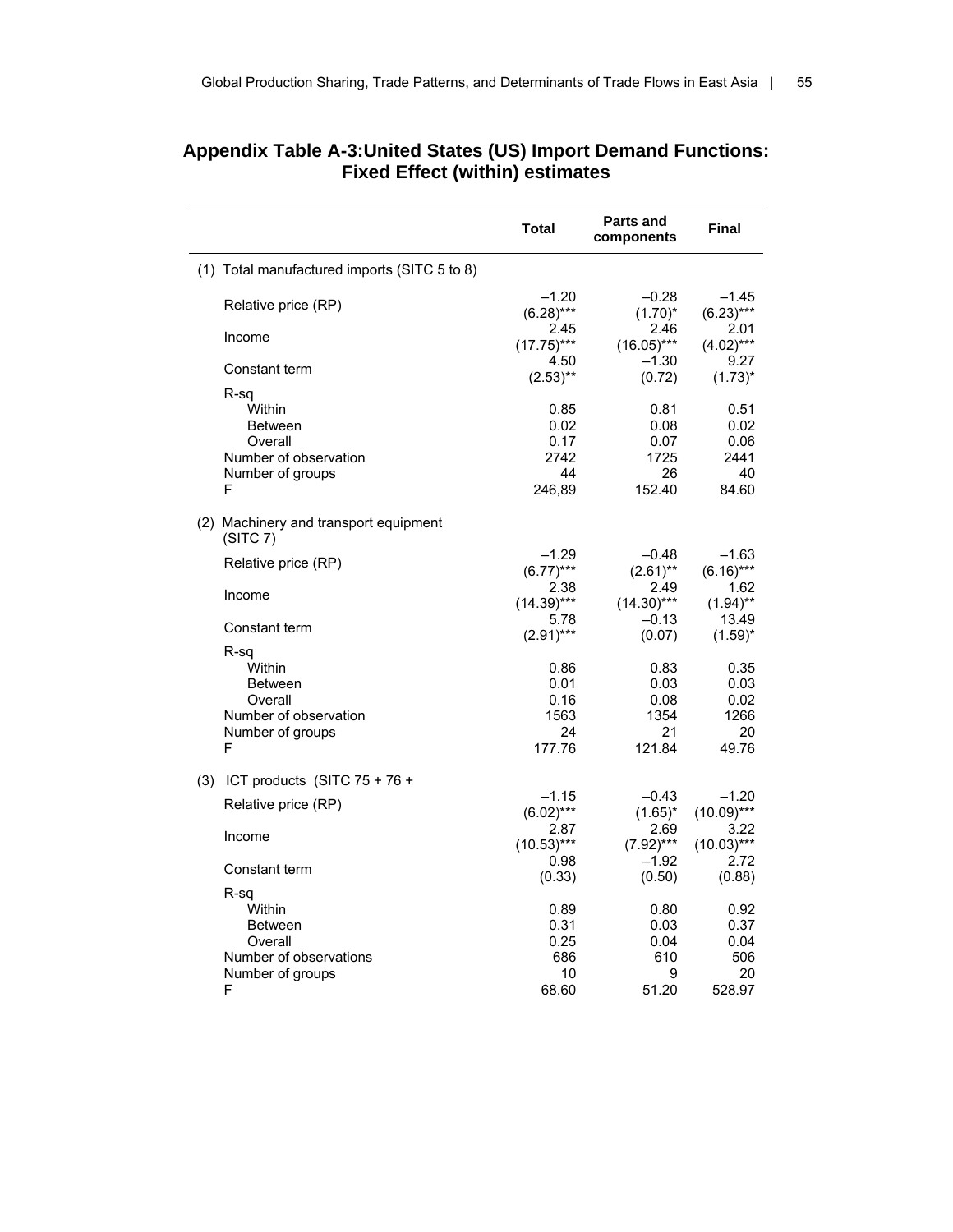## Appendix Table A-3:United States (US) Import Demand Functions: Fixed Effect (within) estimates

| | Total | Parts and components | Final |
|---|---|---|---|
| (1) Total manufactured imports (SITC 5 to 8) | | | |
| Relative price (RP) | –1.20 | –0.28 | –1.45 |
| | (6.28)*** | (1.70)* | (6.23)*** |
| Income | 2.45 | 2.46 | 2.01 |
| | (17.75)*** | (16.05)*** | (4.02)*** |
| Constant term | 4.50 | –1.30 | 9.27 |
| | (2.53)** | (0.72) | (1.73)* |
| R-sq | | | |
| Within | 0.85 | 0.81 | 0.51 |
| Between | 0.02 | 0.08 | 0.02 |
| Overall | 0.17 | 0.07 | 0.06 |
| Number of observation | 2742 | 1725 | 2441 |
| Number of groups | 44 | 26 | 40 |
| F | 246,89 | 152.40 | 84.60 |
| (2) Machinery and transport equipment (SITC 7) | | | |
| Relative price (RP) | –1.29 | –0.48 | –1.63 |
| | (6.77)*** | (2.61)** | (6.16)*** |
| Income | 2.38 | 2.49 | 1.62 |
| | (14.39)*** | (14.30)*** | (1.94)** |
| Constant term | 5.78 | –0.13 | 13.49 |
| | (2.91)*** | (0.07) | (1.59)* |
| R-sq | | | |
| Within | 0.86 | 0.83 | 0.35 |
| Between | 0.01 | 0.03 | 0.03 |
| Overall | 0.16 | 0.08 | 0.02 |
| Number of observation | 1563 | 1354 | 1266 |
| Number of groups | 24 | 21 | 20 |
| F | 177.76 | 121.84 | 49.76 |
| (3) ICT products (SITC 75 + 76 + | | | |
| Relative price (RP) | –1.15 | –0.43 | –1.20 |
| | (6.02)*** | (1.65)* | (10.09)*** |
| Income | 2.87 | 2.69 | 3.22 |
| | (10.53)*** | (7.92)*** | (10.03)*** |
| Constant term | 0.98 | –1.92 | 2.72 |
| | (0.33) | (0.50) | (0.88) |
| R-sq | | | |
| Within | 0.89 | 0.80 | 0.92 |
| Between | 0.31 | 0.03 | 0.37 |
| Overall | 0.25 | 0.04 | 0.04 |
| Number of observations | 686 | 610 | 506 |
| Number of groups | 10 | 9 | 20 |
| F | 68.60 | 51.20 | 528.97 |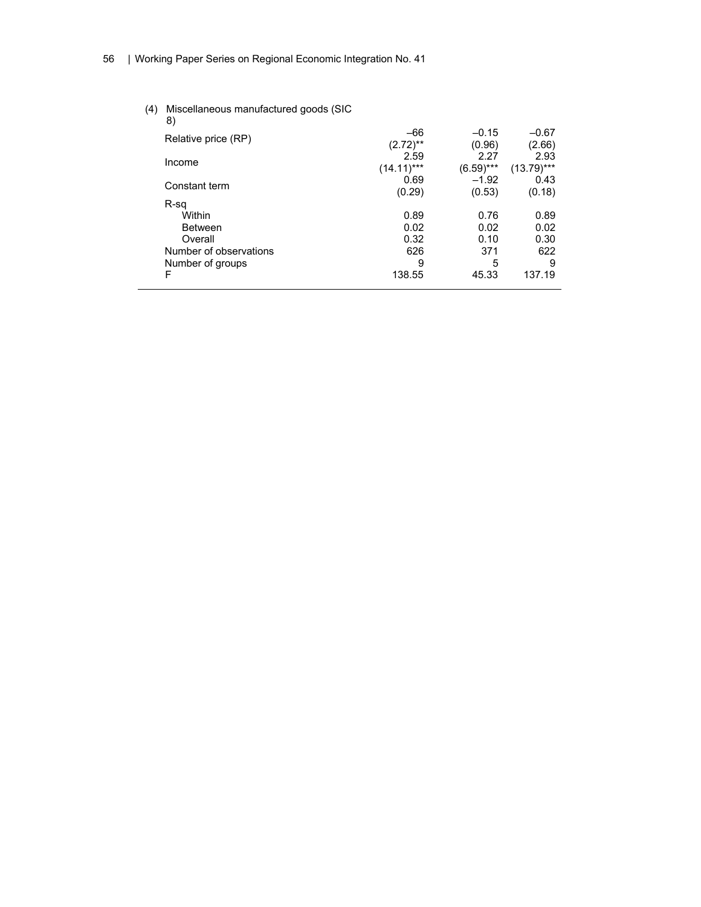| (4) Miscellaneous manufactured goods (SIC 8) | | | |
|---|---|---|---|
| Relative price (RP) | –66 | –0.15 | –0.67 |
| | (2.72)** | (0.96) | (2.66) |
| Income | 2.59 | 2.27 | 2.93 |
| | (14.11)*** | (6.59)*** | (13.79)*** |
| Constant term | 0.69 | –1.92 | 0.43 |
| | (0.29) | (0.53) | (0.18) |
| R-sq | | | |
| Within | 0.89 | 0.76 | 0.89 |
| Between | 0.02 | 0.02 | 0.02 |
| Overall | 0.32 | 0.10 | 0.30 |
| Number of observations | 626 | 371 | 622 |
| Number of groups | 9 | 5 | 9 |
| F | 138.55 | 45.33 | 137.19 |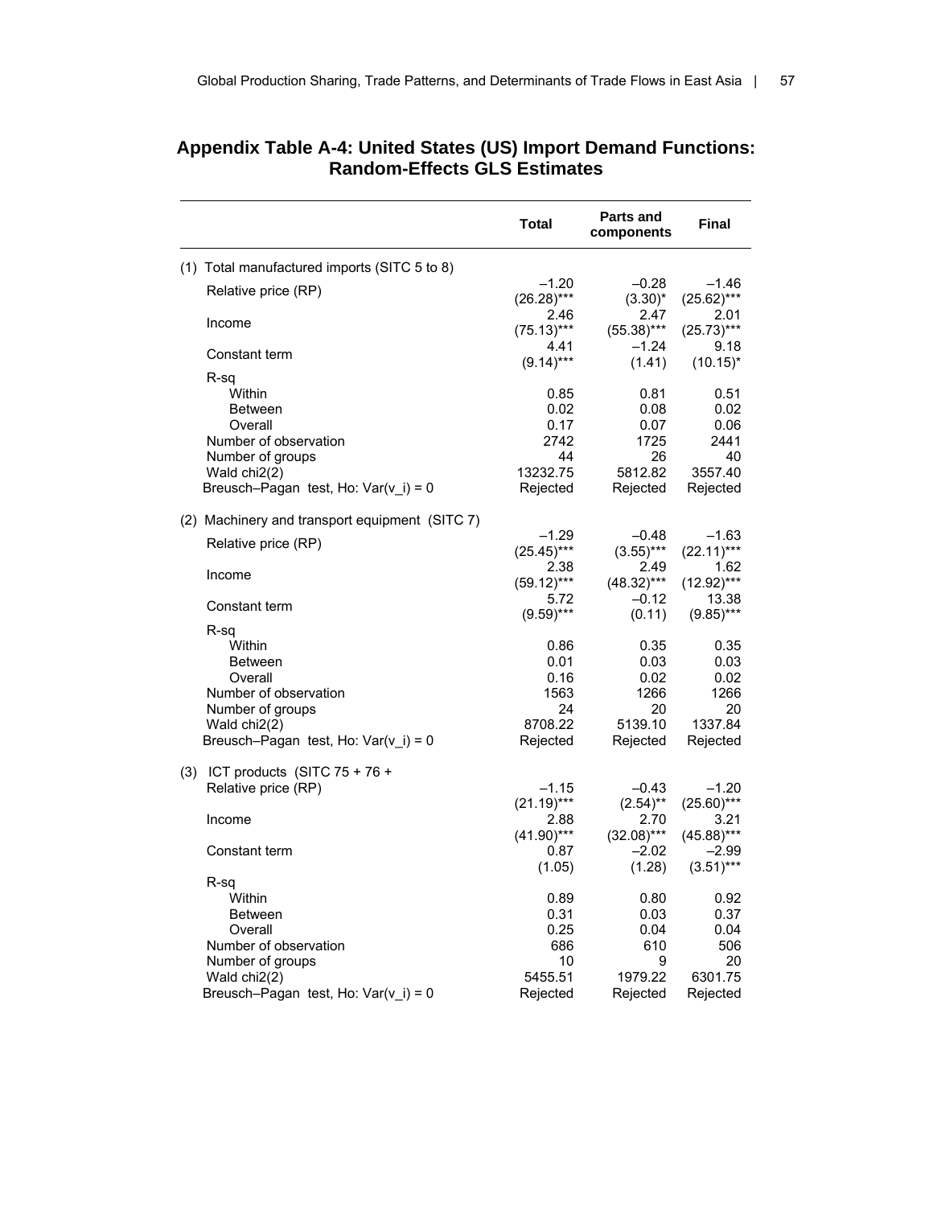## Appendix Table A-4: United States (US) Import Demand Functions: Random-Effects GLS Estimates

| | Total | Parts and components | Final |
|---|---|---|---|
| (1) Total manufactured imports (SITC 5 to 8) | | | |
| Relative price (RP) | –1.20 | –0.28 | –1.46 |
| | (26.28)*** | (3.30)* | (25.62)*** |
| Income | 2.46 | 2.47 | 2.01 |
| | (75.13)*** | (55.38)*** | (25.73)*** |
| Constant term | 4.41 | –1.24 | 9.18 |
| | (9.14)*** | (1.41) | (10.15)* |
| R-sq | | | |
| Within | 0.85 | 0.81 | 0.51 |
| Between | 0.02 | 0.08 | 0.02 |
| Overall | 0.17 | 0.07 | 0.06 |
| Number of observation | 2742 | 1725 | 2441 |
| Number of groups | 44 | 26 | 40 |
| Wald chi2(2) | 13232.75 | 5812.82 | 3557.40 |
| Breusch–Pagan test, Ho: Var(v_i) = 0 | Rejected | Rejected | Rejected |
| (2) Machinery and transport equipment (SITC 7) | | | |
| Relative price (RP) | –1.29 | –0.48 | –1.63 |
| | (25.45)*** | (3.55)*** | (22.11)*** |
| Income | 2.38 | 2.49 | 1.62 |
| | (59.12)*** | (48.32)*** | (12.92)*** |
| Constant term | 5.72 | –0.12 | 13.38 |
| | (9.59)*** | (0.11) | (9.85)*** |
| R-sq | | | |
| Within | 0.86 | 0.35 | 0.35 |
| Between | 0.01 | 0.03 | 0.03 |
| Overall | 0.16 | 0.02 | 0.02 |
| Number of observation | 1563 | 1266 | 1266 |
| Number of groups | 24 | 20 | 20 |
| Wald chi2(2) | 8708.22 | 5139.10 | 1337.84 |
| Breusch–Pagan test, Ho: Var(v_i) = 0 | Rejected | Rejected | Rejected |
| (3) ICT products (SITC 75 + 76 + | | | |
| Relative price (RP) | –1.15 | –0.43 | –1.20 |
| | (21.19)*** | (2.54)** | (25.60)*** |
| Income | 2.88 | 2.70 | 3.21 |
| | (41.90)*** | (32.08)*** | (45.88)*** |
| Constant term | 0.87 | –2.02 | –2.99 |
| | (1.05) | (1.28) | (3.51)*** |
| R-sq | | | |
| Within | 0.89 | 0.80 | 0.92 |
| Between | 0.31 | 0.03 | 0.37 |
| Overall | 0.25 | 0.04 | 0.04 |
| Number of observation | 686 | 610 | 506 |
| Number of groups | 10 | 9 | 20 |
| Wald chi2(2) | 5455.51 | 1979.22 | 6301.75 |
| Breusch–Pagan test, Ho: Var(v_i) = 0 | Rejected | Rejected | Rejected |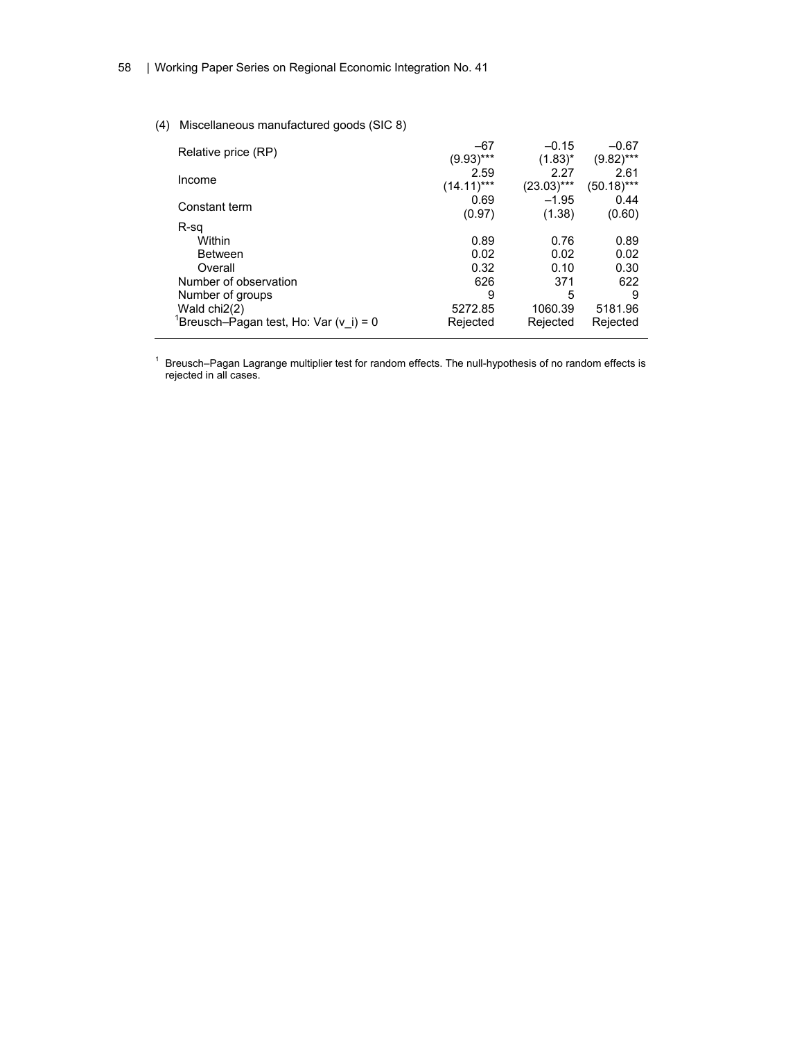(4) Miscellaneous manufactured goods (SIC 8)

| | | | |
|---|---|---|---|
| Relative price (RP) | –67<br>(9.93)*** | –0.15<br>(1.83)* | –0.67<br>(9.82)*** |
| Income | 2.59<br>(14.11)*** | 2.27<br>(23.03)*** | 2.61<br>(50.18)*** |
| Constant term | 0.69<br>(0.97) | –1.95<br>(1.38) | 0.44<br>(0.60) |
| R-sq | | | |
| Within | 0.89 | 0.76 | 0.89 |
| Between | 0.02 | 0.02 | 0.02 |
| Overall | 0.32 | 0.10 | 0.30 |
| Number of observation | 626 | 371 | 622 |
| Number of groups | 9 | 5 | 9 |
| Wald chi2(2) | 5272.85 | 1060.39 | 5181.96 |
| [1]Breusch–Pagan test, Ho: Var (v_i) = 0 | Rejected | Rejected | Rejected |

[1] Breusch–Pagan Lagrange multiplier test for random effects. The null-hypothesis of no random effects is rejected in all cases.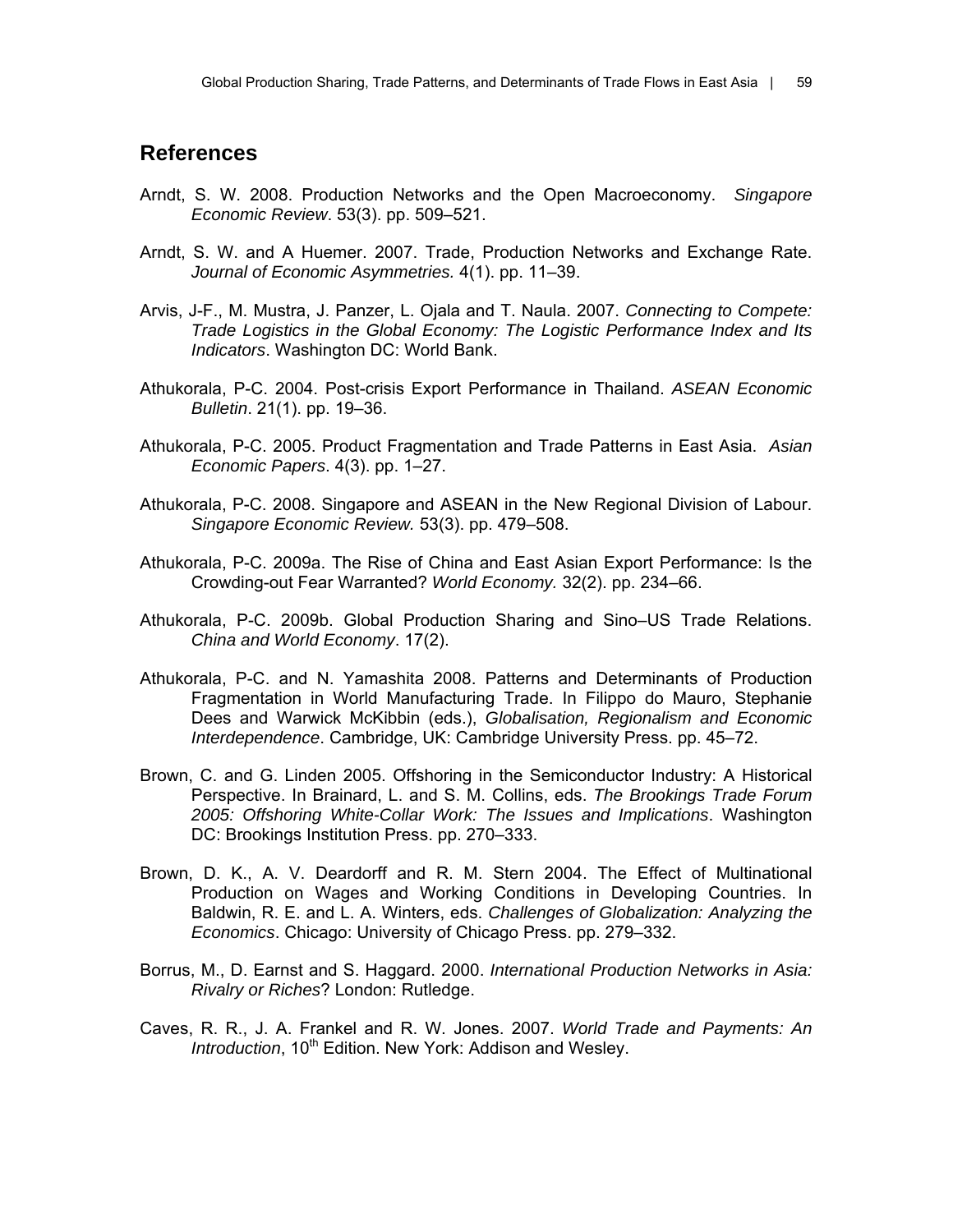## References

Arndt, S. W. 2008. Production Networks and the Open Macroeconomy. *Singapore Economic Review*. 53(3). pp. 509–521.

Arndt, S. W. and A Huemer. 2007. Trade, Production Networks and Exchange Rate. *Journal of Economic Asymmetries.* 4(1). pp. 11–39.

Arvis, J-F., M. Mustra, J. Panzer, L. Ojala and T. Naula. 2007. *Connecting to Compete: Trade Logistics in the Global Economy: The Logistic Performance Index and Its Indicators*. Washington DC: World Bank.

Athukorala, P-C. 2004. Post-crisis Export Performance in Thailand. *ASEAN Economic Bulletin*. 21(1). pp. 19–36.

Athukorala, P-C. 2005. Product Fragmentation and Trade Patterns in East Asia. *Asian Economic Papers*. 4(3). pp. 1–27.

Athukorala, P-C. 2008. Singapore and ASEAN in the New Regional Division of Labour. *Singapore Economic Review.* 53(3). pp. 479–508.

Athukorala, P-C. 2009a. The Rise of China and East Asian Export Performance: Is the Crowding-out Fear Warranted? *World Economy.* 32(2). pp. 234–66.

Athukorala, P-C. 2009b. Global Production Sharing and Sino–US Trade Relations. *China and World Economy*. 17(2).

Athukorala, P-C. and N. Yamashita 2008. Patterns and Determinants of Production Fragmentation in World Manufacturing Trade. In Filippo do Mauro, Stephanie Dees and Warwick McKibbin (eds.), *Globalisation, Regionalism and Economic Interdependence*. Cambridge, UK: Cambridge University Press. pp. 45–72.

Brown, C. and G. Linden 2005. Offshoring in the Semiconductor Industry: A Historical Perspective. In Brainard, L. and S. M. Collins, eds. *The Brookings Trade Forum 2005: Offshoring White-Collar Work: The Issues and Implications*. Washington DC: Brookings Institution Press. pp. 270–333.

Brown, D. K., A. V. Deardorff and R. M. Stern 2004. The Effect of Multinational Production on Wages and Working Conditions in Developing Countries. In Baldwin, R. E. and L. A. Winters, eds. *Challenges of Globalization: Analyzing the Economics*. Chicago: University of Chicago Press. pp. 279–332.

Borrus, M., D. Earnst and S. Haggard. 2000. *International Production Networks in Asia: Rivalry or Riches*? London: Rutledge.

Caves, R. R., J. A. Frankel and R. W. Jones. 2007. *World Trade and Payments: An Introduction*, 10th Edition. New York: Addison and Wesley.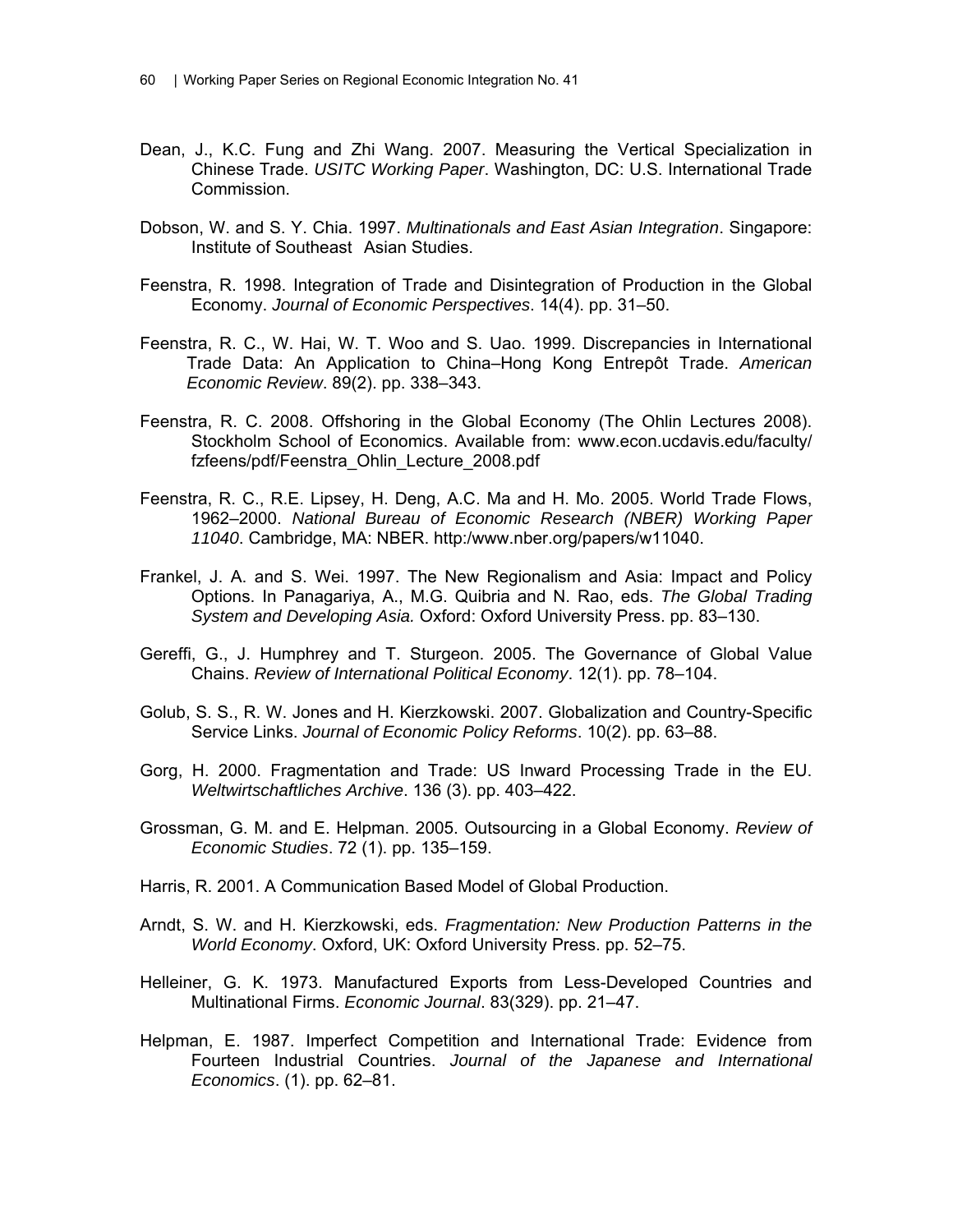Dean, J., K.C. Fung and Zhi Wang. 2007. Measuring the Vertical Specialization in Chinese Trade. *USITC Working Paper*. Washington, DC: U.S. International Trade Commission.

Dobson, W. and S. Y. Chia. 1997. *Multinationals and East Asian Integration*. Singapore: Institute of Southeast Asian Studies.

Feenstra, R. 1998. Integration of Trade and Disintegration of Production in the Global Economy. *Journal of Economic Perspectives*. 14(4). pp. 31–50.

Feenstra, R. C., W. Hai, W. T. Woo and S. Uao. 1999. Discrepancies in International Trade Data: An Application to China–Hong Kong Entrepôt Trade. *American Economic Review*. 89(2). pp. 338–343.

Feenstra, R. C. 2008. Offshoring in the Global Economy (The Ohlin Lectures 2008). Stockholm School of Economics. Available from: www.econ.ucdavis.edu/faculty/fzfeens/pdf/Feenstra_Ohlin_Lecture_2008.pdf

Feenstra, R. C., R.E. Lipsey, H. Deng, A.C. Ma and H. Mo. 2005. World Trade Flows, 1962–2000. *National Bureau of Economic Research (NBER) Working Paper 11040*. Cambridge, MA: NBER. http:/www.nber.org/papers/w11040.

Frankel, J. A. and S. Wei. 1997. The New Regionalism and Asia: Impact and Policy Options. In Panagariya, A., M.G. Quibria and N. Rao, eds. *The Global Trading System and Developing Asia.* Oxford: Oxford University Press. pp. 83–130.

Gereffi, G., J. Humphrey and T. Sturgeon. 2005. The Governance of Global Value Chains. *Review of International Political Economy*. 12(1). pp. 78–104.

Golub, S. S., R. W. Jones and H. Kierzkowski. 2007. Globalization and Country-Specific Service Links. *Journal of Economic Policy Reforms*. 10(2). pp. 63–88.

Gorg, H. 2000. Fragmentation and Trade: US Inward Processing Trade in the EU. *Weltwirtschaftliches Archive*. 136 (3). pp. 403–422.

Grossman, G. M. and E. Helpman. 2005. Outsourcing in a Global Economy. *Review of Economic Studies*. 72 (1). pp. 135–159.

Harris, R. 2001. A Communication Based Model of Global Production.

Arndt, S. W. and H. Kierzkowski, eds. *Fragmentation: New Production Patterns in the World Economy*. Oxford, UK: Oxford University Press. pp. 52–75.

Helleiner, G. K. 1973. Manufactured Exports from Less-Developed Countries and Multinational Firms. *Economic Journal*. 83(329). pp. 21–47.

Helpman, E. 1987. Imperfect Competition and International Trade: Evidence from Fourteen Industrial Countries. *Journal of the Japanese and International Economics*. (1). pp. 62–81.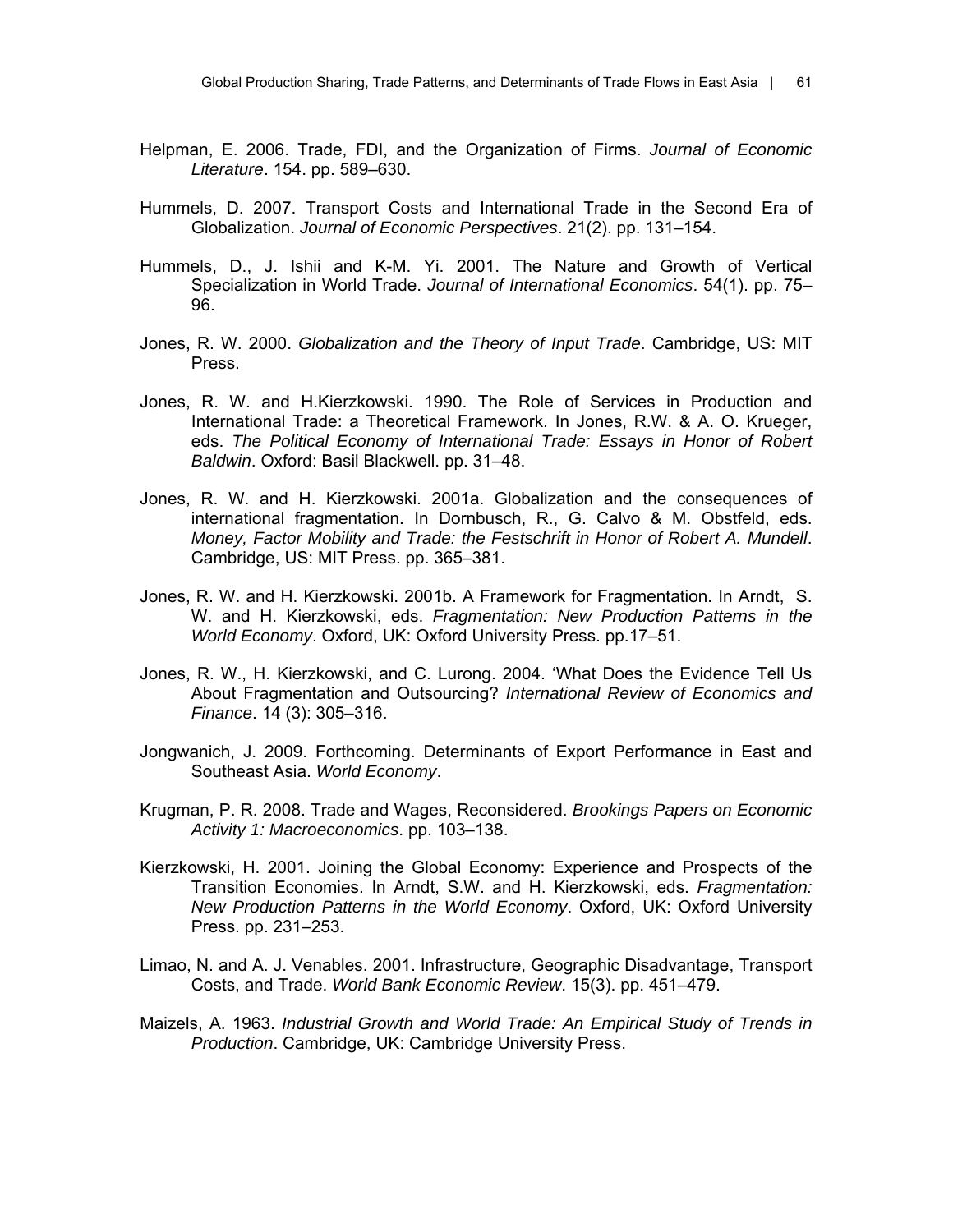Helpman, E. 2006. Trade, FDI, and the Organization of Firms. *Journal of Economic Literature*. 154. pp. 589–630.

Hummels, D. 2007. Transport Costs and International Trade in the Second Era of Globalization. *Journal of Economic Perspectives*. 21(2). pp. 131–154.

Hummels, D., J. Ishii and K-M. Yi. 2001. The Nature and Growth of Vertical Specialization in World Trade. *Journal of International Economics*. 54(1). pp. 75–96.

Jones, R. W. 2000. *Globalization and the Theory of Input Trade*. Cambridge, US: MIT Press.

Jones, R. W. and H.Kierzkowski. 1990. The Role of Services in Production and International Trade: a Theoretical Framework. In Jones, R.W. & A. O. Krueger, eds. *The Political Economy of International Trade: Essays in Honor of Robert Baldwin*. Oxford: Basil Blackwell. pp. 31–48.

Jones, R. W. and H. Kierzkowski. 2001a. Globalization and the consequences of international fragmentation. In Dornbusch, R., G. Calvo & M. Obstfeld, eds. *Money, Factor Mobility and Trade: the Festschrift in Honor of Robert A. Mundell*. Cambridge, US: MIT Press. pp. 365–381.

Jones, R. W. and H. Kierzkowski. 2001b. A Framework for Fragmentation. In Arndt, S. W. and H. Kierzkowski, eds. *Fragmentation: New Production Patterns in the World Economy*. Oxford, UK: Oxford University Press. pp.17–51.

Jones, R. W., H. Kierzkowski, and C. Lurong. 2004. 'What Does the Evidence Tell Us About Fragmentation and Outsourcing? *International Review of Economics and Finance*. 14 (3): 305–316.

Jongwanich, J. 2009. Forthcoming. Determinants of Export Performance in East and Southeast Asia. *World Economy*.

Krugman, P. R. 2008. Trade and Wages, Reconsidered. *Brookings Papers on Economic Activity 1: Macroeconomics*. pp. 103–138.

Kierzkowski, H. 2001. Joining the Global Economy: Experience and Prospects of the Transition Economies. In Arndt, S.W. and H. Kierzkowski, eds. *Fragmentation: New Production Patterns in the World Economy*. Oxford, UK: Oxford University Press. pp. 231–253.

Limao, N. and A. J. Venables. 2001. Infrastructure, Geographic Disadvantage, Transport Costs, and Trade. *World Bank Economic Review*. 15(3). pp. 451–479.

Maizels, A. 1963. *Industrial Growth and World Trade: An Empirical Study of Trends in Production*. Cambridge, UK: Cambridge University Press.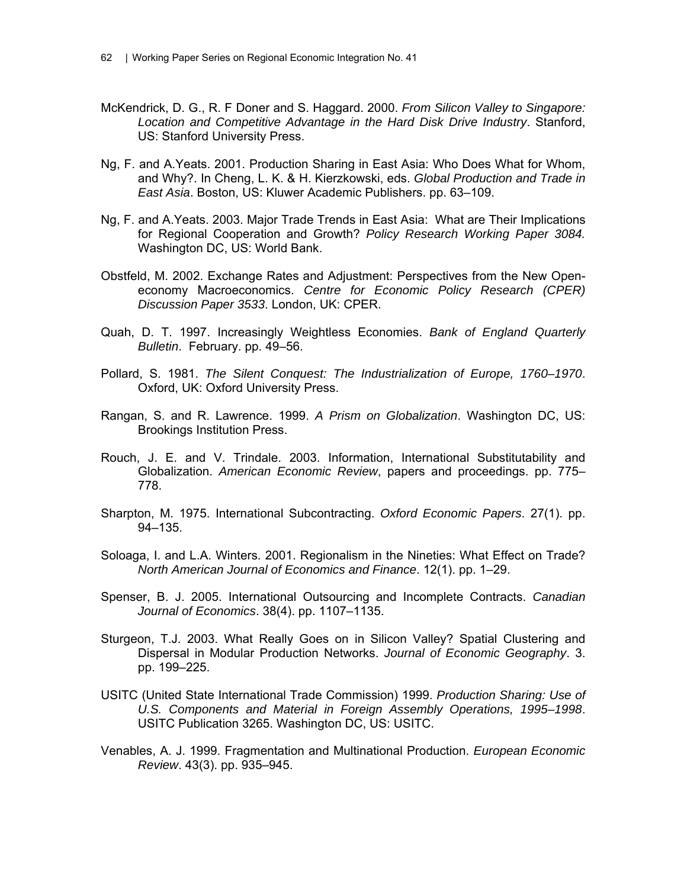McKendrick, D. G., R. F Doner and S. Haggard. 2000. *From Silicon Valley to Singapore: Location and Competitive Advantage in the Hard Disk Drive Industry*. Stanford, US: Stanford University Press.

Ng, F. and A.Yeats. 2001. Production Sharing in East Asia: Who Does What for Whom, and Why?. In Cheng, L. K. & H. Kierzkowski, eds. *Global Production and Trade in East Asia*. Boston, US: Kluwer Academic Publishers. pp. 63–109.

Ng, F. and A.Yeats. 2003. Major Trade Trends in East Asia: What are Their Implications for Regional Cooperation and Growth? *Policy Research Working Paper 3084.* Washington DC, US: World Bank.

Obstfeld, M. 2002. Exchange Rates and Adjustment: Perspectives from the New Open-economy Macroeconomics. *Centre for Economic Policy Research (CPER) Discussion Paper 3533*. London, UK: CPER.

Quah, D. T. 1997. Increasingly Weightless Economies. *Bank of England Quarterly Bulletin*. February. pp. 49–56.

Pollard, S. 1981. *The Silent Conquest: The Industrialization of Europe, 1760–1970*. Oxford, UK: Oxford University Press.

Rangan, S. and R. Lawrence. 1999. *A Prism on Globalization*. Washington DC, US: Brookings Institution Press.

Rouch, J. E. and V. Trindale. 2003. Information, International Substitutability and Globalization. *American Economic Review*, papers and proceedings. pp. 775–778.

Sharpton, M. 1975. International Subcontracting. *Oxford Economic Papers*. 27(1). pp. 94–135.

Soloaga, I. and L.A. Winters. 2001. Regionalism in the Nineties: What Effect on Trade? *North American Journal of Economics and Finance*. 12(1). pp. 1–29.

Spenser, B. J. 2005. International Outsourcing and Incomplete Contracts. *Canadian Journal of Economics*. 38(4). pp. 1107–1135.

Sturgeon, T.J. 2003. What Really Goes on in Silicon Valley? Spatial Clustering and Dispersal in Modular Production Networks. *Journal of Economic Geography*. 3. pp. 199–225.

USITC (United State International Trade Commission) 1999. *Production Sharing: Use of U.S. Components and Material in Foreign Assembly Operations, 1995–1998*. USITC Publication 3265. Washington DC, US: USITC.

Venables, A. J. 1999. Fragmentation and Multinational Production. *European Economic Review*. 43(3). pp. 935–945.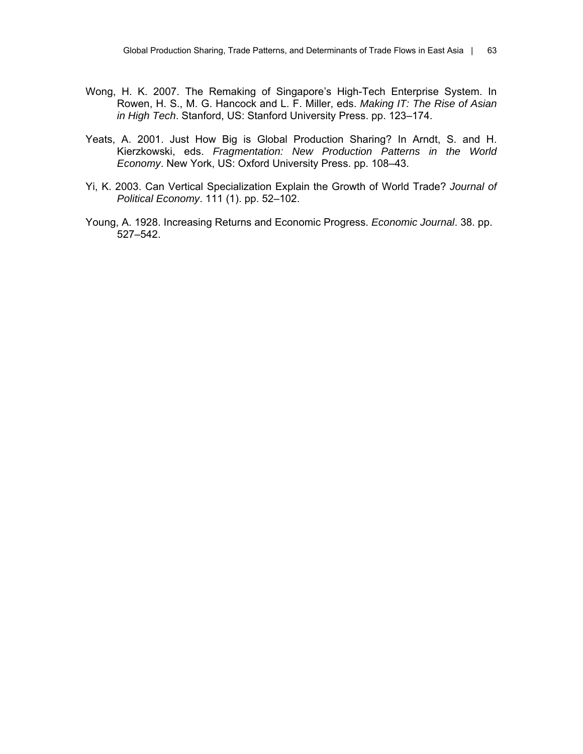Wong, H. K. 2007. The Remaking of Singapore's High-Tech Enterprise System. In Rowen, H. S., M. G. Hancock and L. F. Miller, eds. *Making IT: The Rise of Asian in High Tech*. Stanford, US: Stanford University Press. pp. 123–174.

Yeats, A. 2001. Just How Big is Global Production Sharing? In Arndt, S. and H. Kierzkowski, eds. *Fragmentation: New Production Patterns in the World Economy*. New York, US: Oxford University Press. pp. 108–43.

Yi, K. 2003. Can Vertical Specialization Explain the Growth of World Trade? *Journal of Political Economy*. 111 (1). pp. 52–102.

Young, A. 1928. Increasing Returns and Economic Progress. *Economic Journal*. 38. pp. 527–542.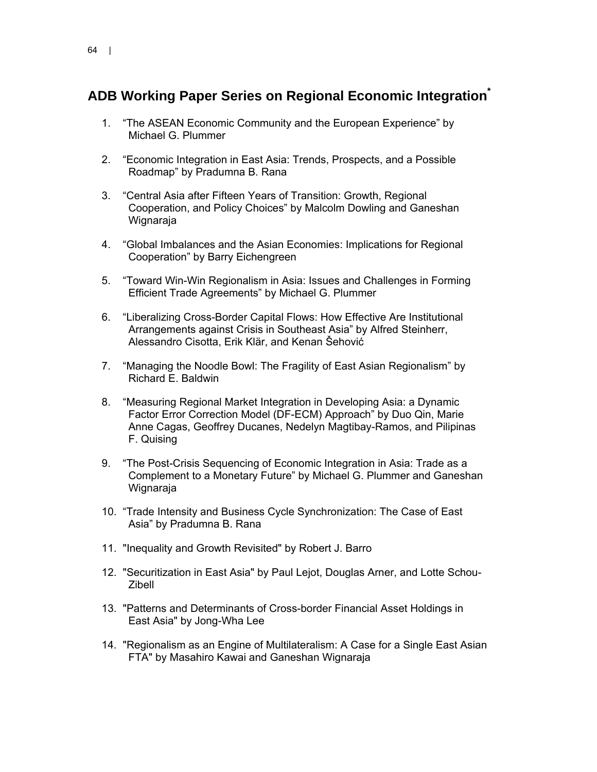## ADB Working Paper Series on Regional Economic Integration[*]

1. "The ASEAN Economic Community and the European Experience" by Michael G. Plummer

2. "Economic Integration in East Asia: Trends, Prospects, and a Possible Roadmap" by Pradumna B. Rana

3. "Central Asia after Fifteen Years of Transition: Growth, Regional Cooperation, and Policy Choices" by Malcolm Dowling and Ganeshan Wignaraja

4. "Global Imbalances and the Asian Economies: Implications for Regional Cooperation" by Barry Eichengreen

5. "Toward Win-Win Regionalism in Asia: Issues and Challenges in Forming Efficient Trade Agreements" by Michael G. Plummer

6. "Liberalizing Cross-Border Capital Flows: How Effective Are Institutional Arrangements against Crisis in Southeast Asia" by Alfred Steinherr, Alessandro Cisotta, Erik Klär, and Kenan Šehović

7. "Managing the Noodle Bowl: The Fragility of East Asian Regionalism" by Richard E. Baldwin

8. "Measuring Regional Market Integration in Developing Asia: a Dynamic Factor Error Correction Model (DF-ECM) Approach" by Duo Qin, Marie Anne Cagas, Geoffrey Ducanes, Nedelyn Magtibay-Ramos, and Pilipinas F. Quising

9. "The Post-Crisis Sequencing of Economic Integration in Asia: Trade as a Complement to a Monetary Future" by Michael G. Plummer and Ganeshan Wignaraja

10. "Trade Intensity and Business Cycle Synchronization: The Case of East Asia" by Pradumna B. Rana

11. "Inequality and Growth Revisited" by Robert J. Barro

12. "Securitization in East Asia" by Paul Lejot, Douglas Arner, and Lotte Schou-Zibell

13. "Patterns and Determinants of Cross-border Financial Asset Holdings in East Asia" by Jong-Wha Lee

14. "Regionalism as an Engine of Multilateralism: A Case for a Single East Asian FTA" by Masahiro Kawai and Ganeshan Wignaraja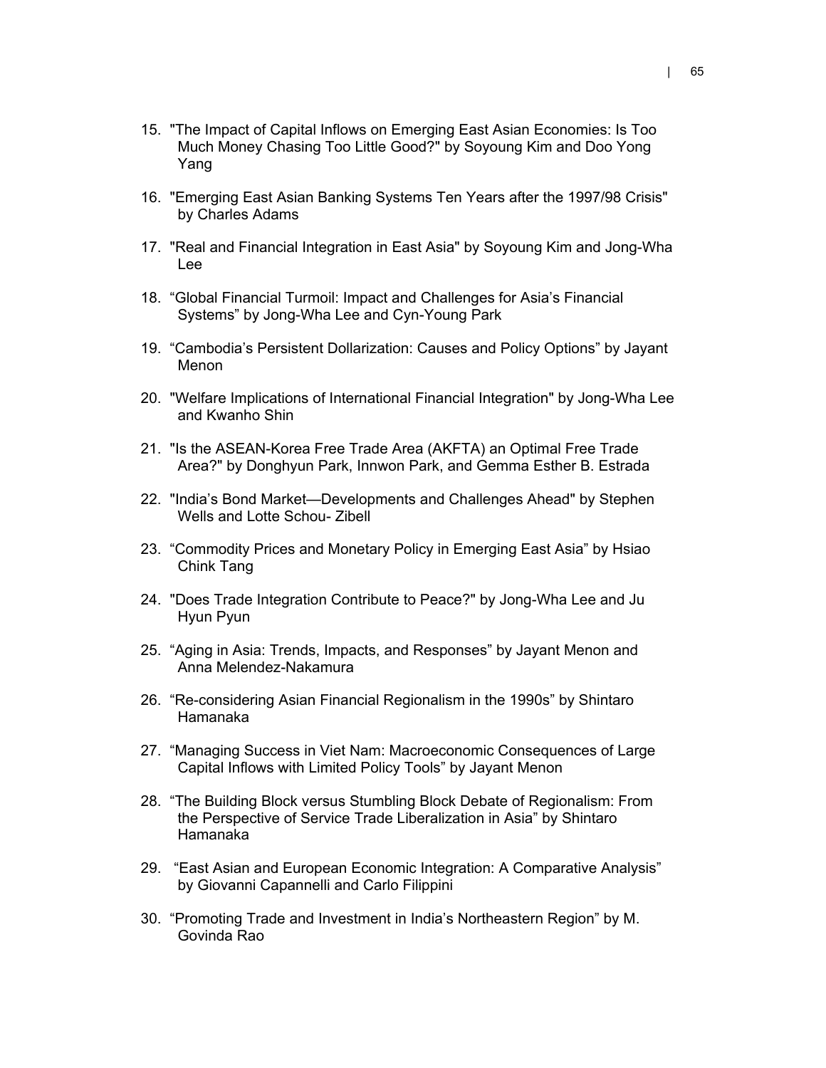15. "The Impact of Capital Inflows on Emerging East Asian Economies: Is Too Much Money Chasing Too Little Good?" by Soyoung Kim and Doo Yong Yang

16. "Emerging East Asian Banking Systems Ten Years after the 1997/98 Crisis" by Charles Adams

17. "Real and Financial Integration in East Asia" by Soyoung Kim and Jong-Wha Lee

18. "Global Financial Turmoil: Impact and Challenges for Asia's Financial Systems" by Jong-Wha Lee and Cyn-Young Park

19. "Cambodia's Persistent Dollarization: Causes and Policy Options" by Jayant Menon

20. "Welfare Implications of International Financial Integration" by Jong-Wha Lee and Kwanho Shin

21. "Is the ASEAN-Korea Free Trade Area (AKFTA) an Optimal Free Trade Area?" by Donghyun Park, Innwon Park, and Gemma Esther B. Estrada

22. "India's Bond Market—Developments and Challenges Ahead" by Stephen Wells and Lotte Schou- Zibell

23. "Commodity Prices and Monetary Policy in Emerging East Asia" by Hsiao Chink Tang

24. "Does Trade Integration Contribute to Peace?" by Jong-Wha Lee and Ju Hyun Pyun

25. "Aging in Asia: Trends, Impacts, and Responses" by Jayant Menon and Anna Melendez-Nakamura

26. "Re-considering Asian Financial Regionalism in the 1990s" by Shintaro Hamanaka

27. "Managing Success in Viet Nam: Macroeconomic Consequences of Large Capital Inflows with Limited Policy Tools" by Jayant Menon

28. "The Building Block versus Stumbling Block Debate of Regionalism: From the Perspective of Service Trade Liberalization in Asia" by Shintaro Hamanaka

29. "East Asian and European Economic Integration: A Comparative Analysis" by Giovanni Capannelli and Carlo Filippini

30. "Promoting Trade and Investment in India's Northeastern Region" by M. Govinda Rao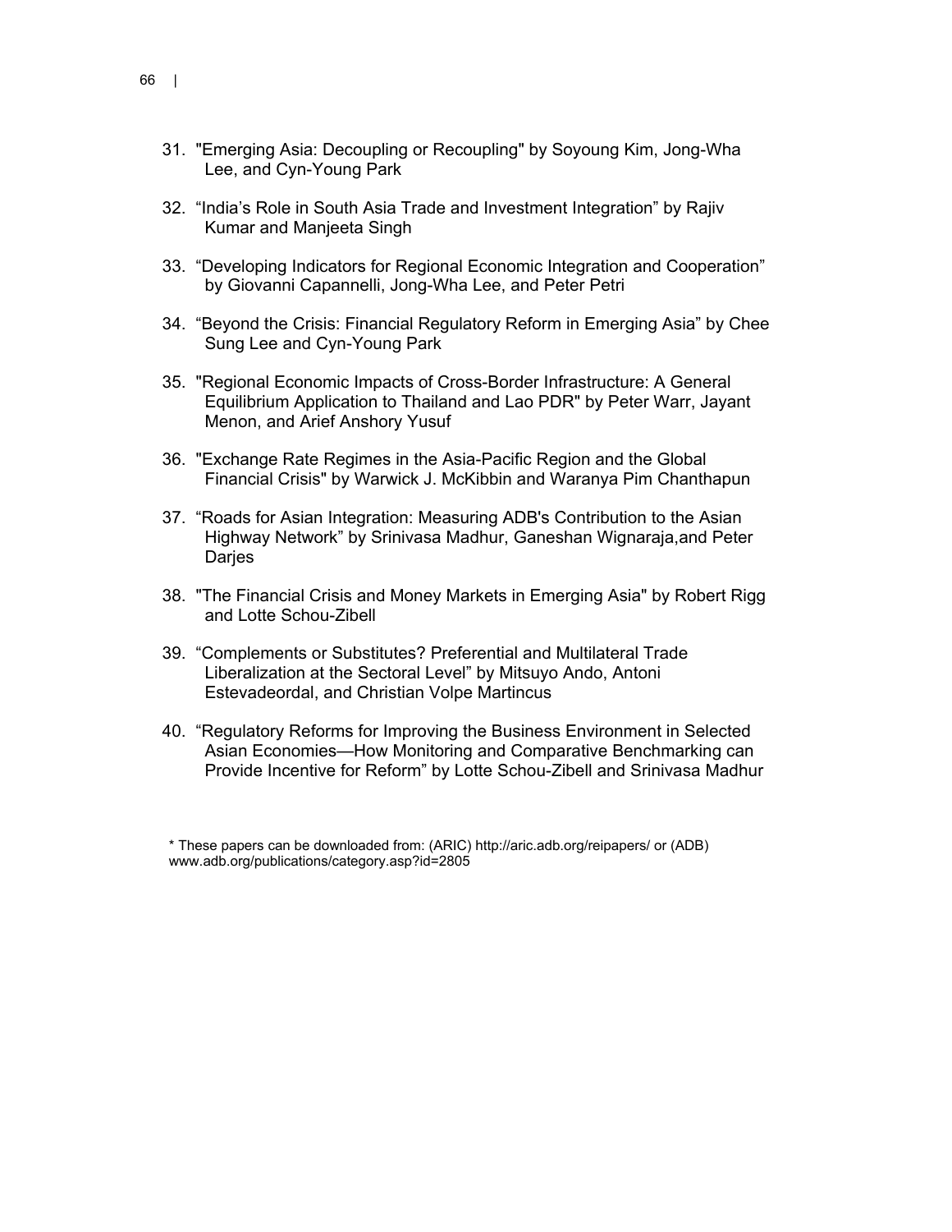31. "Emerging Asia: Decoupling or Recoupling" by Soyoung Kim, Jong-Wha Lee, and Cyn-Young Park

32. “India’s Role in South Asia Trade and Investment Integration” by Rajiv Kumar and Manjeeta Singh

33. “Developing Indicators for Regional Economic Integration and Cooperation” by Giovanni Capannelli, Jong-Wha Lee, and Peter Petri

34. “Beyond the Crisis: Financial Regulatory Reform in Emerging Asia” by Chee Sung Lee and Cyn-Young Park

35. "Regional Economic Impacts of Cross-Border Infrastructure: A General Equilibrium Application to Thailand and Lao PDR" by Peter Warr, Jayant Menon, and Arief Anshory Yusuf

36. "Exchange Rate Regimes in the Asia-Pacific Region and the Global Financial Crisis" by Warwick J. McKibbin and Waranya Pim Chanthapun

37. “Roads for Asian Integration: Measuring ADB's Contribution to the Asian Highway Network” by Srinivasa Madhur, Ganeshan Wignaraja,and Peter Darjes

38. "The Financial Crisis and Money Markets in Emerging Asia" by Robert Rigg and Lotte Schou-Zibell

39. “Complements or Substitutes? Preferential and Multilateral Trade Liberalization at the Sectoral Level” by Mitsuyo Ando, Antoni Estevadeordal, and Christian Volpe Martincus

40. “Regulatory Reforms for Improving the Business Environment in Selected Asian Economies—How Monitoring and Comparative Benchmarking can Provide Incentive for Reform” by Lotte Schou-Zibell and Srinivasa Madhur

* These papers can be downloaded from: (ARIC) http://aric.adb.org/reipapers/ or (ADB) www.adb.org/publications/category.asp?id=2805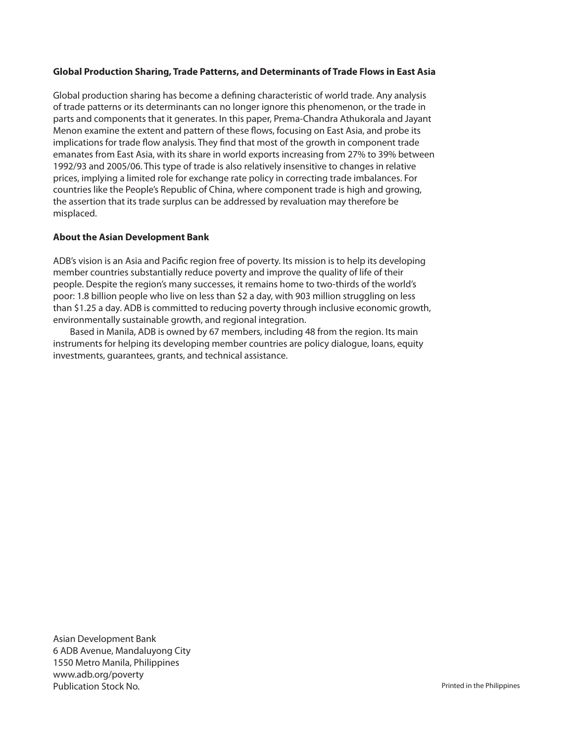**Global Production Sharing, Trade Patterns, and Determinants of Trade Flows in East Asia**

Global production sharing has become a defining characteristic of world trade. Any analysis of trade patterns or its determinants can no longer ignore this phenomenon, or the trade in parts and components that it generates. In this paper, Prema-Chandra Athukorala and Jayant Menon examine the extent and pattern of these flows, focusing on East Asia, and probe its implications for trade flow analysis. They find that most of the growth in component trade emanates from East Asia, with its share in world exports increasing from 27% to 39% between 1992/93 and 2005/06. This type of trade is also relatively insensitive to changes in relative prices, implying a limited role for exchange rate policy in correcting trade imbalances. For countries like the People's Republic of China, where component trade is high and growing, the assertion that its trade surplus can be addressed by revaluation may therefore be misplaced.

**About the Asian Development Bank**

ADB's vision is an Asia and Pacific region free of poverty. Its mission is to help its developing member countries substantially reduce poverty and improve the quality of life of their people. Despite the region's many successes, it remains home to two-thirds of the world's poor: 1.8 billion people who live on less than $2 a day, with 903 million struggling on less than $1.25 a day. ADB is committed to reducing poverty through inclusive economic growth, environmentally sustainable growth, and regional integration.

Based in Manila, ADB is owned by 67 members, including 48 from the region. Its main instruments for helping its developing member countries are policy dialogue, loans, equity investments, guarantees, grants, and technical assistance.

Asian Development Bank
6 ADB Avenue, Mandaluyong City
1550 Metro Manila, Philippines
www.adb.org/poverty
Publication Stock No.

Printed in the Philippines